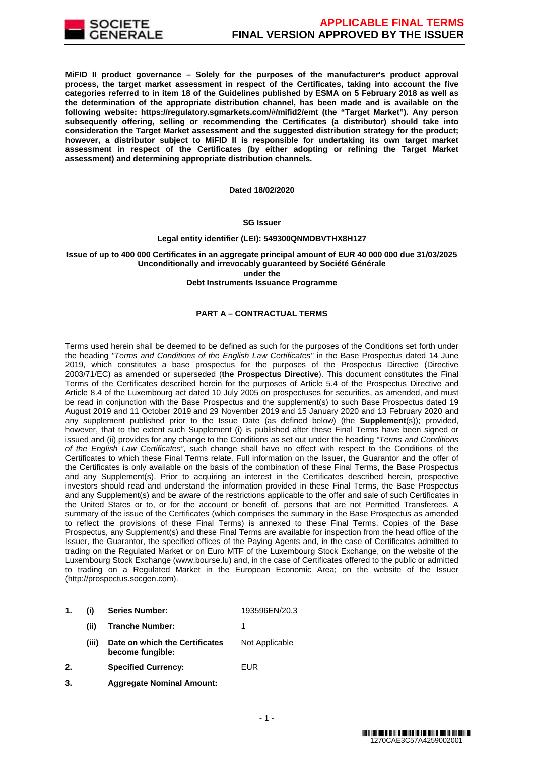**MiFID II product governance – Solely for the purposes of the manufacturer's product approval process, the target market assessment in respect of the Certificates, taking into account the five categories referred to in item 18 of the Guidelines published by ESMA on 5 February 2018 as well as the determination of the appropriate distribution channel, has been made and is available on the following website: https://regulatory.sgmarkets.com/#/mifid2/emt (the "Target Market"). Any person subsequently offering, selling or recommending the Certificates (a distributor) should take into consideration the Target Market assessment and the suggested distribution strategy for the product; however, a distributor subject to MiFID II is responsible for undertaking its own target market assessment in respect of the Certificates (by either adopting or refining the Target Market assessment) and determining appropriate distribution channels.**

**Dated 18/02/2020**

**SG Issuer**

**Legal entity identifier (LEI): 549300QNMDBVTHX8H127**

**Issue of up to 400 000 Certificates in an aggregate principal amount of EUR 40 000 000 due 31/03/2025**
**Unconditionally and irrevocably guaranteed by Société Générale**
**under the**
**Debt Instruments Issuance Programme**

## PART A – CONTRACTUAL TERMS

Terms used herein shall be deemed to be defined as such for the purposes of the Conditions set forth under the heading *"Terms and Conditions of the English Law Certificates"* in the Base Prospectus dated 14 June 2019, which constitutes a base prospectus for the purposes of the Prospectus Directive (Directive 2003/71/EC) as amended or superseded (**the Prospectus Directive**). This document constitutes the Final Terms of the Certificates described herein for the purposes of Article 5.4 of the Prospectus Directive and Article 8.4 of the Luxembourg act dated 10 July 2005 on prospectuses for securities, as amended, and must be read in conjunction with the Base Prospectus and the supplement(s) to such Base Prospectus dated 19 August 2019 and 11 October 2019 and 29 November 2019 and 15 January 2020 and 13 February 2020 and any supplement published prior to the Issue Date (as defined below) (the **Supplement**(s)); provided, however, that to the extent such Supplement (i) is published after these Final Terms have been signed or issued and (ii) provides for any change to the Conditions as set out under the heading *"Terms and Conditions of the English Law Certificates"*, such change shall have no effect with respect to the Conditions of the Certificates to which these Final Terms relate. Full information on the Issuer, the Guarantor and the offer of the Certificates is only available on the basis of the combination of these Final Terms, the Base Prospectus and any Supplement(s). Prior to acquiring an interest in the Certificates described herein, prospective investors should read and understand the information provided in these Final Terms, the Base Prospectus and any Supplement(s) and be aware of the restrictions applicable to the offer and sale of such Certificates in the United States or to, or for the account or benefit of, persons that are not Permitted Transferees. A summary of the issue of the Certificates (which comprises the summary in the Base Prospectus as amended to reflect the provisions of these Final Terms) is annexed to these Final Terms. Copies of the Base Prospectus, any Supplement(s) and these Final Terms are available for inspection from the head office of the Issuer, the Guarantor, the specified offices of the Paying Agents and, in the case of Certificates admitted to trading on the Regulated Market or on Euro MTF of the Luxembourg Stock Exchange, on the website of the Luxembourg Stock Exchange (www.bourse.lu) and, in the case of Certificates offered to the public or admitted to trading on a Regulated Market in the European Economic Area; on the website of the Issuer (http://prospectus.socgen.com).

| | | | |
|---|---|---|---|
| 1. | (i) | **Series Number:** | 193596EN/20.3 |
| | (ii) | **Tranche Number:** | 1 |
| | (iii) | **Date on which the Certificates become fungible:** | Not Applicable |
| 2. | | **Specified Currency:** | EUR |
| 3. | | **Aggregate Nominal Amount:** | |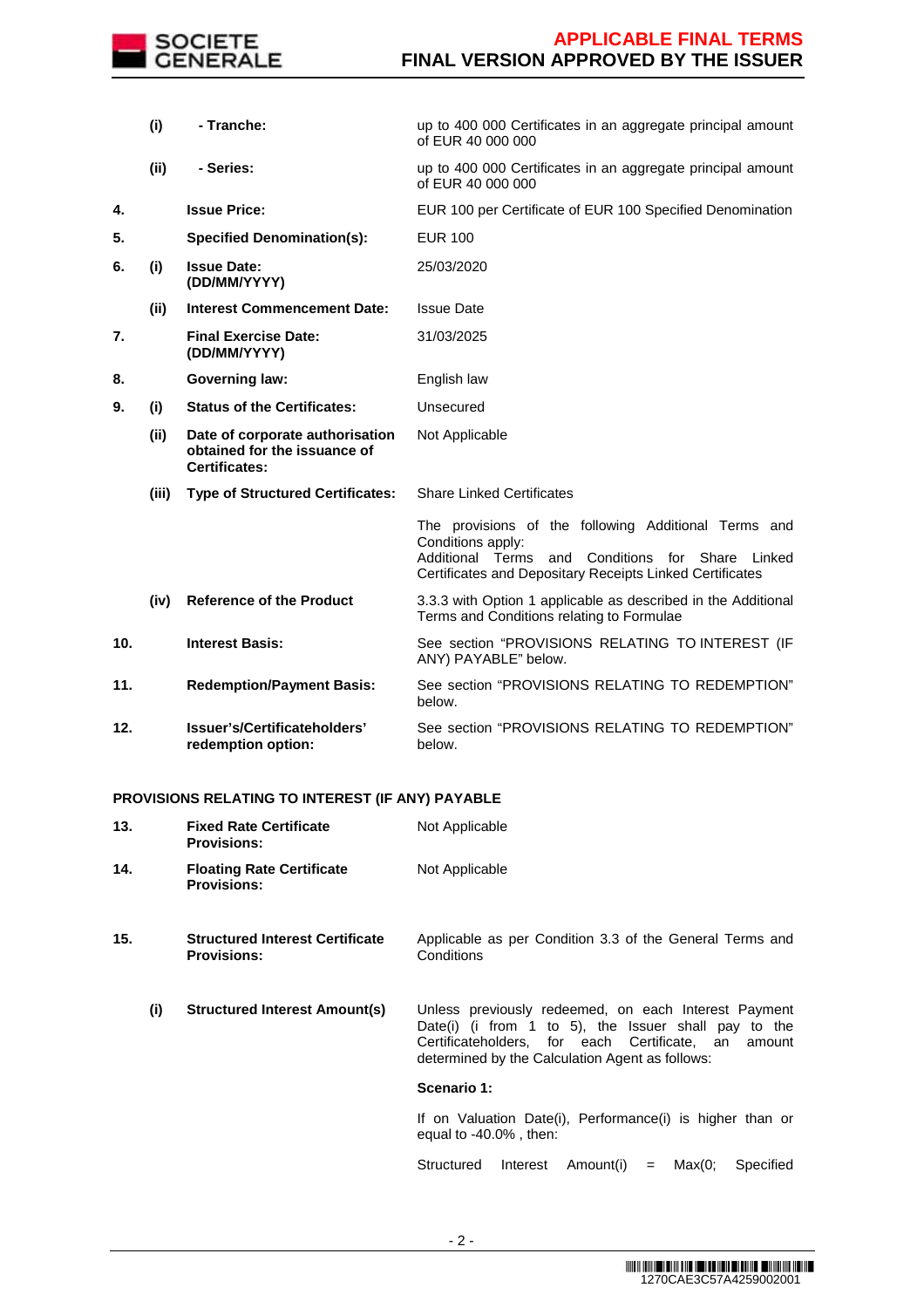| | | | |
|---|---|---|---|
| | (i) | - Tranche: | up to 400 000 Certificates in an aggregate principal amount of EUR 40 000 000 |
| | (ii) | - Series: | up to 400 000 Certificates in an aggregate principal amount of EUR 40 000 000 |
| 4. | | **Issue Price:** | EUR 100 per Certificate of EUR 100 Specified Denomination |
| 5. | | **Specified Denomination(s):** | EUR 100 |
| 6. | (i) | **Issue Date: (DD/MM/YYYY)** | 25/03/2020 |
| | (ii) | **Interest Commencement Date:** | Issue Date |
| 7. | | **Final Exercise Date: (DD/MM/YYYY)** | 31/03/2025 |
| 8. | | **Governing law:** | English law |
| 9. | (i) | **Status of the Certificates:** | Unsecured |
| | (ii) | **Date of corporate authorisation obtained for the issuance of Certificates:** | Not Applicable |
| | (iii) | **Type of Structured Certificates:** | Share Linked Certificates<br><br>The provisions of the following Additional Terms and Conditions apply:<br>Additional Terms and Conditions for Share Linked Certificates and Depositary Receipts Linked Certificates |
| | (iv) | **Reference of the Product** | 3.3.3 with Option 1 applicable as described in the Additional Terms and Conditions relating to Formulae |
| 10. | | **Interest Basis:** | See section "PROVISIONS RELATING TO INTEREST (IF ANY) PAYABLE" below. |
| 11. | | **Redemption/Payment Basis:** | See section "PROVISIONS RELATING TO REDEMPTION" below. |
| 12. | | **Issuer's/Certificateholders' redemption option:** | See section "PROVISIONS RELATING TO REDEMPTION" below. |

**PROVISIONS RELATING TO INTEREST (IF ANY) PAYABLE**

| | | | |
|---|---|---|---|
| 13. | | **Fixed Rate Certificate Provisions:** | Not Applicable |
| 14. | | **Floating Rate Certificate Provisions:** | Not Applicable |
| 15. | | **Structured Interest Certificate Provisions:** | Applicable as per Condition 3.3 of the General Terms and Conditions |
| | (i) | **Structured Interest Amount(s)** | Unless previously redeemed, on each Interest Payment Date(i) (i from 1 to 5), the Issuer shall pay to the Certificateholders, for each Certificate, an amount determined by the Calculation Agent as follows:<br><br>**Scenario 1:**<br><br>If on Valuation Date(i), Performance(i) is higher than or equal to -40.0% , then:<br><br>Structured Interest Amount(i) = Max(0; Specified |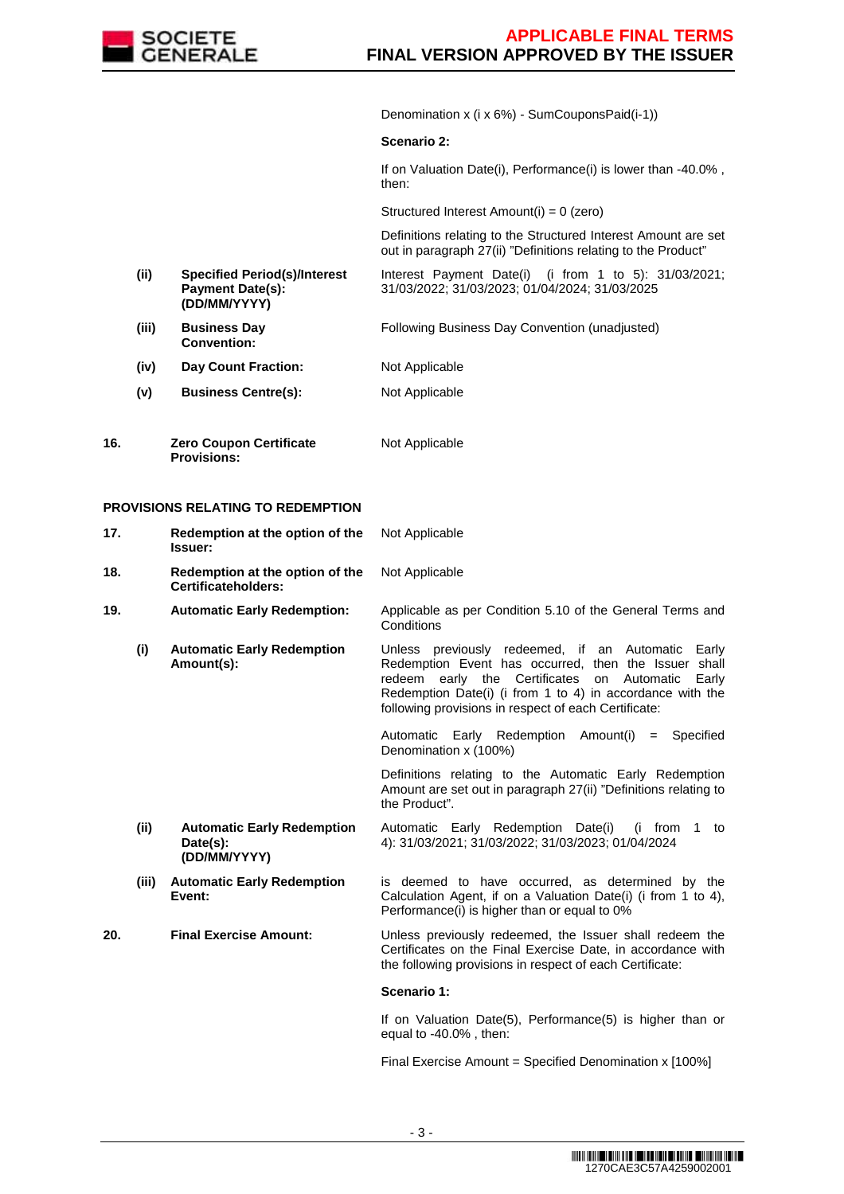| | | | |
|---|---|---|---|
| | | | Denomination x (i x 6%) - SumCouponsPaid(i-1)) |
| | | | **Scenario 2:** |
| | | | If on Valuation Date(i), Performance(i) is lower than -40.0% , then: |
| | | | Structured Interest Amount(i) = 0 (zero) |
| | | | Definitions relating to the Structured Interest Amount are set out in paragraph 27(ii) "Definitions relating to the Product" |
| | (ii) | **Specified Period(s)/Interest Payment Date(s): (DD/MM/YYYY)** | Interest Payment Date(i) (i from 1 to 5): 31/03/2021; 31/03/2022; 31/03/2023; 01/04/2024; 31/03/2025 |
| | (iii) | **Business Day Convention:** | Following Business Day Convention (unadjusted) |
| | (iv) | **Day Count Fraction:** | Not Applicable |
| | (v) | **Business Centre(s):** | Not Applicable |
| **16.** | | **Zero Coupon Certificate Provisions:** | Not Applicable |

**PROVISIONS RELATING TO REDEMPTION**

| | | | |
|---|---|---|---|
| **17.** | | **Redemption at the option of the Issuer:** | Not Applicable |
| **18.** | | **Redemption at the option of the Certificateholders:** | Not Applicable |
| **19.** | | **Automatic Early Redemption:** | Applicable as per Condition 5.10 of the General Terms and Conditions |
| | (i) | **Automatic Early Redemption Amount(s):** | Unless previously redeemed, if an Automatic Early Redemption Event has occurred, then the Issuer shall redeem early the Certificates on Automatic Early Redemption Date(i) (i from 1 to 4) in accordance with the following provisions in respect of each Certificate: |
| | | | Automatic Early Redemption Amount(i) = Specified Denomination x (100%) |
| | | | Definitions relating to the Automatic Early Redemption Amount are set out in paragraph 27(ii) "Definitions relating to the Product". |
| | (ii) | **Automatic Early Redemption Date(s): (DD/MM/YYYY)** | Automatic Early Redemption Date(i) (i from 1 to 4): 31/03/2021; 31/03/2022; 31/03/2023; 01/04/2024 |
| | (iii) | **Automatic Early Redemption Event:** | is deemed to have occurred, as determined by the Calculation Agent, if on a Valuation Date(i) (i from 1 to 4), Performance(i) is higher than or equal to 0% |
| **20.** | | **Final Exercise Amount:** | Unless previously redeemed, the Issuer shall redeem the Certificates on the Final Exercise Date, in accordance with the following provisions in respect of each Certificate: |
| | | | **Scenario 1:** |
| | | | If on Valuation Date(5), Performance(5) is higher than or equal to -40.0% , then: |
| | | | Final Exercise Amount = Specified Denomination x [100%] |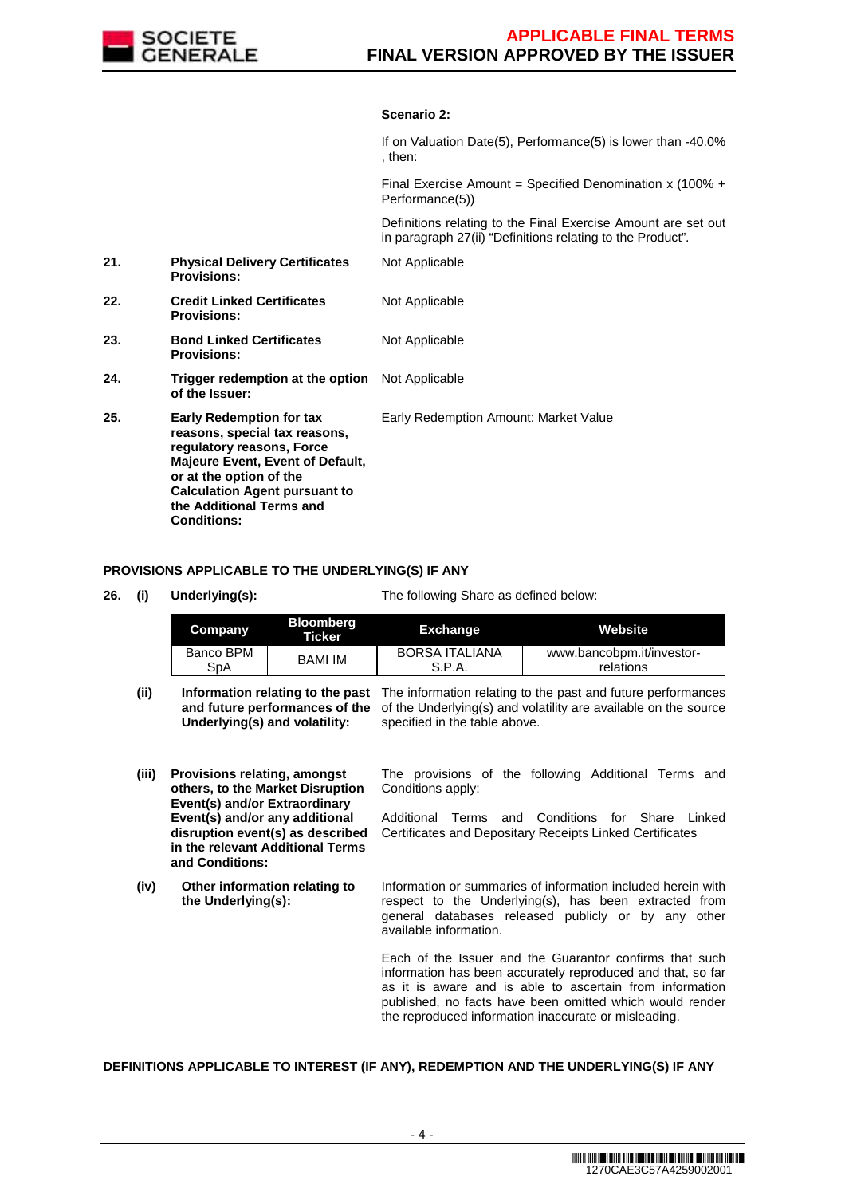**Scenario 2:**

If on Valuation Date(5), Performance(5) is lower than -40.0% , then:

Final Exercise Amount = Specified Denomination x (100% + Performance(5))

Definitions relating to the Final Exercise Amount are set out in paragraph 27(ii) "Definitions relating to the Product".

| | | |
|---|---|---|
| **21.** | **Physical Delivery Certificates Provisions:** | Not Applicable |
| **22.** | **Credit Linked Certificates Provisions:** | Not Applicable |
| **23.** | **Bond Linked Certificates Provisions:** | Not Applicable |
| **24.** | **Trigger redemption at the option of the Issuer:** | Not Applicable |
| **25.** | **Early Redemption for tax reasons, special tax reasons, regulatory reasons, Force Majeure Event, Event of Default, or at the option of the Calculation Agent pursuant to the Additional Terms and Conditions:** | Early Redemption Amount: Market Value |

**PROVISIONS APPLICABLE TO THE UNDERLYING(S) IF ANY**

**26. (i) Underlying(s):** The following Share as defined below:

| Company | Bloomberg Ticker | Exchange | Website |
|---|---|---|---|
| Banco BPM SpA | BAMI IM | BORSA ITALIANA S.P.A. | www.bancobpm.it/investor-relations |

**(ii) Information relating to the past and future performances of the Underlying(s) and volatility:** The information relating to the past and future performances of the Underlying(s) and volatility are available on the source specified in the table above.

**(iii) Provisions relating, amongst others, to the Market Disruption Event(s) and/or Extraordinary Event(s) and/or any additional disruption event(s) as described in the relevant Additional Terms and Conditions:** The provisions of the following Additional Terms and Conditions apply:

Additional Terms and Conditions for Share Linked Certificates and Depositary Receipts Linked Certificates

**(iv) Other information relating to the Underlying(s):** Information or summaries of information included herein with respect to the Underlying(s), has been extracted from general databases released publicly or by any other available information.

Each of the Issuer and the Guarantor confirms that such information has been accurately reproduced and that, so far as it is aware and is able to ascertain from information published, no facts have been omitted which would render the reproduced information inaccurate or misleading.

**DEFINITIONS APPLICABLE TO INTEREST (IF ANY), REDEMPTION AND THE UNDERLYING(S) IF ANY**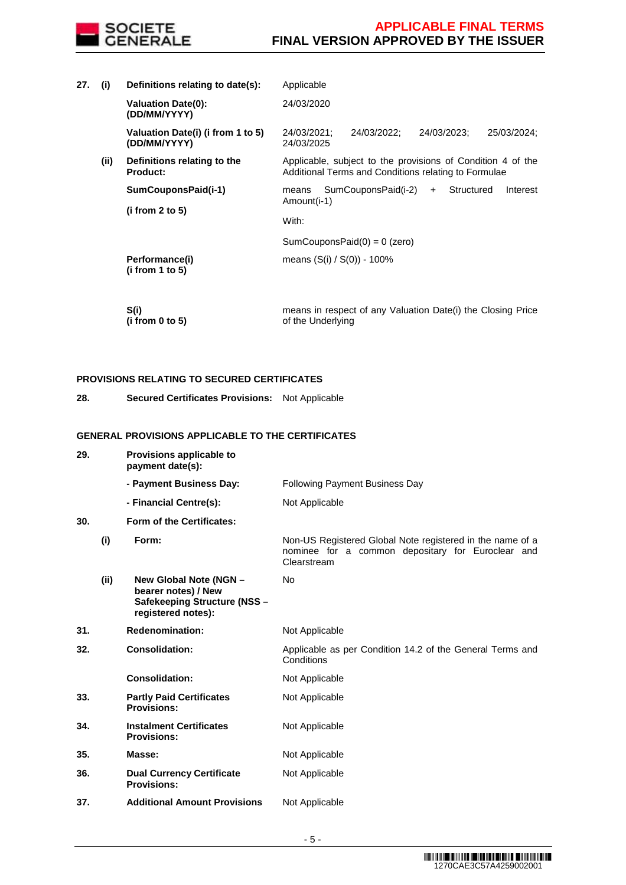| | | | |
|---|---|---|---|
| **27.** | **(i)** | **Definitions relating to date(s):** | Applicable |
| | | **Valuation Date(0): (DD/MM/YYYY)** | 24/03/2020 |
| | | **Valuation Date(i) (i from 1 to 5) (DD/MM/YYYY)** | 24/03/2021; 24/03/2022; 24/03/2023; 25/03/2024; 24/03/2025 |
| | **(ii)** | **Definitions relating to the Product:** | Applicable, subject to the provisions of Condition 4 of the Additional Terms and Conditions relating to Formulae |
| | | **SumCouponsPaid(i-1)**<br><br>**(i from 2 to 5)** | means SumCouponsPaid(i-2) + Structured Interest Amount(i-1)<br><br>With:<br><br>SumCouponsPaid(0) = 0 (zero) |
| | | **Performance(i) (i from 1 to 5)** | means (S(i) / S(0)) - 100% |
| | | **S(i) (i from 0 to 5)** | means in respect of any Valuation Date(i) the Closing Price of the Underlying |

**PROVISIONS RELATING TO SECURED CERTIFICATES**

| | | | |
|---|---|---|---|
| **28.** | | **Secured Certificates Provisions:** | Not Applicable |

**GENERAL PROVISIONS APPLICABLE TO THE CERTIFICATES**

| | | | |
|---|---|---|---|
| **29.** | | **Provisions applicable to payment date(s):** | |
| | | **- Payment Business Day:** | Following Payment Business Day |
| | | **- Financial Centre(s):** | Not Applicable |
| **30.** | | **Form of the Certificates:** | |
| | **(i)** | **Form:** | Non-US Registered Global Note registered in the name of a nominee for a common depositary for Euroclear and Clearstream |
| | **(ii)** | **New Global Note (NGN – bearer notes) / New Safekeeping Structure (NSS – registered notes):** | No |
| **31.** | | **Redenomination:** | Not Applicable |
| **32.** | | **Consolidation:** | Applicable as per Condition 14.2 of the General Terms and Conditions |
| | | **Consolidation:** | Not Applicable |
| **33.** | | **Partly Paid Certificates Provisions:** | Not Applicable |
| **34.** | | **Instalment Certificates Provisions:** | Not Applicable |
| **35.** | | **Masse:** | Not Applicable |
| **36.** | | **Dual Currency Certificate Provisions:** | Not Applicable |
| **37.** | | **Additional Amount Provisions** | Not Applicable |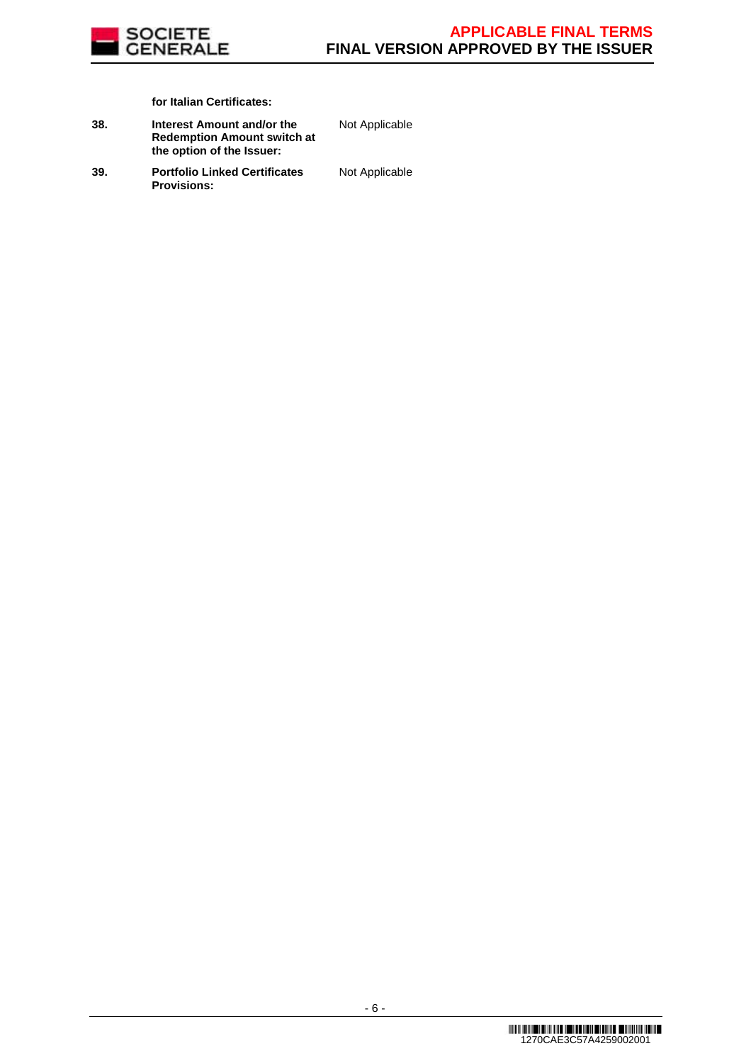**for Italian Certificates:**

| | | |
|---|---|---|
| **38.** | **Interest Amount and/or the Redemption Amount switch at the option of the Issuer:** | Not Applicable |
| **39.** | **Portfolio Linked Certificates Provisions:** | Not Applicable |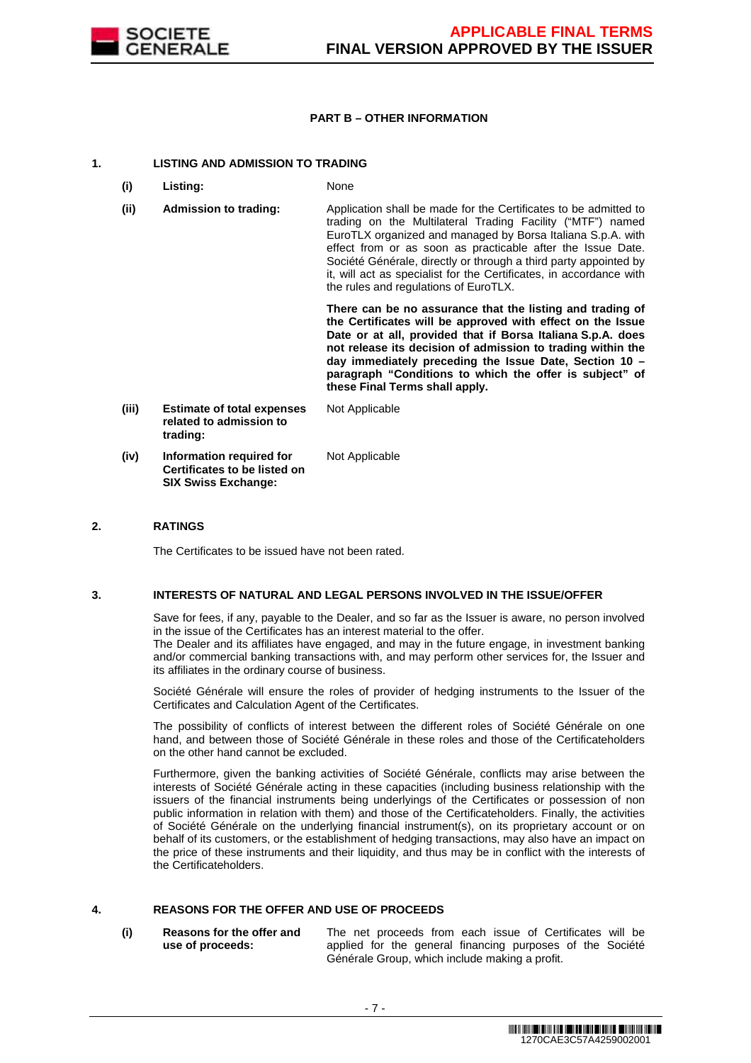**PART B – OTHER INFORMATION**

**1. LISTING AND ADMISSION TO TRADING**

| | | |
|---|---|---|
| **(i)** | **Listing:** | None |
| **(ii)** | **Admission to trading:** | Application shall be made for the Certificates to be admitted to trading on the Multilateral Trading Facility ("MTF") named EuroTLX organized and managed by Borsa Italiana S.p.A. with effect from or as soon as practicable after the Issue Date. Société Générale, directly or through a third party appointed by it, will act as specialist for the Certificates, in accordance with the rules and regulations of EuroTLX.<br><br>**There can be no assurance that the listing and trading of the Certificates will be approved with effect on the Issue Date or at all, provided that if Borsa Italiana S.p.A. does not release its decision of admission to trading within the day immediately preceding the Issue Date, Section 10 – paragraph "Conditions to which the offer is subject" of these Final Terms shall apply.** |
| **(iii)** | **Estimate of total expenses related to admission to trading:** | Not Applicable |
| **(iv)** | **Information required for Certificates to be listed on SIX Swiss Exchange:** | Not Applicable |

**2. RATINGS**

The Certificates to be issued have not been rated.

**3. INTERESTS OF NATURAL AND LEGAL PERSONS INVOLVED IN THE ISSUE/OFFER**

Save for fees, if any, payable to the Dealer, and so far as the Issuer is aware, no person involved in the issue of the Certificates has an interest material to the offer.
The Dealer and its affiliates have engaged, and may in the future engage, in investment banking and/or commercial banking transactions with, and may perform other services for, the Issuer and its affiliates in the ordinary course of business.

Société Générale will ensure the roles of provider of hedging instruments to the Issuer of the Certificates and Calculation Agent of the Certificates.

The possibility of conflicts of interest between the different roles of Société Générale on one hand, and between those of Société Générale in these roles and those of the Certificateholders on the other hand cannot be excluded.

Furthermore, given the banking activities of Société Générale, conflicts may arise between the interests of Société Générale acting in these capacities (including business relationship with the issuers of the financial instruments being underlyings of the Certificates or possession of non public information in relation with them) and those of the Certificateholders. Finally, the activities of Société Générale on the underlying financial instrument(s), on its proprietary account or on behalf of its customers, or the establishment of hedging transactions, may also have an impact on the price of these instruments and their liquidity, and thus may be in conflict with the interests of the Certificateholders.

**4. REASONS FOR THE OFFER AND USE OF PROCEEDS**

| | | |
|---|---|---|
| **(i)** | **Reasons for the offer and use of proceeds:** | The net proceeds from each issue of Certificates will be applied for the general financing purposes of the Société Générale Group, which include making a profit. |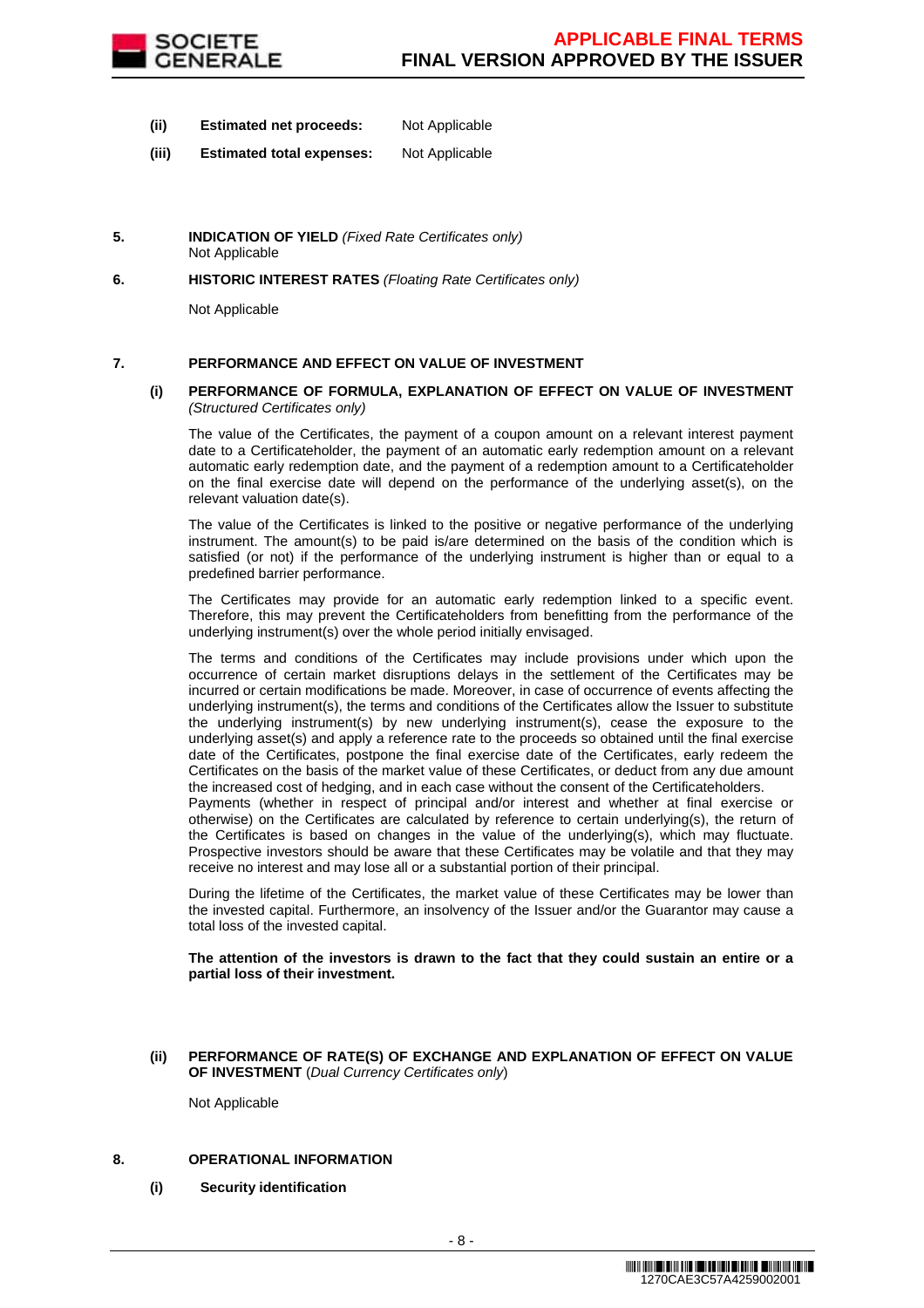**(ii) Estimated net proceeds:** Not Applicable

**(iii) Estimated total expenses:** Not Applicable

**5. INDICATION OF YIELD** *(Fixed Rate Certificates only)*

Not Applicable

**6. HISTORIC INTEREST RATES** *(Floating Rate Certificates only)*

Not Applicable

**7. PERFORMANCE AND EFFECT ON VALUE OF INVESTMENT**

**(i) PERFORMANCE OF FORMULA, EXPLANATION OF EFFECT ON VALUE OF INVESTMENT** *(Structured Certificates only)*

The value of the Certificates, the payment of a coupon amount on a relevant interest payment date to a Certificateholder, the payment of an automatic early redemption amount on a relevant automatic early redemption date, and the payment of a redemption amount to a Certificateholder on the final exercise date will depend on the performance of the underlying asset(s), on the relevant valuation date(s).

The value of the Certificates is linked to the positive or negative performance of the underlying instrument. The amount(s) to be paid is/are determined on the basis of the condition which is satisfied (or not) if the performance of the underlying instrument is higher than or equal to a predefined barrier performance.

The Certificates may provide for an automatic early redemption linked to a specific event. Therefore, this may prevent the Certificateholders from benefitting from the performance of the underlying instrument(s) over the whole period initially envisaged.

The terms and conditions of the Certificates may include provisions under which upon the occurrence of certain market disruptions delays in the settlement of the Certificates may be incurred or certain modifications be made. Moreover, in case of occurrence of events affecting the underlying instrument(s), the terms and conditions of the Certificates allow the Issuer to substitute the underlying instrument(s) by new underlying instrument(s), cease the exposure to the underlying asset(s) and apply a reference rate to the proceeds so obtained until the final exercise date of the Certificates, postpone the final exercise date of the Certificates, early redeem the Certificates on the basis of the market value of these Certificates, or deduct from any due amount the increased cost of hedging, and in each case without the consent of the Certificateholders.
Payments (whether in respect of principal and/or interest and whether at final exercise or otherwise) on the Certificates are calculated by reference to certain underlying(s), the return of the Certificates is based on changes in the value of the underlying(s), which may fluctuate. Prospective investors should be aware that these Certificates may be volatile and that they may receive no interest and may lose all or a substantial portion of their principal.

During the lifetime of the Certificates, the market value of these Certificates may be lower than the invested capital. Furthermore, an insolvency of the Issuer and/or the Guarantor may cause a total loss of the invested capital.

**The attention of the investors is drawn to the fact that they could sustain an entire or a partial loss of their investment.**

**(ii) PERFORMANCE OF RATE(S) OF EXCHANGE AND EXPLANATION OF EFFECT ON VALUE OF INVESTMENT** (*Dual Currency Certificates only*)

Not Applicable

**8. OPERATIONAL INFORMATION**

**(i) Security identification**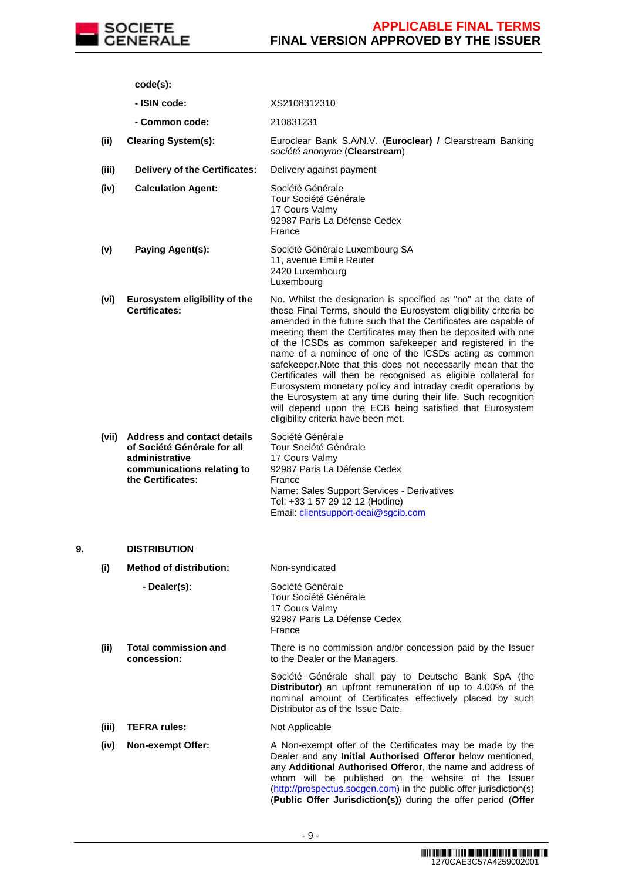| | | |
|---|---|---|
| | **code(s):** | |
| | **- ISIN code:** | XS2108312310 |
| | **- Common code:** | 210831231 |
| **(ii)** | **Clearing System(s):** | Euroclear Bank S.A/N.V. (**Euroclear) /** Clearstream Banking *société anonyme* (**Clearstream**) |
| **(iii)** | **Delivery of the Certificates:** | Delivery against payment |
| **(iv)** | **Calculation Agent:** | Société Générale<br>Tour Société Générale<br>17 Cours Valmy<br>92987 Paris La Défense Cedex<br>France |
| **(v)** | **Paying Agent(s):** | Société Générale Luxembourg SA<br>11, avenue Emile Reuter<br>2420 Luxembourg<br>Luxembourg |
| **(vi)** | **Eurosystem eligibility of the Certificates:** | No. Whilst the designation is specified as "no" at the date of these Final Terms, should the Eurosystem eligibility criteria be amended in the future such that the Certificates are capable of meeting them the Certificates may then be deposited with one of the ICSDs as common safekeeper and registered in the name of a nominee of one of the ICSDs acting as common safekeeper.Note that this does not necessarily mean that the Certificates will then be recognised as eligible collateral for Eurosystem monetary policy and intraday credit operations by the Eurosystem at any time during their life. Such recognition will depend upon the ECB being satisfied that Eurosystem eligibility criteria have been met. |
| **(vii)** | **Address and contact details of Société Générale for all administrative communications relating to the Certificates:** | Société Générale<br>Tour Société Générale<br>17 Cours Valmy<br>92987 Paris La Défense Cedex<br>France<br>Name: Sales Support Services - Derivatives<br>Tel: +33 1 57 29 12 12 (Hotline)<br>Email: clientsupport-deai@sgcib.com |

**9. DISTRIBUTION**

| | | |
|---|---|---|
| **(i)** | **Method of distribution:** | Non-syndicated |
| | **- Dealer(s):** | Société Générale<br>Tour Société Générale<br>17 Cours Valmy<br>92987 Paris La Défense Cedex<br>France |
| **(ii)** | **Total commission and concession:** | There is no commission and/or concession paid by the Issuer to the Dealer or the Managers.<br><br>Société Générale shall pay to Deutsche Bank SpA (the **Distributor)** an upfront remuneration of up to 4.00% of the nominal amount of Certificates effectively placed by such Distributor as of the Issue Date. |
| **(iii)** | **TEFRA rules:** | Not Applicable |
| **(iv)** | **Non-exempt Offer:** | A Non-exempt offer of the Certificates may be made by the Dealer and any **Initial Authorised Offeror** below mentioned, any **Additional Authorised Offeror**, the name and address of whom will be published on the website of the Issuer (http://prospectus.socgen.com) in the public offer jurisdiction(s) (**Public Offer Jurisdiction(s)**) during the offer period (**Offer** |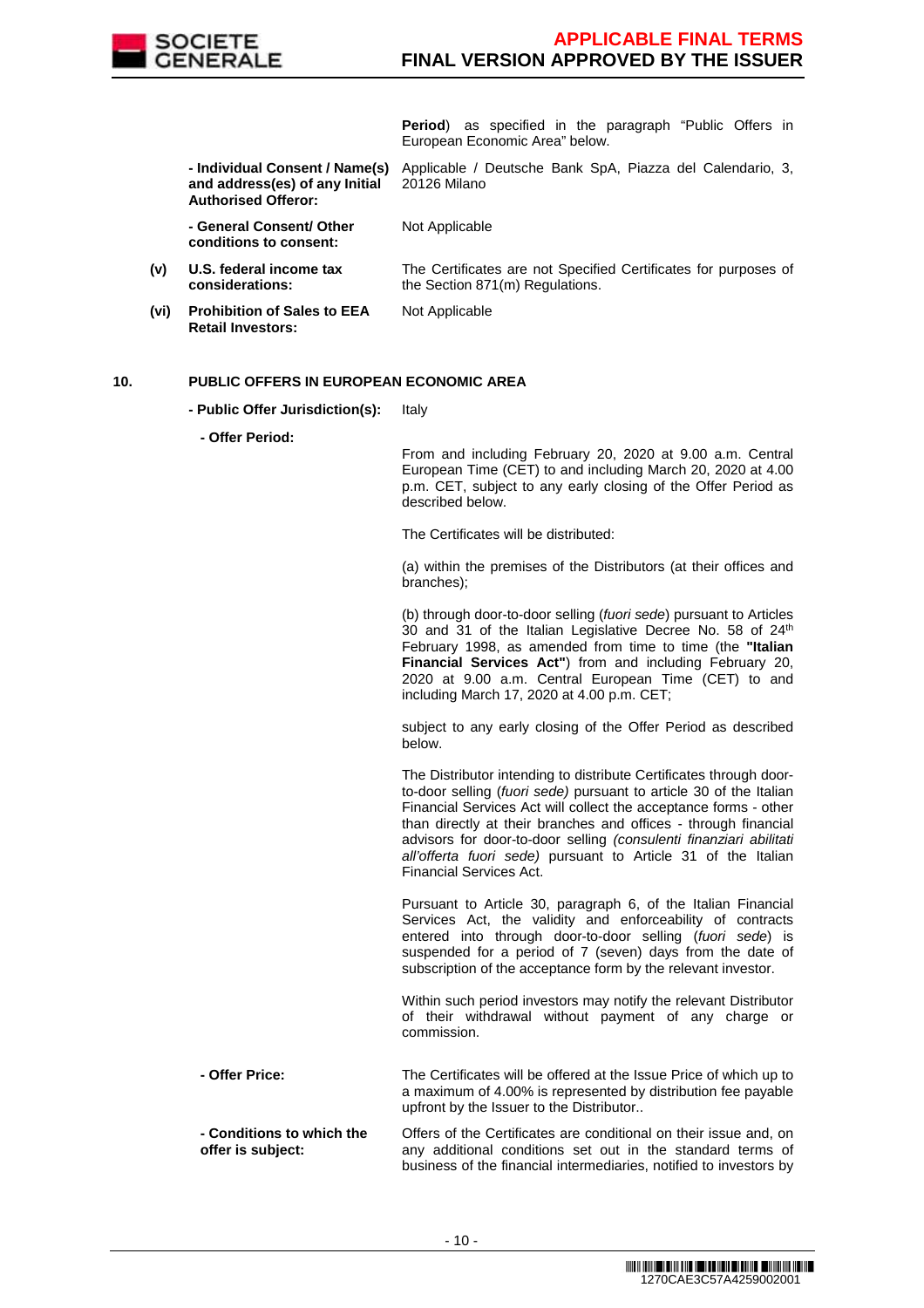**Period**) as specified in the paragraph "Public Offers in European Economic Area" below.

| | | |
|---|---|---|
| | **- Individual Consent / Name(s) and address(es) of any Initial Authorised Offeror:** | Applicable / Deutsche Bank SpA, Piazza del Calendario, 3, 20126 Milano |
| | **- General Consent/ Other conditions to consent:** | Not Applicable |
| **(v)** | **U.S. federal income tax considerations:** | The Certificates are not Specified Certificates for purposes of the Section 871(m) Regulations. |
| **(vi)** | **Prohibition of Sales to EEA Retail Investors:** | Not Applicable |

**10. PUBLIC OFFERS IN EUROPEAN ECONOMIC AREA**

**- Public Offer Jurisdiction(s):** Italy

**- Offer Period:**

From and including February 20, 2020 at 9.00 a.m. Central European Time (CET) to and including March 20, 2020 at 4.00 p.m. CET, subject to any early closing of the Offer Period as described below.

The Certificates will be distributed:

(a) within the premises of the Distributors (at their offices and branches);

(b) through door-to-door selling (*fuori sede*) pursuant to Articles 30 and 31 of the Italian Legislative Decree No. 58 of 24th February 1998, as amended from time to time (the **"Italian Financial Services Act"**) from and including February 20, 2020 at 9.00 a.m. Central European Time (CET) to and including March 17, 2020 at 4.00 p.m. CET;

subject to any early closing of the Offer Period as described below.

The Distributor intending to distribute Certificates through door-to-door selling (*fuori sede)* pursuant to article 30 of the Italian Financial Services Act will collect the acceptance forms - other than directly at their branches and offices - through financial advisors for door-to-door selling *(consulenti finanziari abilitati all'offerta fuori sede)* pursuant to Article 31 of the Italian Financial Services Act.

Pursuant to Article 30, paragraph 6, of the Italian Financial Services Act, the validity and enforceability of contracts entered into through door-to-door selling (*fuori sede*) is suspended for a period of 7 (seven) days from the date of subscription of the acceptance form by the relevant investor.

Within such period investors may notify the relevant Distributor of their withdrawal without payment of any charge or commission.

**- Offer Price:** The Certificates will be offered at the Issue Price of which up to a maximum of 4.00% is represented by distribution fee payable upfront by the Issuer to the Distributor..

**- Conditions to which the offer is subject:** Offers of the Certificates are conditional on their issue and, on any additional conditions set out in the standard terms of business of the financial intermediaries, notified to investors by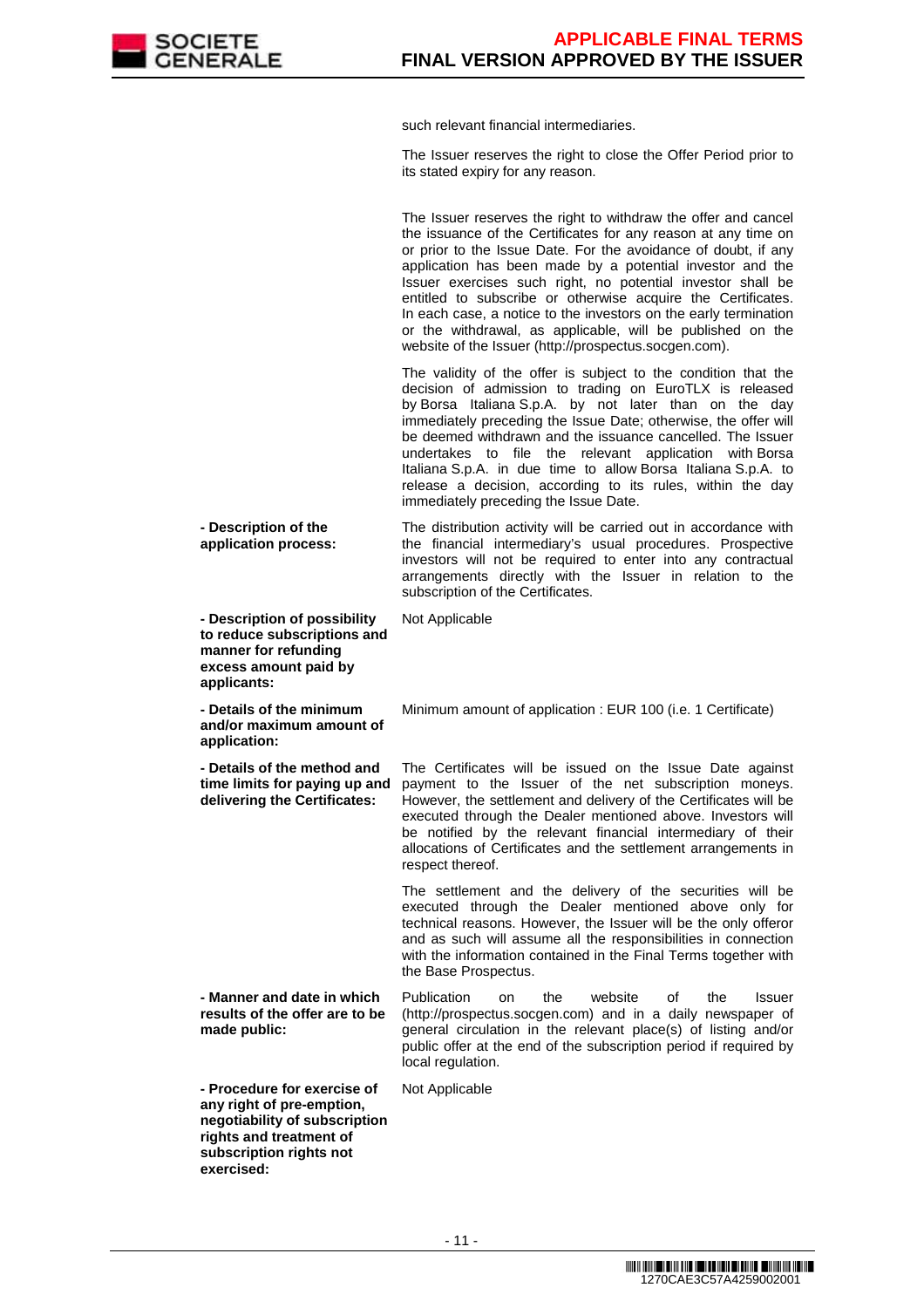| | |
|---|---|
| | such relevant financial intermediaries. |
| | The Issuer reserves the right to close the Offer Period prior to its stated expiry for any reason. |
| | The Issuer reserves the right to withdraw the offer and cancel the issuance of the Certificates for any reason at any time on or prior to the Issue Date. For the avoidance of doubt, if any application has been made by a potential investor and the Issuer exercises such right, no potential investor shall be entitled to subscribe or otherwise acquire the Certificates. In each case, a notice to the investors on the early termination or the withdrawal, as applicable, will be published on the website of the Issuer (http://prospectus.socgen.com). |
| | The validity of the offer is subject to the condition that the decision of admission to trading on EuroTLX is released by Borsa Italiana S.p.A. by not later than on the day immediately preceding the Issue Date; otherwise, the offer will be deemed withdrawn and the issuance cancelled. The Issuer undertakes to file the relevant application with Borsa Italiana S.p.A. in due time to allow Borsa Italiana S.p.A. to release a decision, according to its rules, within the day immediately preceding the Issue Date. |
| **- Description of the application process:** | The distribution activity will be carried out in accordance with the financial intermediary's usual procedures. Prospective investors will not be required to enter into any contractual arrangements directly with the Issuer in relation to the subscription of the Certificates. |
| **- Description of possibility to reduce subscriptions and manner for refunding excess amount paid by applicants:** | Not Applicable |
| **- Details of the minimum and/or maximum amount of application:** | Minimum amount of application : EUR 100 (i.e. 1 Certificate) |
| **- Details of the method and time limits for paying up and delivering the Certificates:** | The Certificates will be issued on the Issue Date against payment to the Issuer of the net subscription moneys. However, the settlement and delivery of the Certificates will be executed through the Dealer mentioned above. Investors will be notified by the relevant financial intermediary of their allocations of Certificates and the settlement arrangements in respect thereof. |
| | The settlement and the delivery of the securities will be executed through the Dealer mentioned above only for technical reasons. However, the Issuer will be the only offeror and as such will assume all the responsibilities in connection with the information contained in the Final Terms together with the Base Prospectus. |
| **- Manner and date in which results of the offer are to be made public:** | Publication on the website of the Issuer (http://prospectus.socgen.com) and in a daily newspaper of general circulation in the relevant place(s) of listing and/or public offer at the end of the subscription period if required by local regulation. |
| **- Procedure for exercise of any right of pre-emption, negotiability of subscription rights and treatment of subscription rights not exercised:** | Not Applicable |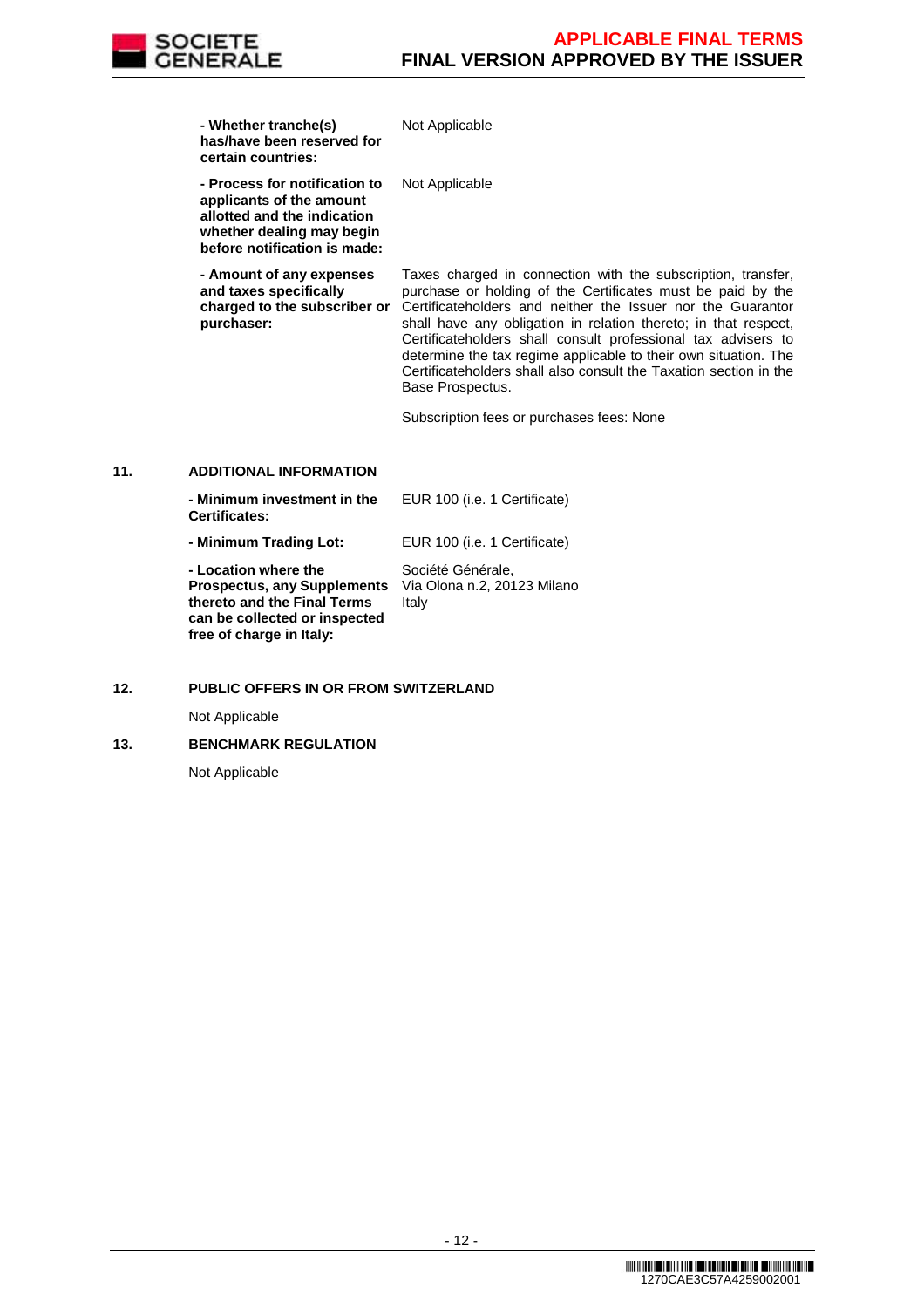| | |
|---|---|
| **- Whether tranche(s) has/have been reserved for certain countries:** | Not Applicable |
| **- Process for notification to applicants of the amount allotted and the indication whether dealing may begin before notification is made:** | Not Applicable |
| **- Amount of any expenses and taxes specifically charged to the subscriber or purchaser:** | Taxes charged in connection with the subscription, transfer, purchase or holding of the Certificates must be paid by the Certificateholders and neither the Issuer nor the Guarantor shall have any obligation in relation thereto; in that respect, Certificateholders shall consult professional tax advisers to determine the tax regime applicable to their own situation. The Certificateholders shall also consult the Taxation section in the Base Prospectus.<br><br>Subscription fees or purchases fees: None |

## 11. ADDITIONAL INFORMATION

| | |
|---|---|
| **- Minimum investment in the Certificates:** | EUR 100 (i.e. 1 Certificate) |
| **- Minimum Trading Lot:** | EUR 100 (i.e. 1 Certificate) |
| **- Location where the Prospectus, any Supplements thereto and the Final Terms can be collected or inspected free of charge in Italy:** | Société Générale,<br>Via Olona n.2, 20123 Milano<br>Italy |

## 12. PUBLIC OFFERS IN OR FROM SWITZERLAND

Not Applicable

## 13. BENCHMARK REGULATION

Not Applicable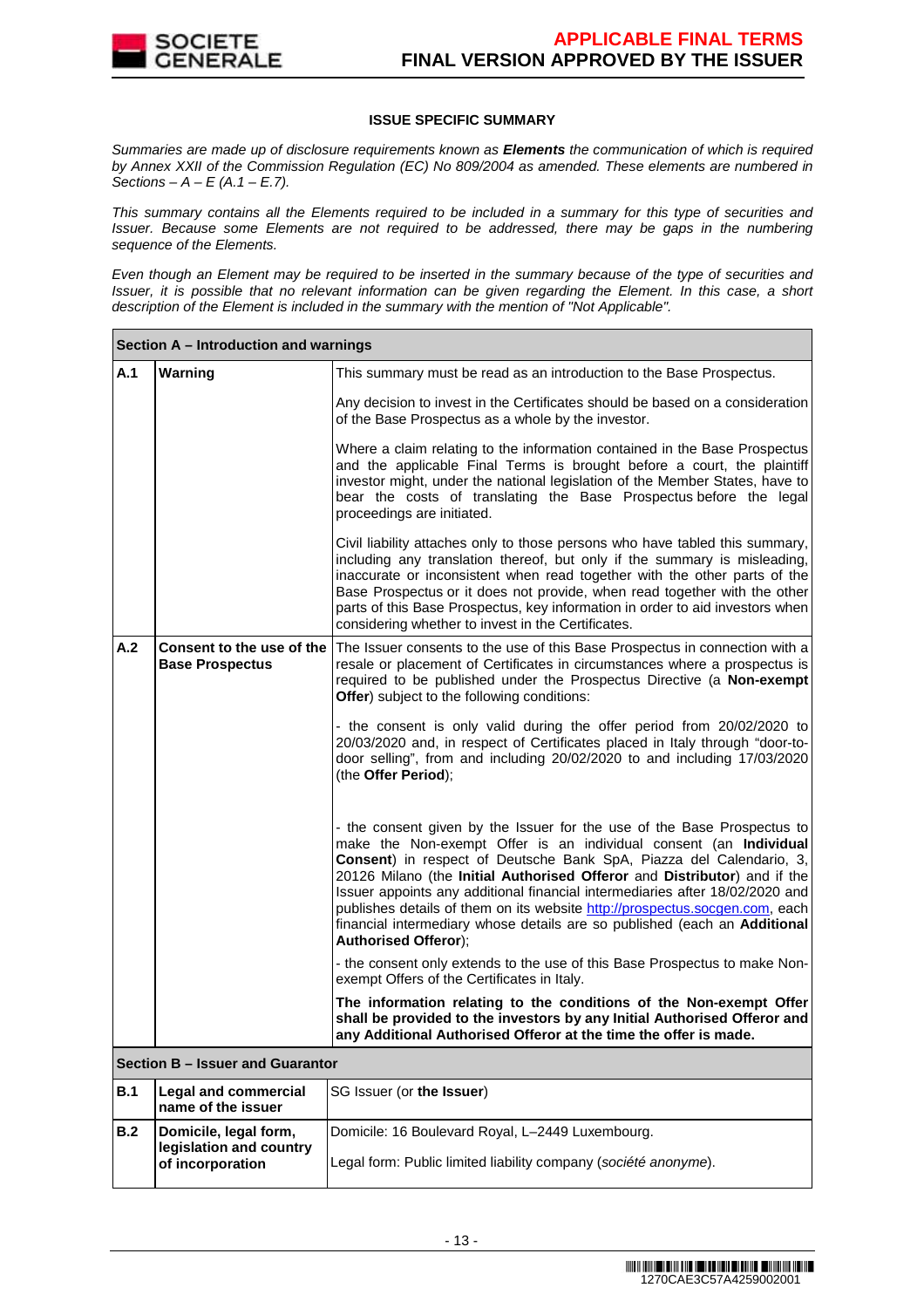## ISSUE SPECIFIC SUMMARY

*Summaries are made up of disclosure requirements known as **Elements** the communication of which is required by Annex XXII of the Commission Regulation (EC) No 809/2004 as amended. These elements are numbered in Sections – A – E (A.1 – E.7).*

*This summary contains all the Elements required to be included in a summary for this type of securities and Issuer. Because some Elements are not required to be addressed, there may be gaps in the numbering sequence of the Elements.*

*Even though an Element may be required to be inserted in the summary because of the type of securities and Issuer, it is possible that no relevant information can be given regarding the Element. In this case, a short description of the Element is included in the summary with the mention of "Not Applicable".*

| **Section A – Introduction and warnings** | | |
|---|---|---|
| **A.1** | **Warning** | This summary must be read as an introduction to the Base Prospectus.<br><br>Any decision to invest in the Certificates should be based on a consideration of the Base Prospectus as a whole by the investor.<br><br>Where a claim relating to the information contained in the Base Prospectus and the applicable Final Terms is brought before a court, the plaintiff investor might, under the national legislation of the Member States, have to bear the costs of translating the Base Prospectus before the legal proceedings are initiated.<br><br>Civil liability attaches only to those persons who have tabled this summary, including any translation thereof, but only if the summary is misleading, inaccurate or inconsistent when read together with the other parts of the Base Prospectus or it does not provide, when read together with the other parts of this Base Prospectus, key information in order to aid investors when considering whether to invest in the Certificates. |
| **A.2** | **Consent to the use of the Base Prospectus** | The Issuer consents to the use of this Base Prospectus in connection with a resale or placement of Certificates in circumstances where a prospectus is required to be published under the Prospectus Directive (a **Non-exempt Offer**) subject to the following conditions:<br><br>- the consent is only valid during the offer period from 20/02/2020 to 20/03/2020 and, in respect of Certificates placed in Italy through "door-to-door selling", from and including 20/02/2020 to and including 17/03/2020 (the **Offer Period**);<br><br>- the consent given by the Issuer for the use of the Base Prospectus to make the Non-exempt Offer is an individual consent (an **Individual Consent**) in respect of Deutsche Bank SpA, Piazza del Calendario, 3, 20126 Milano (the **Initial Authorised Offeror** and **Distributor**) and if the Issuer appoints any additional financial intermediaries after 18/02/2020 and publishes details of them on its website http://prospectus.socgen.com, each financial intermediary whose details are so published (each an **Additional Authorised Offeror**);<br><br>- the consent only extends to the use of this Base Prospectus to make Non-exempt Offers of the Certificates in Italy.<br><br>**The information relating to the conditions of the Non-exempt Offer shall be provided to the investors by any Initial Authorised Offeror and any Additional Authorised Offeror at the time the offer is made.** |
| **Section B – Issuer and Guarantor** | | |
| **B.1** | **Legal and commercial name of the issuer** | SG Issuer (or **the Issuer**) |
| **B.2** | **Domicile, legal form, legislation and country of incorporation** | Domicile: 16 Boulevard Royal, L–2449 Luxembourg.<br><br>Legal form: Public limited liability company (*société anonyme*). |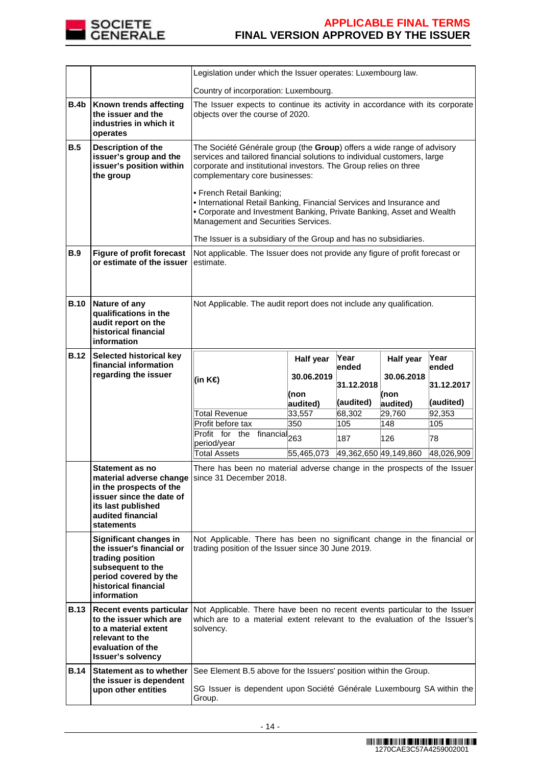| | | |
|---|---|---|
| | | Legislation under which the Issuer operates: Luxembourg law.<br><br>Country of incorporation: Luxembourg. |
| **B.4b** | **Known trends affecting the issuer and the industries in which it operates** | The Issuer expects to continue its activity in accordance with its corporate objects over the course of 2020. |
| **B.5** | **Description of the issuer's group and the issuer's position within the group** | The Société Générale group (the **Group**) offers a wide range of advisory services and tailored financial solutions to individual customers, large corporate and institutional investors. The Group relies on three complementary core businesses:<br><br>• French Retail Banking;<br>• International Retail Banking, Financial Services and Insurance and<br>• Corporate and Investment Banking, Private Banking, Asset and Wealth Management and Securities Services.<br><br>The Issuer is a subsidiary of the Group and has no subsidiaries. |
| **B.9** | **Figure of profit forecast or estimate of the issuer** | Not applicable. The Issuer does not provide any figure of profit forecast or estimate. |
| **B.10** | **Nature of any qualifications in the audit report on the historical financial information** | Not Applicable. The audit report does not include any qualification. |
| **B.12** | **Selected historical key financial information regarding the issuer** | (see table below) |

| (in K€) | Half year 30.06.2019 (non audited) | Year ended 31.12.2018 (audited) | Half year 30.06.2018 (non audited) | Year ended 31.12.2017 (audited) |
|---|---|---|---|---|
| Total Revenue | 33,557 | 68,302 | 29,760 | 92,353 |
| Profit before tax | 350 | 105 | 148 | 105 |
| Profit for the financial period/year | 263 | 187 | 126 | 78 |
| Total Assets | 55,465,073 | 49,362,650 | 49,149,860 | 48,026,909 |

| | | |
|---|---|---|
| | **Statement as no material adverse change in the prospects of the issuer since the date of its last published audited financial statements** | There has been no material adverse change in the prospects of the Issuer since 31 December 2018. |
| | **Significant changes in the issuer's financial or trading position subsequent to the period covered by the historical financial information** | Not Applicable. There has been no significant change in the financial or trading position of the Issuer since 30 June 2019. |
| **B.13** | **Recent events particular to the issuer which are to a material extent relevant to the evaluation of the Issuer's solvency** | Not Applicable. There have been no recent events particular to the Issuer which are to a material extent relevant to the evaluation of the Issuer's solvency. |
| **B.14** | **Statement as to whether the issuer is dependent upon other entities** | See Element B.5 above for the Issuers' position within the Group.<br><br>SG Issuer is dependent upon Société Générale Luxembourg SA within the Group. |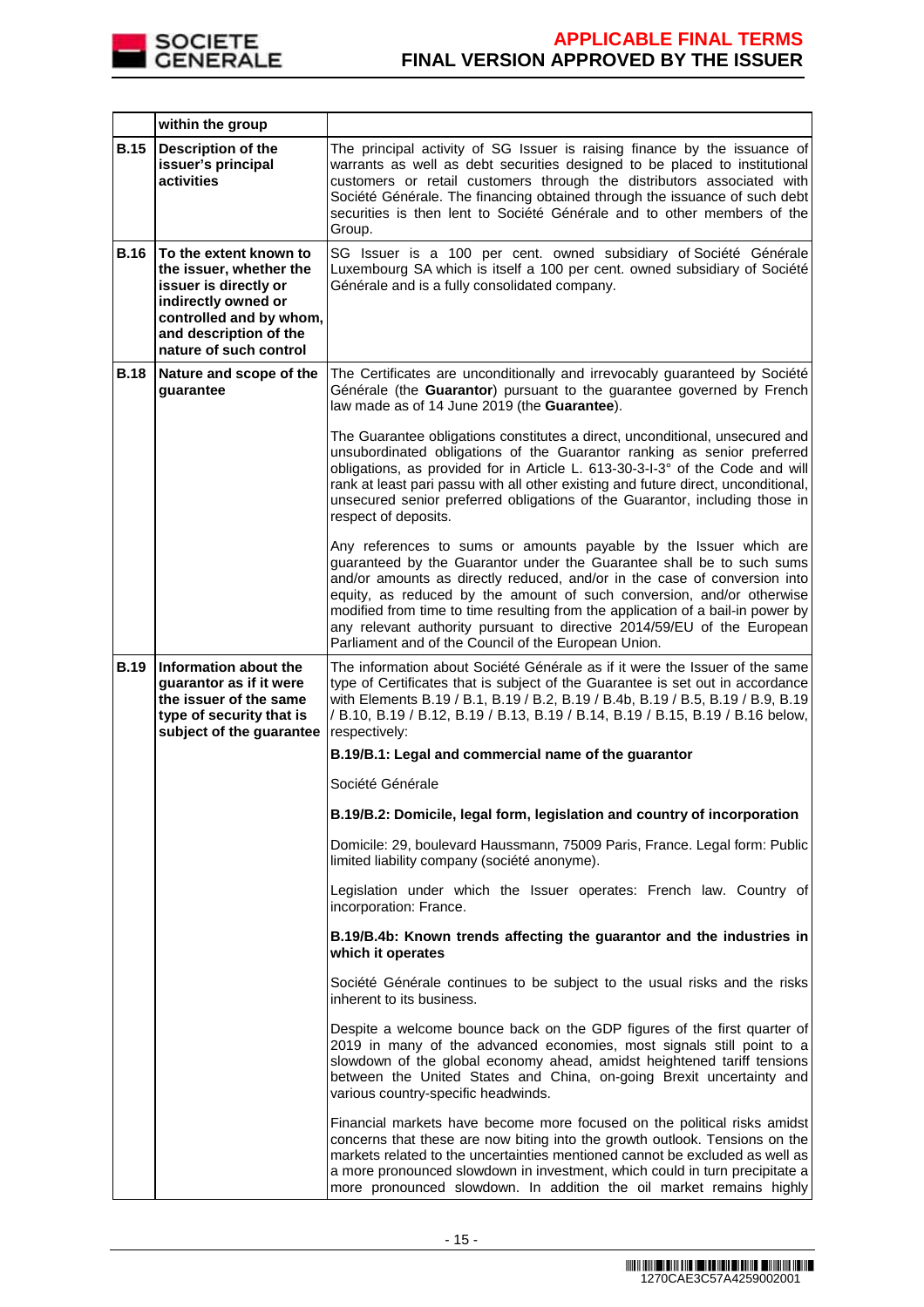| | within the group | |
|---|---|---|
| **B.15** | **Description of the issuer's principal activities** | The principal activity of SG Issuer is raising finance by the issuance of warrants as well as debt securities designed to be placed to institutional customers or retail customers through the distributors associated with Société Générale. The financing obtained through the issuance of such debt securities is then lent to Société Générale and to other members of the Group. |
| **B.16** | **To the extent known to the issuer, whether the issuer is directly or indirectly owned or controlled and by whom, and description of the nature of such control** | SG Issuer is a 100 per cent. owned subsidiary of Société Générale Luxembourg SA which is itself a 100 per cent. owned subsidiary of Société Générale and is a fully consolidated company. |
| **B.18** | **Nature and scope of the guarantee** | The Certificates are unconditionally and irrevocably guaranteed by Société Générale (the **Guarantor**) pursuant to the guarantee governed by French law made as of 14 June 2019 (the **Guarantee**).<br><br>The Guarantee obligations constitutes a direct, unconditional, unsecured and unsubordinated obligations of the Guarantor ranking as senior preferred obligations, as provided for in Article L. 613-30-3-I-3° of the Code and will rank at least pari passu with all other existing and future direct, unconditional, unsecured senior preferred obligations of the Guarantor, including those in respect of deposits.<br><br>Any references to sums or amounts payable by the Issuer which are guaranteed by the Guarantor under the Guarantee shall be to such sums and/or amounts as directly reduced, and/or in the case of conversion into equity, as reduced by the amount of such conversion, and/or otherwise modified from time to time resulting from the application of a bail-in power by any relevant authority pursuant to directive 2014/59/EU of the European Parliament and of the Council of the European Union. |
| **B.19** | **Information about the guarantor as if it were the issuer of the same type of security that is subject of the guarantee** | The information about Société Générale as if it were the Issuer of the same type of Certificates that is subject of the Guarantee is set out in accordance with Elements B.19 / B.1, B.19 / B.2, B.19 / B.4b, B.19 / B.5, B.19 / B.9, B.19 / B.10, B.19 / B.12, B.19 / B.13, B.19 / B.14, B.19 / B.15, B.19 / B.16 below, respectively:<br><br>**B.19/B.1: Legal and commercial name of the guarantor**<br><br>Société Générale<br><br>**B.19/B.2: Domicile, legal form, legislation and country of incorporation**<br><br>Domicile: 29, boulevard Haussmann, 75009 Paris, France. Legal form: Public limited liability company (société anonyme).<br><br>Legislation under which the Issuer operates: French law. Country of incorporation: France.<br><br>**B.19/B.4b: Known trends affecting the guarantor and the industries in which it operates**<br><br>Société Générale continues to be subject to the usual risks and the risks inherent to its business.<br><br>Despite a welcome bounce back on the GDP figures of the first quarter of 2019 in many of the advanced economies, most signals still point to a slowdown of the global economy ahead, amidst heightened tariff tensions between the United States and China, on-going Brexit uncertainty and various country-specific headwinds.<br><br>Financial markets have become more focused on the political risks amidst concerns that these are now biting into the growth outlook. Tensions on the markets related to the uncertainties mentioned cannot be excluded as well as a more pronounced slowdown in investment, which could in turn precipitate a more pronounced slowdown. In addition the oil market remains highly |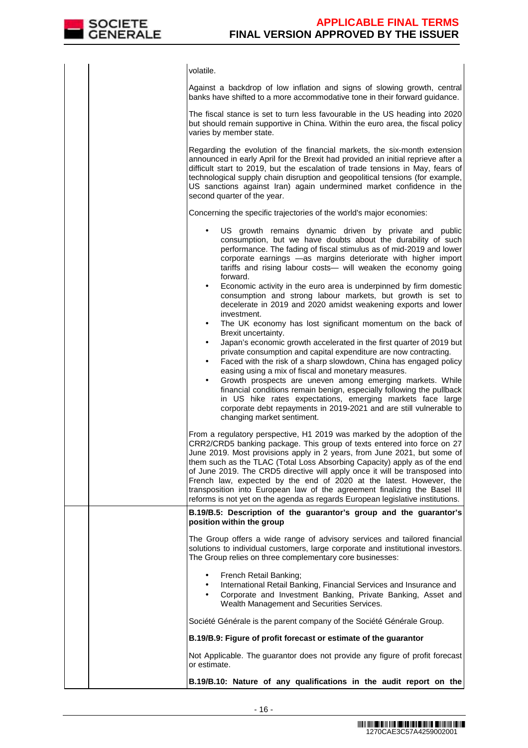volatile.

Against a backdrop of low inflation and signs of slowing growth, central banks have shifted to a more accommodative tone in their forward guidance.

The fiscal stance is set to turn less favourable in the US heading into 2020 but should remain supportive in China. Within the euro area, the fiscal policy varies by member state.

Regarding the evolution of the financial markets, the six-month extension announced in early April for the Brexit had provided an initial reprieve after a difficult start to 2019, but the escalation of trade tensions in May, fears of technological supply chain disruption and geopolitical tensions (for example, US sanctions against Iran) again undermined market confidence in the second quarter of the year.

Concerning the specific trajectories of the world's major economies:

- US growth remains dynamic driven by private and public consumption, but we have doubts about the durability of such performance. The fading of fiscal stimulus as of mid-2019 and lower corporate earnings —as margins deteriorate with higher import tariffs and rising labour costs— will weaken the economy going forward.
- Economic activity in the euro area is underpinned by firm domestic consumption and strong labour markets, but growth is set to decelerate in 2019 and 2020 amidst weakening exports and lower investment.
- The UK economy has lost significant momentum on the back of Brexit uncertainty.
- Japan's economic growth accelerated in the first quarter of 2019 but private consumption and capital expenditure are now contracting.
- Faced with the risk of a sharp slowdown, China has engaged policy easing using a mix of fiscal and monetary measures.
- Growth prospects are uneven among emerging markets. While financial conditions remain benign, especially following the pullback in US hike rates expectations, emerging markets face large corporate debt repayments in 2019-2021 and are still vulnerable to changing market sentiment.

From a regulatory perspective, H1 2019 was marked by the adoption of the CRR2/CRD5 banking package. This group of texts entered into force on 27 June 2019. Most provisions apply in 2 years, from June 2021, but some of them such as the TLAC (Total Loss Absorbing Capacity) apply as of the end of June 2019. The CRD5 directive will apply once it will be transposed into French law, expected by the end of 2020 at the latest. However, the transposition into European law of the agreement finalizing the Basel III reforms is not yet on the agenda as regards European legislative institutions.

**B.19/B.5: Description of the guarantor's group and the guarantor's position within the group**

The Group offers a wide range of advisory services and tailored financial solutions to individual customers, large corporate and institutional investors. The Group relies on three complementary core businesses:

- French Retail Banking;
- International Retail Banking, Financial Services and Insurance and
- Corporate and Investment Banking, Private Banking, Asset and Wealth Management and Securities Services.

Société Générale is the parent company of the Société Générale Group.

**B.19/B.9: Figure of profit forecast or estimate of the guarantor**

Not Applicable. The guarantor does not provide any figure of profit forecast or estimate.

**B.19/B.10: Nature of any qualifications in the audit report on the**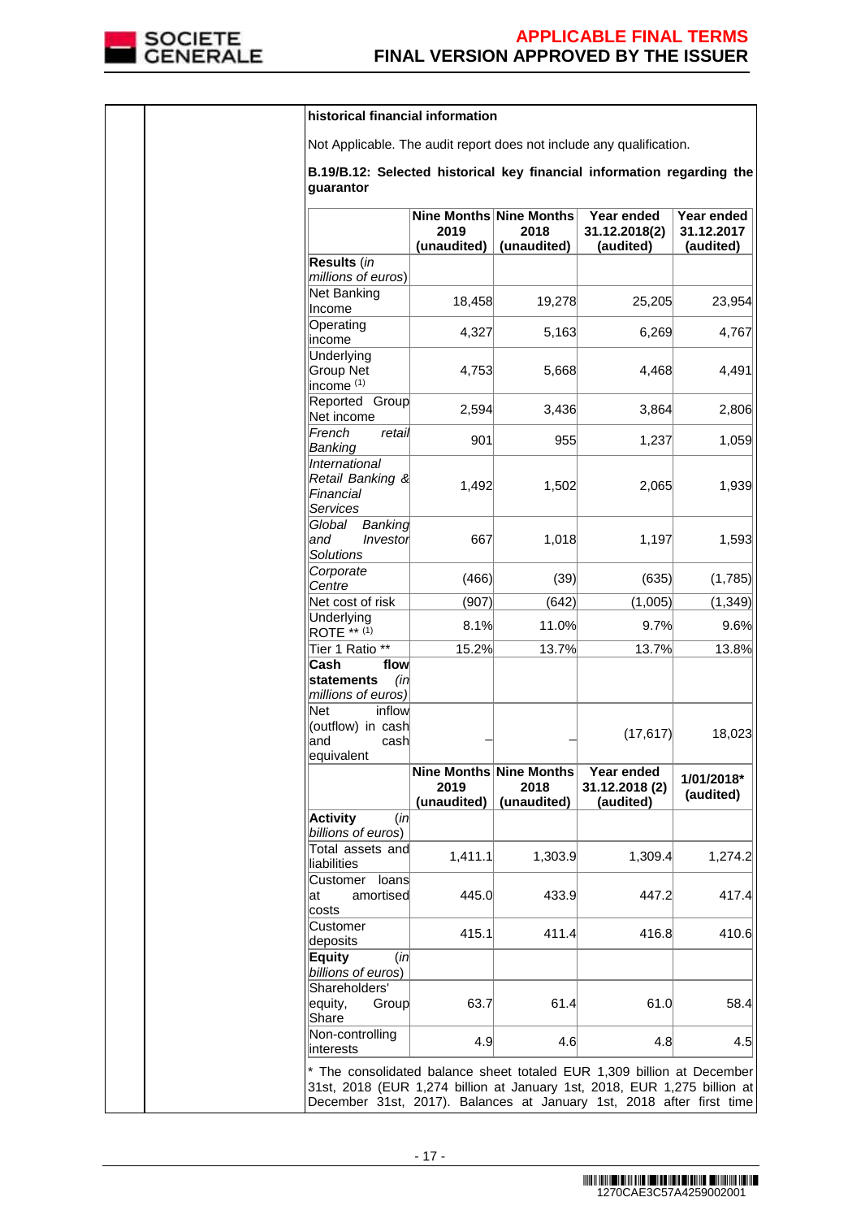**historical financial information**

Not Applicable. The audit report does not include any qualification.

**B.19/B.12: Selected historical key financial information regarding the guarantor**

| | Nine Months 2019 (unaudited) | Nine Months 2018 (unaudited) | Year ended 31.12.2018(2) (audited) | Year ended 31.12.2017 (audited) |
|---|---|---|---|---|
| **Results** (*in millions of euros*) | | | | |
| Net Banking Income | 18,458 | 19,278 | 25,205 | 23,954 |
| Operating income | 4,327 | 5,163 | 6,269 | 4,767 |
| Underlying Group Net income (1) | 4,753 | 5,668 | 4,468 | 4,491 |
| Reported Group Net income | 2,594 | 3,436 | 3,864 | 2,806 |
| *French retail Banking* | 901 | 955 | 1,237 | 1,059 |
| *International Retail Banking & Financial Services* | 1,492 | 1,502 | 2,065 | 1,939 |
| *Global Banking and Investor Solutions* | 667 | 1,018 | 1,197 | 1,593 |
| *Corporate Centre* | (466) | (39) | (635) | (1,785) |
| Net cost of risk | (907) | (642) | (1,005) | (1,349) |
| Underlying ROTE ** (1) | 8.1% | 11.0% | 9.7% | 9.6% |
| Tier 1 Ratio ** | 15.2% | 13.7% | 13.7% | 13.8% |
| **Cash flow statements** (*in millions of euros*) | | | | |
| Net inflow (outflow) in cash and cash equivalent | – | – | (17,617) | 18,023 |
| | **Nine Months 2019 (unaudited)** | **Nine Months 2018 (unaudited)** | **Year ended 31.12.2018 (2) (audited)** | **1/01/2018* (audited)** |
| **Activity** (*in billions of euros*) | | | | |
| Total assets and liabilities | 1,411.1 | 1,303.9 | 1,309.4 | 1,274.2 |
| Customer loans at amortised costs | 445.0 | 433.9 | 447.2 | 417.4 |
| Customer deposits | 415.1 | 411.4 | 416.8 | 410.6 |
| **Equity** (*in billions of euros*) | | | | |
| Shareholders' equity, Group Share | 63.7 | 61.4 | 61.0 | 58.4 |
| Non-controlling interests | 4.9 | 4.6 | 4.8 | 4.5 |

* The consolidated balance sheet totaled EUR 1,309 billion at December 31st, 2018 (EUR 1,274 billion at January 1st, 2018, EUR 1,275 billion at December 31st, 2017). Balances at January 1st, 2018 after first time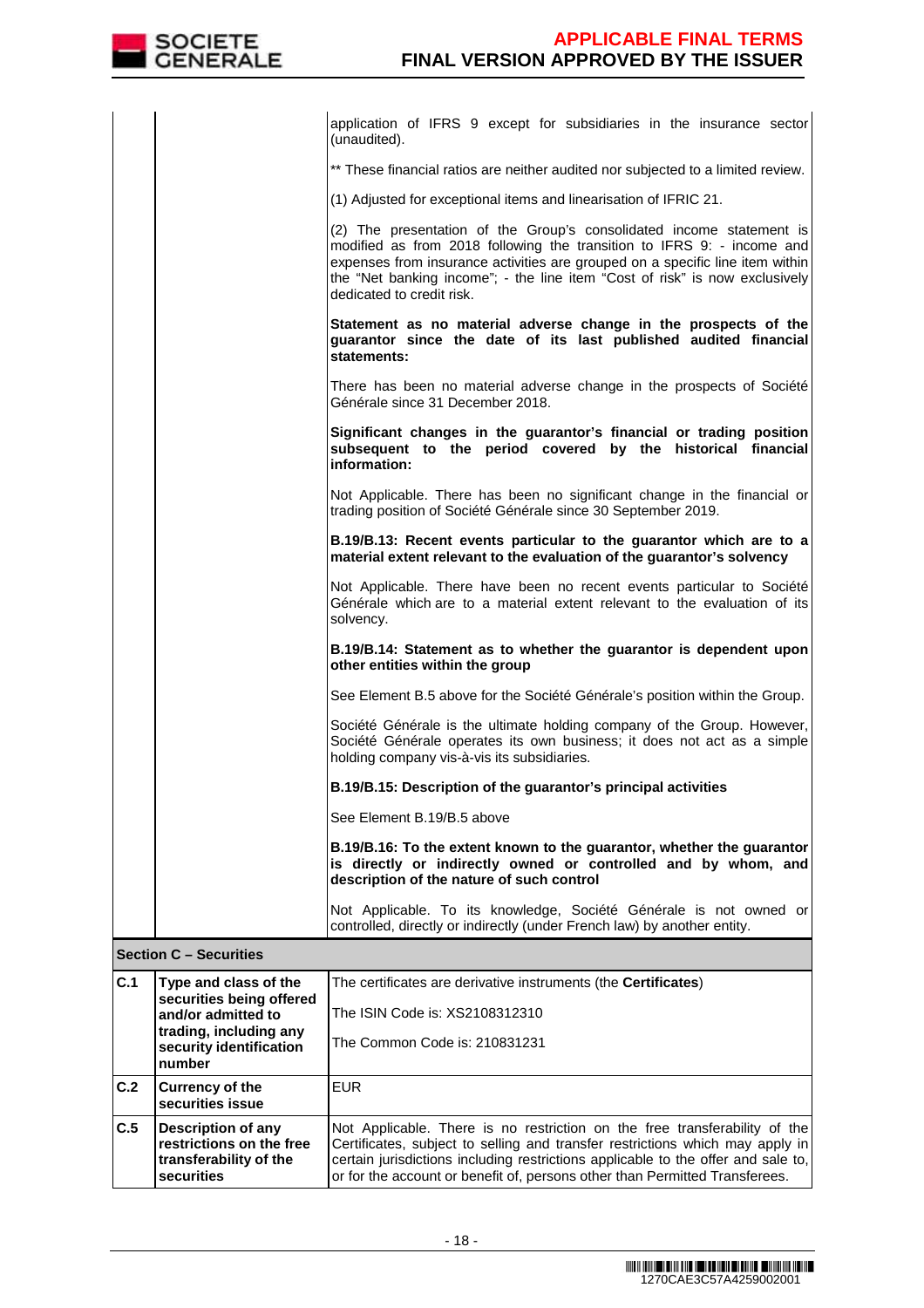| | | |
|---|---|---|
| | | application of IFRS 9 except for subsidiaries in the insurance sector (unaudited).<br><br>** These financial ratios are neither audited nor subjected to a limited review.<br><br>(1) Adjusted for exceptional items and linearisation of IFRIC 21.<br><br>(2) The presentation of the Group's consolidated income statement is modified as from 2018 following the transition to IFRS 9: - income and expenses from insurance activities are grouped on a specific line item within the "Net banking income"; - the line item "Cost of risk" is now exclusively dedicated to credit risk.<br><br>**Statement as no material adverse change in the prospects of the guarantor since the date of its last published audited financial statements:**<br><br>There has been no material adverse change in the prospects of Société Générale since 31 December 2018.<br><br>**Significant changes in the guarantor's financial or trading position subsequent to the period covered by the historical financial information:**<br><br>Not Applicable. There has been no significant change in the financial or trading position of Société Générale since 30 September 2019.<br><br>**B.19/B.13: Recent events particular to the guarantor which are to a material extent relevant to the evaluation of the guarantor's solvency**<br><br>Not Applicable. There have been no recent events particular to Société Générale which are to a material extent relevant to the evaluation of its solvency.<br><br>**B.19/B.14: Statement as to whether the guarantor is dependent upon other entities within the group**<br><br>See Element B.5 above for the Société Générale's position within the Group.<br><br>Société Générale is the ultimate holding company of the Group. However, Société Générale operates its own business; it does not act as a simple holding company vis-à-vis its subsidiaries.<br><br>**B.19/B.15: Description of the guarantor's principal activities**<br><br>See Element B.19/B.5 above<br><br>**B.19/B.16: To the extent known to the guarantor, whether the guarantor is directly or indirectly owned or controlled and by whom, and description of the nature of such control**<br><br>Not Applicable. To its knowledge, Société Générale is not owned or controlled, directly or indirectly (under French law) by another entity. |
| **Section C – Securities** | | |
| **C.1** | **Type and class of the securities being offered and/or admitted to trading, including any security identification number** | The certificates are derivative instruments (the **Certificates**)<br><br>The ISIN Code is: XS2108312310<br><br>The Common Code is: 210831231 |
| **C.2** | **Currency of the securities issue** | EUR |
| **C.5** | **Description of any restrictions on the free transferability of the securities** | Not Applicable. There is no restriction on the free transferability of the Certificates, subject to selling and transfer restrictions which may apply in certain jurisdictions including restrictions applicable to the offer and sale to, or for the account or benefit of, persons other than Permitted Transferees. |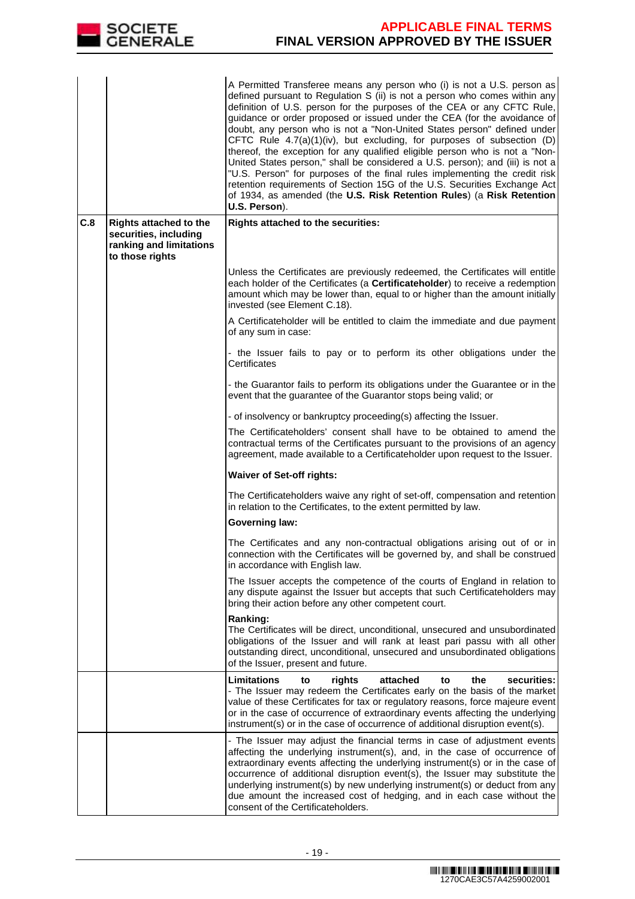| | | |
|---|---|---|
| | | A Permitted Transferee means any person who (i) is not a U.S. person as defined pursuant to Regulation S (ii) is not a person who comes within any definition of U.S. person for the purposes of the CEA or any CFTC Rule, guidance or order proposed or issued under the CEA (for the avoidance of doubt, any person who is not a "Non-United States person" defined under CFTC Rule 4.7(a)(1)(iv), but excluding, for purposes of subsection (D) thereof, the exception for any qualified eligible person who is not a "Non-United States person," shall be considered a U.S. person); and (iii) is not a "U.S. Person" for purposes of the final rules implementing the credit risk retention requirements of Section 15G of the U.S. Securities Exchange Act of 1934, as amended (the **U.S. Risk Retention Rules**) (a **Risk Retention U.S. Person**). |
| **C.8** | **Rights attached to the securities, including ranking and limitations to those rights** | **Rights attached to the securities:**<br><br>Unless the Certificates are previously redeemed, the Certificates will entitle each holder of the Certificates (a **Certificateholder**) to receive a redemption amount which may be lower than, equal to or higher than the amount initially invested (see Element C.18).<br><br>A Certificateholder will be entitled to claim the immediate and due payment of any sum in case:<br><br>- the Issuer fails to pay or to perform its other obligations under the Certificates<br><br>- the Guarantor fails to perform its obligations under the Guarantee or in the event that the guarantee of the Guarantor stops being valid; or<br><br>- of insolvency or bankruptcy proceeding(s) affecting the Issuer.<br><br>The Certificateholders' consent shall have to be obtained to amend the contractual terms of the Certificates pursuant to the provisions of an agency agreement, made available to a Certificateholder upon request to the Issuer.<br><br>**Waiver of Set-off rights:**<br><br>The Certificateholders waive any right of set-off, compensation and retention in relation to the Certificates, to the extent permitted by law.<br><br>**Governing law:**<br><br>The Certificates and any non-contractual obligations arising out of or in connection with the Certificates will be governed by, and shall be construed in accordance with English law.<br><br>The Issuer accepts the competence of the courts of England in relation to any dispute against the Issuer but accepts that such Certificateholders may bring their action before any other competent court.<br><br>**Ranking:**<br>The Certificates will be direct, unconditional, unsecured and unsubordinated obligations of the Issuer and will rank at least pari passu with all other outstanding direct, unconditional, unsecured and unsubordinated obligations of the Issuer, present and future. |
| | | **Limitations to rights attached to the securities:**<br>- The Issuer may redeem the Certificates early on the basis of the market value of these Certificates for tax or regulatory reasons, force majeure event or in the case of occurrence of extraordinary events affecting the underlying instrument(s) or in the case of occurrence of additional disruption event(s). |
| | | - The Issuer may adjust the financial terms in case of adjustment events affecting the underlying instrument(s), and, in the case of occurrence of extraordinary events affecting the underlying instrument(s) or in the case of occurrence of additional disruption event(s), the Issuer may substitute the underlying instrument(s) by new underlying instrument(s) or deduct from any due amount the increased cost of hedging, and in each case without the consent of the Certificateholders. |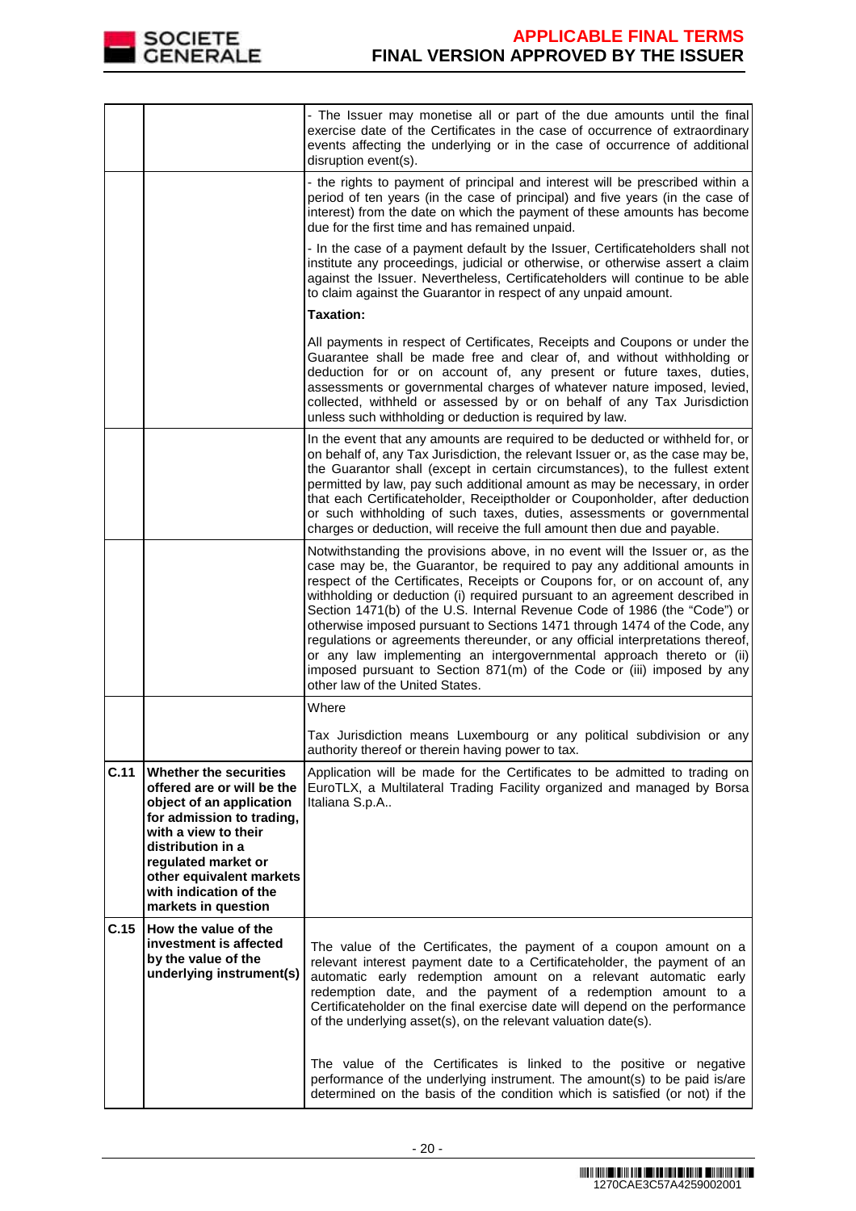| | | |
|---|---|---|
| | | - The Issuer may monetise all or part of the due amounts until the final exercise date of the Certificates in the case of occurrence of extraordinary events affecting the underlying or in the case of occurrence of additional disruption event(s). |
| | | - the rights to payment of principal and interest will be prescribed within a period of ten years (in the case of principal) and five years (in the case of interest) from the date on which the payment of these amounts has become due for the first time and has remained unpaid.<br><br>- In the case of a payment default by the Issuer, Certificateholders shall not institute any proceedings, judicial or otherwise, or otherwise assert a claim against the Issuer. Nevertheless, Certificateholders will continue to be able to claim against the Guarantor in respect of any unpaid amount.<br><br>**Taxation:**<br><br>All payments in respect of Certificates, Receipts and Coupons or under the Guarantee shall be made free and clear of, and without withholding or deduction for or on account of, any present or future taxes, duties, assessments or governmental charges of whatever nature imposed, levied, collected, withheld or assessed by or on behalf of any Tax Jurisdiction unless such withholding or deduction is required by law. |
| | | In the event that any amounts are required to be deducted or withheld for, or on behalf of, any Tax Jurisdiction, the relevant Issuer or, as the case may be, the Guarantor shall (except in certain circumstances), to the fullest extent permitted by law, pay such additional amount as may be necessary, in order that each Certificateholder, Receiptholder or Couponholder, after deduction or such withholding of such taxes, duties, assessments or governmental charges or deduction, will receive the full amount then due and payable. |
| | | Notwithstanding the provisions above, in no event will the Issuer or, as the case may be, the Guarantor, be required to pay any additional amounts in respect of the Certificates, Receipts or Coupons for, or on account of, any withholding or deduction (i) required pursuant to an agreement described in Section 1471(b) of the U.S. Internal Revenue Code of 1986 (the "Code") or otherwise imposed pursuant to Sections 1471 through 1474 of the Code, any regulations or agreements thereunder, or any official interpretations thereof, or any law implementing an intergovernmental approach thereto or (ii) imposed pursuant to Section 871(m) of the Code or (iii) imposed by any other law of the United States. |
| | | Where<br><br>Tax Jurisdiction means Luxembourg or any political subdivision or any authority thereof or therein having power to tax. |
| **C.11** | **Whether the securities offered are or will be the object of an application for admission to trading, with a view to their distribution in a regulated market or other equivalent markets with indication of the markets in question** | Application will be made for the Certificates to be admitted to trading on EuroTLX, a Multilateral Trading Facility organized and managed by Borsa Italiana S.p.A.. |
| **C.15** | **How the value of the investment is affected by the value of the underlying instrument(s)** | The value of the Certificates, the payment of a coupon amount on a relevant interest payment date to a Certificateholder, the payment of an automatic early redemption amount on a relevant automatic early redemption date, and the payment of a redemption amount to a Certificateholder on the final exercise date will depend on the performance of the underlying asset(s), on the relevant valuation date(s).<br><br>The value of the Certificates is linked to the positive or negative performance of the underlying instrument. The amount(s) to be paid is/are determined on the basis of the condition which is satisfied (or not) if the |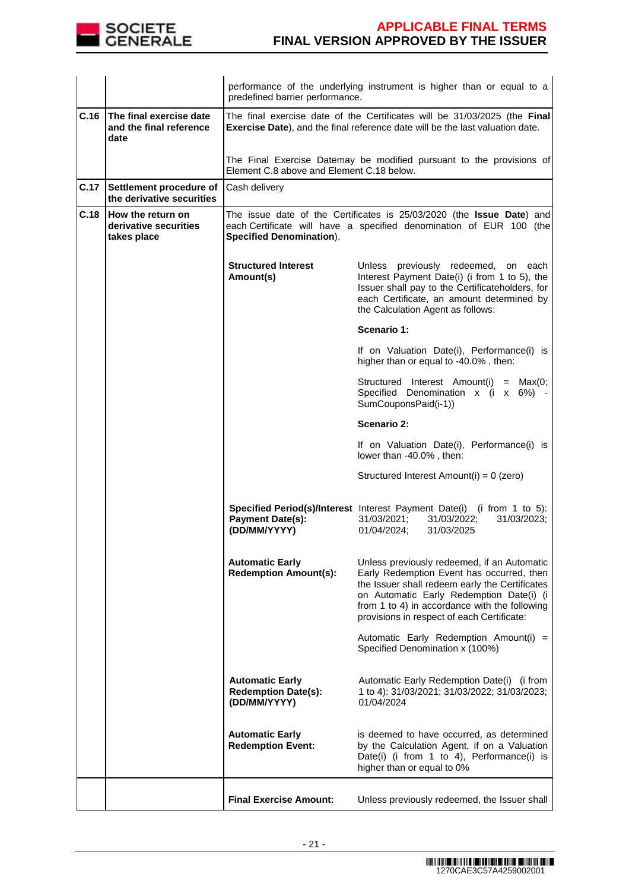| | | |
|---|---|---|
| | | performance of the underlying instrument is higher than or equal to a predefined barrier performance. |
| **C.16** | **The final exercise date and the final reference date** | The final exercise date of the Certificates will be 31/03/2025 (the **Final Exercise Date**), and the final reference date will be the last valuation date.<br><br>The Final Exercise Datemay be modified pursuant to the provisions of Element C.8 above and Element C.18 below. |
| **C.17** | **Settlement procedure of the derivative securities** | Cash delivery |
| **C.18** | **How the return on derivative securities takes place** | The issue date of the Certificates is 25/03/2020 (the **Issue Date**) and each Certificate will have a specified denomination of EUR 100 (the **Specified Denomination**).<br><br>**Structured Interest Amount(s)**: Unless previously redeemed, on each Interest Payment Date(i) (i from 1 to 5), the Issuer shall pay to the Certificateholders, for each Certificate, an amount determined by the Calculation Agent as follows:<br><br>**Scenario 1:**<br><br>If on Valuation Date(i), Performance(i) is higher than or equal to -40.0% , then:<br><br>Structured Interest Amount(i) = Max(0; Specified Denomination x (i x 6%) - SumCouponsPaid(i-1))<br><br>**Scenario 2:**<br><br>If on Valuation Date(i), Performance(i) is lower than -40.0% , then:<br><br>Structured Interest Amount(i) = 0 (zero)<br><br>**Specified Period(s)/Interest Payment Date(s): (DD/MM/YYYY)**: Interest Payment Date(i) (i from 1 to 5): 31/03/2021; 31/03/2022; 31/03/2023; 01/04/2024; 31/03/2025<br><br>**Automatic Early Redemption Amount(s):** Unless previously redeemed, if an Automatic Early Redemption Event has occurred, then the Issuer shall redeem early the Certificates on Automatic Early Redemption Date(i) (i from 1 to 4) in accordance with the following provisions in respect of each Certificate:<br><br>Automatic Early Redemption Amount(i) = Specified Denomination x (100%)<br><br>**Automatic Early Redemption Date(s): (DD/MM/YYYY)**: Automatic Early Redemption Date(i) (i from 1 to 4): 31/03/2021; 31/03/2022; 31/03/2023; 01/04/2024<br><br>**Automatic Early Redemption Event:** is deemed to have occurred, as determined by the Calculation Agent, if on a Valuation Date(i) (i from 1 to 4), Performance(i) is higher than or equal to 0% |
| | | **Final Exercise Amount:** Unless previously redeemed, the Issuer shall |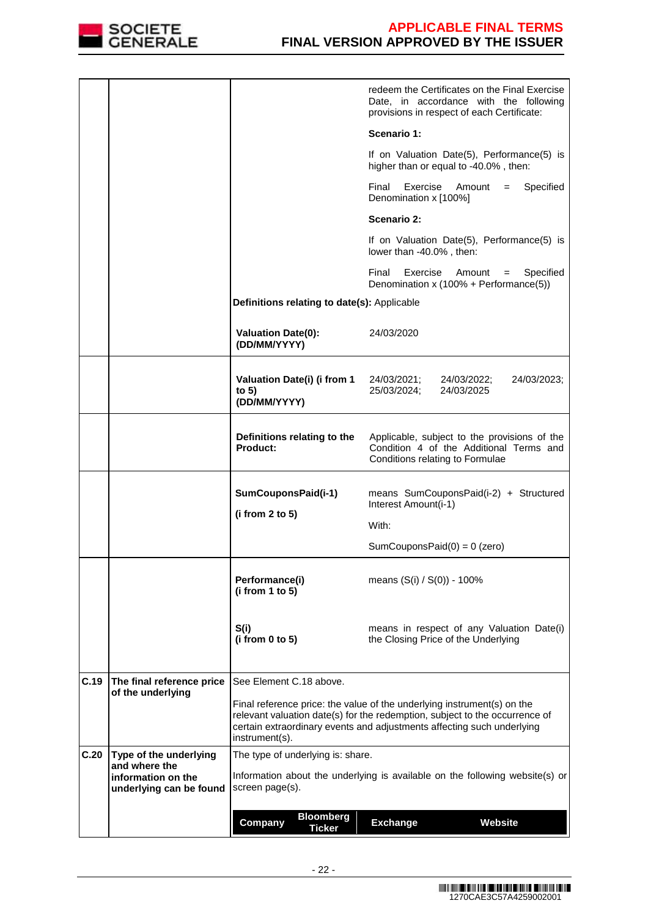| | | | |
|---|---|---|---|
| | | | redeem the Certificates on the Final Exercise Date, in accordance with the following provisions in respect of each Certificate:<br><br>**Scenario 1:**<br><br>If on Valuation Date(5), Performance(5) is higher than or equal to -40.0% , then:<br><br>Final Exercise Amount = Specified Denomination x [100%]<br><br>**Scenario 2:**<br><br>If on Valuation Date(5), Performance(5) is lower than -40.0% , then:<br><br>Final Exercise Amount = Specified Denomination x (100% + Performance(5)) |
| | | **Definitions relating to date(s):** Applicable | |
| | | **Valuation Date(0): (DD/MM/YYYY)** | 24/03/2020 |
| | | **Valuation Date(i) (i from 1 to 5) (DD/MM/YYYY)** | 24/03/2021; 24/03/2022; 24/03/2023; 25/03/2024; 24/03/2025 |
| | | **Definitions relating to the Product:** | Applicable, subject to the provisions of the Condition 4 of the Additional Terms and Conditions relating to Formulae |
| | | **SumCouponsPaid(i-1)**<br><br>**(i from 2 to 5)** | means SumCouponsPaid(i-2) + Structured Interest Amount(i-1)<br><br>With:<br><br>SumCouponsPaid(0) = 0 (zero) |
| | | **Performance(i) (i from 1 to 5)**<br><br>**S(i) (i from 0 to 5)** | means (S(i) / S(0)) - 100%<br><br>means in respect of any Valuation Date(i) the Closing Price of the Underlying |
| **C.19** | **The final reference price of the underlying** | See Element C.18 above.<br><br>Final reference price: the value of the underlying instrument(s) on the relevant valuation date(s) for the redemption, subject to the occurrence of certain extraordinary events and adjustments affecting such underlying instrument(s). | |
| **C.20** | **Type of the underlying and where the information on the underlying can be found** | The type of underlying is: share.<br><br>Information about the underlying is available on the following website(s) or screen page(s). | |

| Company | Bloomberg Ticker | Exchange | Website |
|---|---|---|---|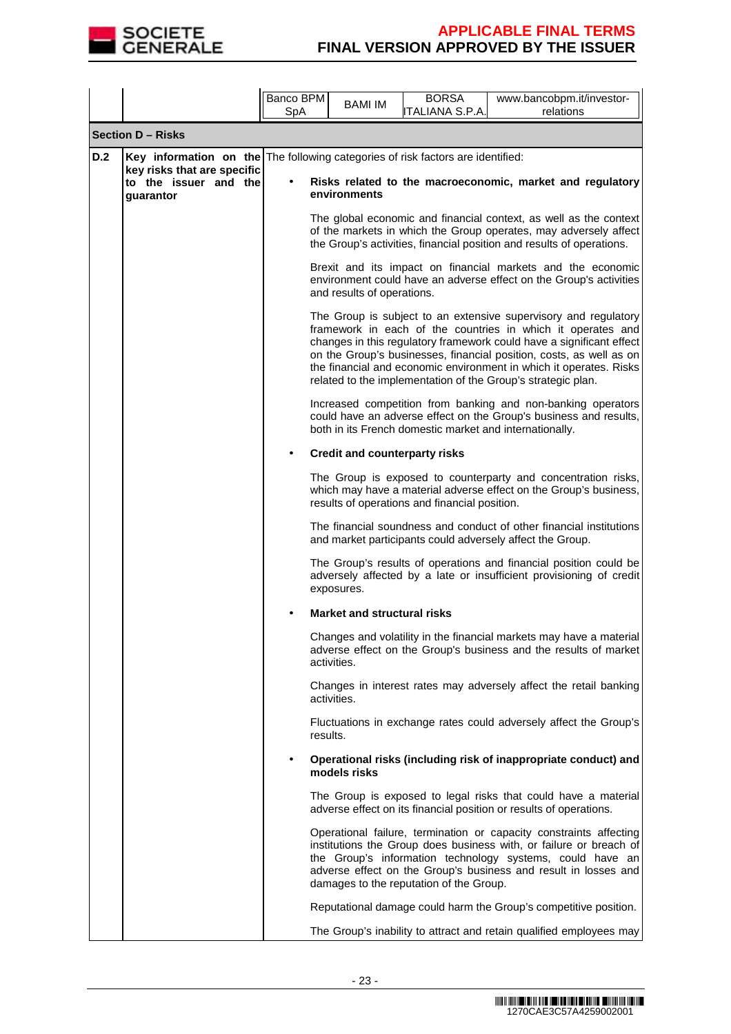| | | Banco BPM SpA | BAMI IM | BORSA ITALIANA S.P.A. | www.bancobpm.it/investor-relations |
|---|---|---|---|---|---|

**Section D – Risks**

| | | |
|---|---|---|
| **D.2** | **Key information on the key risks that are specific to the issuer and the guarantor** | The following categories of risk factors are identified:<br><br>• **Risks related to the macroeconomic, market and regulatory environments**<br><br>The global economic and financial context, as well as the context of the markets in which the Group operates, may adversely affect the Group's activities, financial position and results of operations.<br><br>Brexit and its impact on financial markets and the economic environment could have an adverse effect on the Group's activities and results of operations.<br><br>The Group is subject to an extensive supervisory and regulatory framework in each of the countries in which it operates and changes in this regulatory framework could have a significant effect on the Group's businesses, financial position, costs, as well as on the financial and economic environment in which it operates. Risks related to the implementation of the Group's strategic plan.<br><br>Increased competition from banking and non-banking operators could have an adverse effect on the Group's business and results, both in its French domestic market and internationally.<br><br>• **Credit and counterparty risks**<br><br>The Group is exposed to counterparty and concentration risks, which may have a material adverse effect on the Group's business, results of operations and financial position.<br><br>The financial soundness and conduct of other financial institutions and market participants could adversely affect the Group.<br><br>The Group's results of operations and financial position could be adversely affected by a late or insufficient provisioning of credit exposures.<br><br>• **Market and structural risks**<br><br>Changes and volatility in the financial markets may have a material adverse effect on the Group's business and the results of market activities.<br><br>Changes in interest rates may adversely affect the retail banking activities.<br><br>Fluctuations in exchange rates could adversely affect the Group's results.<br><br>• **Operational risks (including risk of inappropriate conduct) and models risks**<br><br>The Group is exposed to legal risks that could have a material adverse effect on its financial position or results of operations.<br><br>Operational failure, termination or capacity constraints affecting institutions the Group does business with, or failure or breach of the Group's information technology systems, could have an adverse effect on the Group's business and result in losses and damages to the reputation of the Group.<br><br>Reputational damage could harm the Group's competitive position.<br><br>The Group's inability to attract and retain qualified employees may |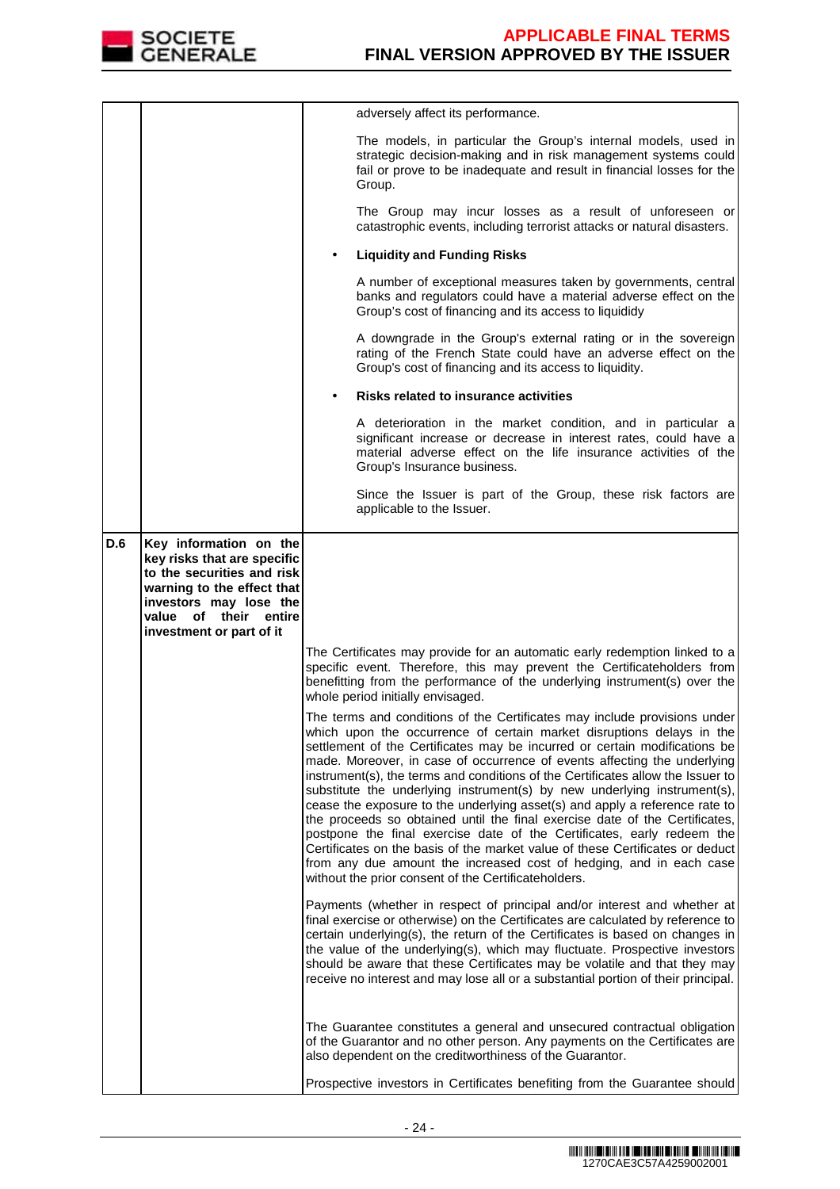| | | |
|---|---|---|
| | | adversely affect its performance.<br><br>The models, in particular the Group's internal models, used in strategic decision-making and in risk management systems could fail or prove to be inadequate and result in financial losses for the Group.<br><br>The Group may incur losses as a result of unforeseen or catastrophic events, including terrorist attacks or natural disasters.<br><br>• **Liquidity and Funding Risks**<br><br>A number of exceptional measures taken by governments, central banks and regulators could have a material adverse effect on the Group's cost of financing and its access to liquididy<br><br>A downgrade in the Group's external rating or in the sovereign rating of the French State could have an adverse effect on the Group's cost of financing and its access to liquidity.<br><br>• **Risks related to insurance activities**<br><br>A deterioration in the market condition, and in particular a significant increase or decrease in interest rates, could have a material adverse effect on the life insurance activities of the Group's Insurance business.<br><br>Since the Issuer is part of the Group, these risk factors are applicable to the Issuer. |
| **D.6** | **Key information on the key risks that are specific to the securities and risk warning to the effect that investors may lose the value of their entire investment or part of it** | |
| | | The Certificates may provide for an automatic early redemption linked to a specific event. Therefore, this may prevent the Certificateholders from benefitting from the performance of the underlying instrument(s) over the whole period initially envisaged.<br><br>The terms and conditions of the Certificates may include provisions under which upon the occurrence of certain market disruptions delays in the settlement of the Certificates may be incurred or certain modifications be made. Moreover, in case of occurrence of events affecting the underlying instrument(s), the terms and conditions of the Certificates allow the Issuer to substitute the underlying instrument(s) by new underlying instrument(s), cease the exposure to the underlying asset(s) and apply a reference rate to the proceeds so obtained until the final exercise date of the Certificates, postpone the final exercise date of the Certificates, early redeem the Certificates on the basis of the market value of these Certificates or deduct from any due amount the increased cost of hedging, and in each case without the prior consent of the Certificateholders.<br><br>Payments (whether in respect of principal and/or interest and whether at final exercise or otherwise) on the Certificates are calculated by reference to certain underlying(s), the return of the Certificates is based on changes in the value of the underlying(s), which may fluctuate. Prospective investors should be aware that these Certificates may be volatile and that they may receive no interest and may lose all or a substantial portion of their principal.<br><br>The Guarantee constitutes a general and unsecured contractual obligation of the Guarantor and no other person. Any payments on the Certificates are also dependent on the creditworthiness of the Guarantor.<br><br>Prospective investors in Certificates benefiting from the Guarantee should |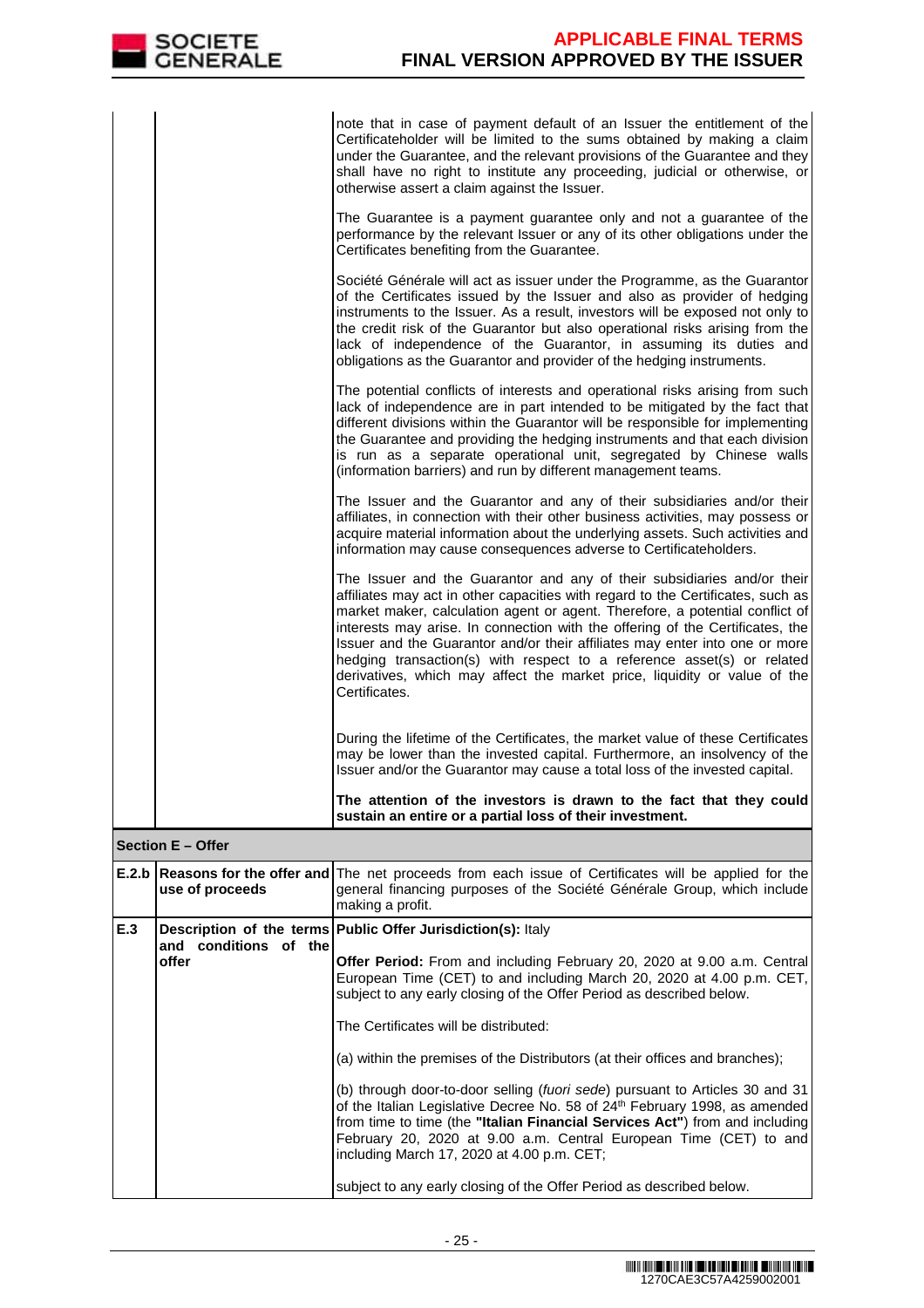| | | |
|---|---|---|
| | | note that in case of payment default of an Issuer the entitlement of the Certificateholder will be limited to the sums obtained by making a claim under the Guarantee, and the relevant provisions of the Guarantee and they shall have no right to institute any proceeding, judicial or otherwise, or otherwise assert a claim against the Issuer.<br><br>The Guarantee is a payment guarantee only and not a guarantee of the performance by the relevant Issuer or any of its other obligations under the Certificates benefiting from the Guarantee.<br><br>Société Générale will act as issuer under the Programme, as the Guarantor of the Certificates issued by the Issuer and also as provider of hedging instruments to the Issuer. As a result, investors will be exposed not only to the credit risk of the Guarantor but also operational risks arising from the lack of independence of the Guarantor, in assuming its duties and obligations as the Guarantor and provider of the hedging instruments.<br><br>The potential conflicts of interests and operational risks arising from such lack of independence are in part intended to be mitigated by the fact that different divisions within the Guarantor will be responsible for implementing the Guarantee and providing the hedging instruments and that each division is run as a separate operational unit, segregated by Chinese walls (information barriers) and run by different management teams.<br><br>The Issuer and the Guarantor and any of their subsidiaries and/or their affiliates, in connection with their other business activities, may possess or acquire material information about the underlying assets. Such activities and information may cause consequences adverse to Certificateholders.<br><br>The Issuer and the Guarantor and any of their subsidiaries and/or their affiliates may act in other capacities with regard to the Certificates, such as market maker, calculation agent or agent. Therefore, a potential conflict of interests may arise. In connection with the offering of the Certificates, the Issuer and the Guarantor and/or their affiliates may enter into one or more hedging transaction(s) with respect to a reference asset(s) or related derivatives, which may affect the market price, liquidity or value of the Certificates.<br><br>During the lifetime of the Certificates, the market value of these Certificates may be lower than the invested capital. Furthermore, an insolvency of the Issuer and/or the Guarantor may cause a total loss of the invested capital.<br><br>**The attention of the investors is drawn to the fact that they could sustain an entire or a partial loss of their investment.** |
| **Section E – Offer** | | |
| **E.2.b** | **Reasons for the offer and use of proceeds** | The net proceeds from each issue of Certificates will be applied for the general financing purposes of the Société Générale Group, which include making a profit. |
| **E.3** | **Description of the terms and conditions of the offer** | **Public Offer Jurisdiction(s):** Italy<br><br>**Offer Period:** From and including February 20, 2020 at 9.00 a.m. Central European Time (CET) to and including March 20, 2020 at 4.00 p.m. CET, subject to any early closing of the Offer Period as described below.<br><br>The Certificates will be distributed:<br><br>(a) within the premises of the Distributors (at their offices and branches);<br><br>(b) through door-to-door selling (*fuori sede*) pursuant to Articles 30 and 31 of the Italian Legislative Decree No. 58 of 24th February 1998, as amended from time to time (the **"Italian Financial Services Act"**) from and including February 20, 2020 at 9.00 a.m. Central European Time (CET) to and including March 17, 2020 at 4.00 p.m. CET;<br><br>subject to any early closing of the Offer Period as described below. |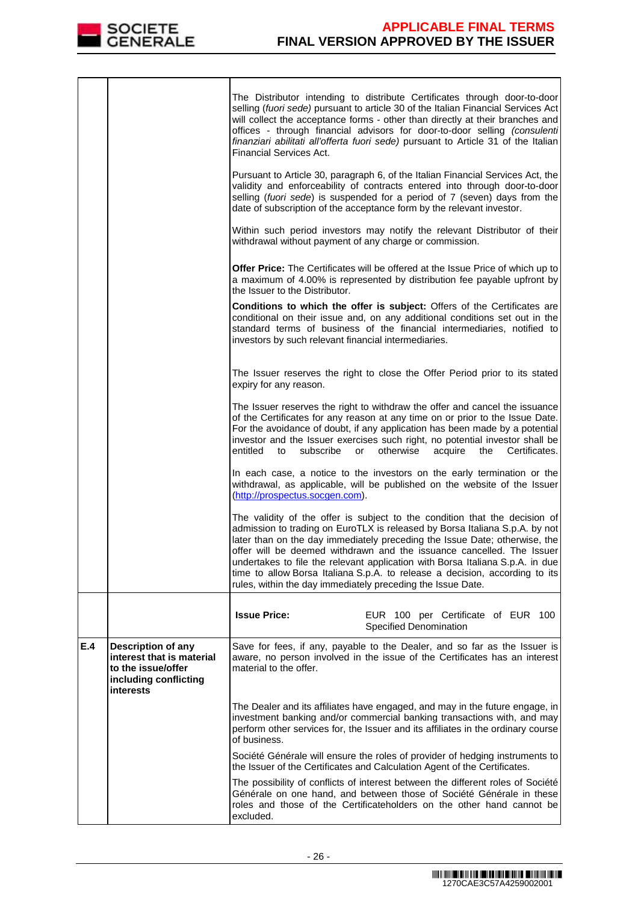| | | |
|---|---|---|
| | | The Distributor intending to distribute Certificates through door-to-door selling (*fuori sede)* pursuant to article 30 of the Italian Financial Services Act will collect the acceptance forms - other than directly at their branches and offices - through financial advisors for door-to-door selling *(consulenti finanziari abilitati all'offerta fuori sede)* pursuant to Article 31 of the Italian Financial Services Act.<br><br>Pursuant to Article 30, paragraph 6, of the Italian Financial Services Act, the validity and enforceability of contracts entered into through door-to-door selling (*fuori sede*) is suspended for a period of 7 (seven) days from the date of subscription of the acceptance form by the relevant investor.<br><br>Within such period investors may notify the relevant Distributor of their withdrawal without payment of any charge or commission.<br><br>**Offer Price:** The Certificates will be offered at the Issue Price of which up to a maximum of 4.00% is represented by distribution fee payable upfront by the Issuer to the Distributor.<br><br>**Conditions to which the offer is subject:** Offers of the Certificates are conditional on their issue and, on any additional conditions set out in the standard terms of business of the financial intermediaries, notified to investors by such relevant financial intermediaries.<br><br>The Issuer reserves the right to close the Offer Period prior to its stated expiry for any reason.<br><br>The Issuer reserves the right to withdraw the offer and cancel the issuance of the Certificates for any reason at any time on or prior to the Issue Date. For the avoidance of doubt, if any application has been made by a potential investor and the Issuer exercises such right, no potential investor shall be entitled to subscribe or otherwise acquire the Certificates.<br><br>In each case, a notice to the investors on the early termination or the withdrawal, as applicable, will be published on the website of the Issuer (http://prospectus.socgen.com).<br><br>The validity of the offer is subject to the condition that the decision of admission to trading on EuroTLX is released by Borsa Italiana S.p.A. by not later than on the day immediately preceding the Issue Date; otherwise, the offer will be deemed withdrawn and the issuance cancelled. The Issuer undertakes to file the relevant application with Borsa Italiana S.p.A. in due time to allow Borsa Italiana S.p.A. to release a decision, according to its rules, within the day immediately preceding the Issue Date. |
| | | **Issue Price:** EUR 100 per Certificate of EUR 100 Specified Denomination |
| **E.4** | **Description of any interest that is material to the issue/offer including conflicting interests** | Save for fees, if any, payable to the Dealer, and so far as the Issuer is aware, no person involved in the issue of the Certificates has an interest material to the offer.<br><br>The Dealer and its affiliates have engaged, and may in the future engage, in investment banking and/or commercial banking transactions with, and may perform other services for, the Issuer and its affiliates in the ordinary course of business.<br><br>Société Générale will ensure the roles of provider of hedging instruments to the Issuer of the Certificates and Calculation Agent of the Certificates.<br><br>The possibility of conflicts of interest between the different roles of Société Générale on one hand, and between those of Société Générale in these roles and those of the Certificateholders on the other hand cannot be excluded. |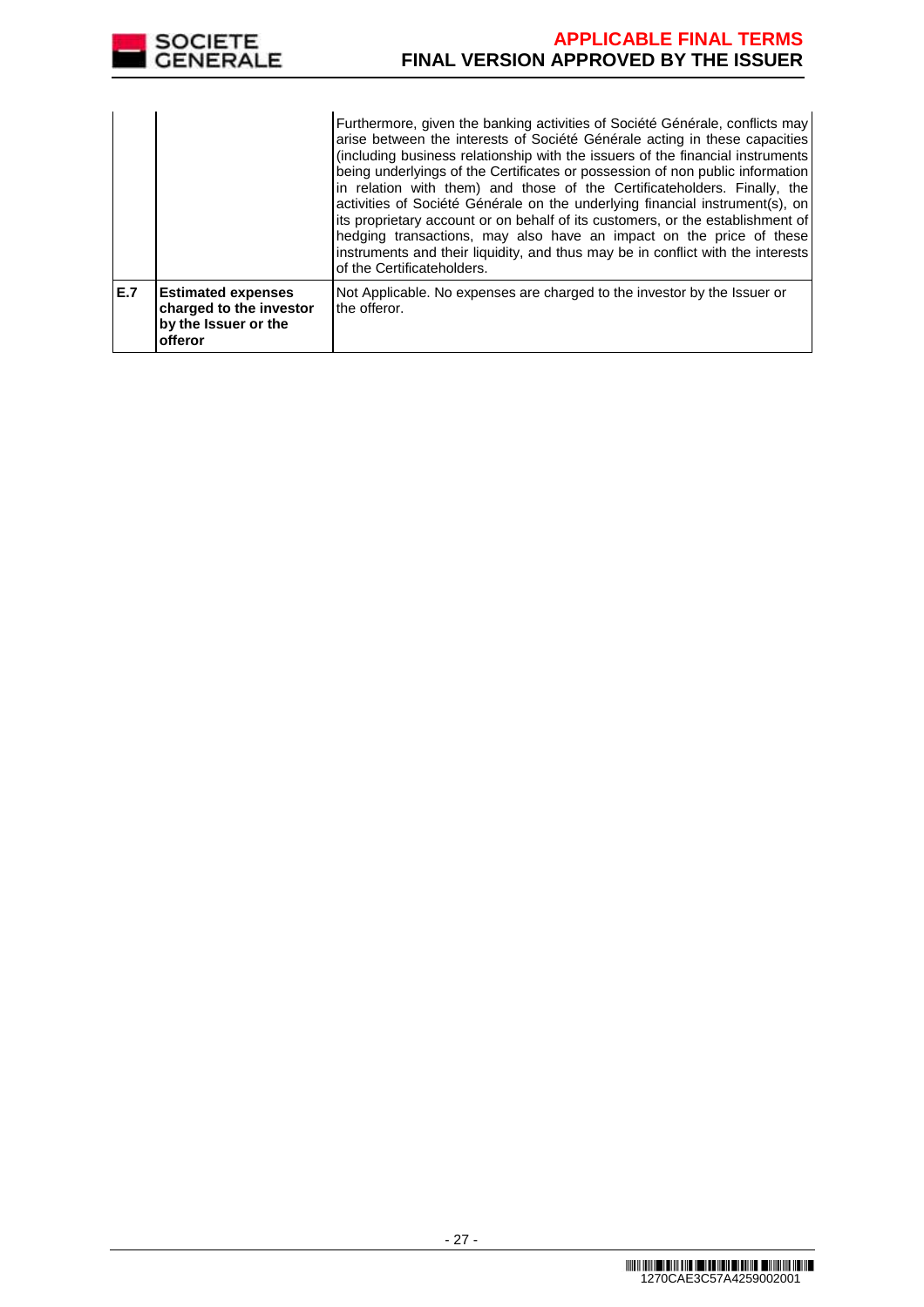| | | |
|---|---|---|
| | | Furthermore, given the banking activities of Société Générale, conflicts may arise between the interests of Société Générale acting in these capacities (including business relationship with the issuers of the financial instruments being underlyings of the Certificates or possession of non public information in relation with them) and those of the Certificateholders. Finally, the activities of Société Générale on the underlying financial instrument(s), on its proprietary account or on behalf of its customers, or the establishment of hedging transactions, may also have an impact on the price of these instruments and their liquidity, and thus may be in conflict with the interests of the Certificateholders. |
| **E.7** | **Estimated expenses charged to the investor by the Issuer or the offeror** | Not Applicable. No expenses are charged to the investor by the Issuer or the offeror. |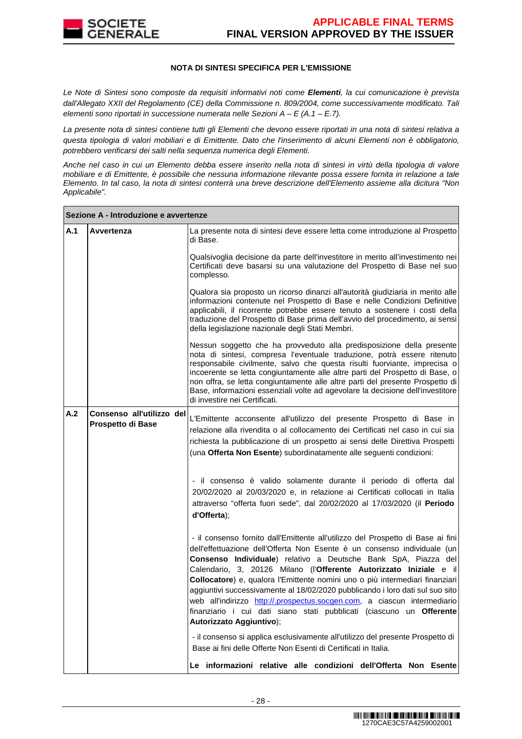**NOTA DI SINTESI SPECIFICA PER L'EMISSIONE**

*Le Note di Sintesi sono composte da requisiti informativi noti come **Elementi**, la cui comunicazione è prevista dall'Allegato XXII del Regolamento (CE) della Commissione n. 809/2004, come successivamente modificato. Tali elementi sono riportati in successione numerata nelle Sezioni A – E (A.1 – E.7).*

*La presente nota di sintesi contiene tutti gli Elementi che devono essere riportati in una nota di sintesi relativa a questa tipologia di valori mobiliari e di Emittente. Dato che l'inserimento di alcuni Elementi non è obbligatorio, potrebbero verificarsi dei salti nella sequenza numerica degli Elementi.*

*Anche nel caso in cui un Elemento debba essere inserito nella nota di sintesi in virtù della tipologia di valore mobiliare e di Emittente, è possibile che nessuna informazione rilevante possa essere fornita in relazione a tale Elemento. In tal caso, la nota di sintesi conterrà una breve descrizione dell'Elemento assieme alla dicitura "Non Applicabile".*

| **Sezione A - Introduzione e avvertenze** | | |
|---|---|---|
| **A.1** | **Avvertenza** | La presente nota di sintesi deve essere letta come introduzione al Prospetto di Base.<br><br>Qualsivoglia decisione da parte dell'investitore in merito all'investimento nei Certificati deve basarsi su una valutazione del Prospetto di Base nel suo complesso.<br><br>Qualora sia proposto un ricorso dinanzi all'autorità giudiziaria in merito alle informazioni contenute nel Prospetto di Base e nelle Condizioni Definitive applicabili, il ricorrente potrebbe essere tenuto a sostenere i costi della traduzione del Prospetto di Base prima dell'avvio del procedimento, ai sensi della legislazione nazionale degli Stati Membri.<br><br>Nessun soggetto che ha provveduto alla predisposizione della presente nota di sintesi, compresa l'eventuale traduzione, potrà essere ritenuto responsabile civilmente, salvo che questa risulti fuorviante, imprecisa o incoerente se letta congiuntamente alle altre parti del Prospetto di Base, o non offra, se letta congiuntamente alle altre parti del presente Prospetto di Base, informazioni essenziali volte ad agevolare la decisione dell'investitore di investire nei Certificati. |
| **A.2** | **Consenso all'utilizzo del Prospetto di Base** | L'Emittente acconsente all'utilizzo del presente Prospetto di Base in relazione alla rivendita o al collocamento dei Certificati nel caso in cui sia richiesta la pubblicazione di un prospetto ai sensi delle Direttiva Prospetti (una **Offerta Non Esente**) subordinatamente alle seguenti condizioni:<br><br>- il consenso è valido solamente durante il periodo di offerta dal 20/02/2020 al 20/03/2020 e, in relazione ai Certificati collocati in Italia attraverso "offerta fuori sede", dal 20/02/2020 al 17/03/2020 (il **Periodo d'Offerta**);<br><br>- il consenso fornito dall'Emittente all'utilizzo del Prospetto di Base ai fini dell'effettuazione dell'Offerta Non Esente è un consenso individuale (un **Consenso Individuale**) relativo a Deutsche Bank SpA, Piazza del Calendario, 3, 20126 Milano (l'**Offerente Autorizzato Iniziale** e il **Collocatore**) e, qualora l'Emittente nomini uno o più intermediari finanziari aggiuntivi successivamente al 18/02/2020 pubblicando i loro dati sul suo sito web all'indirizzo http://.prospectus.socgen.com, a ciascun intermediario finanziario i cui dati siano stati pubblicati (ciascuno un **Offerente Autorizzato Aggiuntivo**);<br><br>- il consenso si applica esclusivamente all'utilizzo del presente Prospetto di Base ai fini delle Offerte Non Esenti di Certificati in Italia.<br><br>**Le informazioni relative alle condizioni dell'Offerta Non Esente** |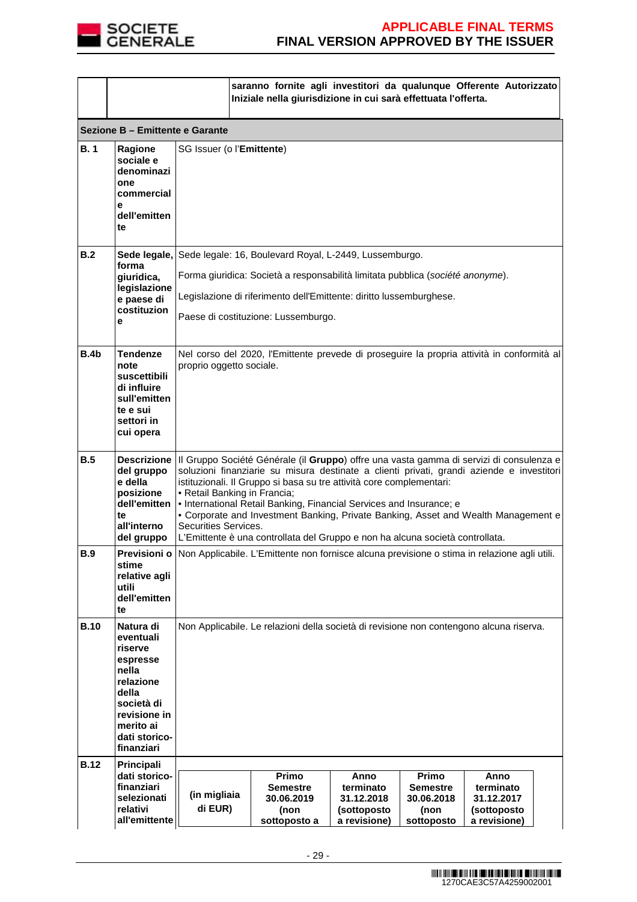| | | |
|---|---|---|
| | | **saranno fornite agli investitori da qualunque Offerente Autorizzato Iniziale nella giurisdizione in cui sarà effettuata l'offerta.** |

**Sezione B – Emittente e Garante**

| | | |
|---|---|---|
| **B. 1** | **Ragione sociale e denominazione commerciale dell'emittente** | SG Issuer (o l'**Emittente**) |
| **B.2** | **Sede legale, forma giuridica, legislazione e paese di costituzione** | Sede legale: 16, Boulevard Royal, L-2449, Lussemburgo.<br>Forma giuridica: Società a responsabilità limitata pubblica (*société anonyme*).<br>Legislazione di riferimento dell'Emittente: diritto lussemburghese.<br>Paese di costituzione: Lussemburgo. |
| **B.4b** | **Tendenze note suscettibili di influire sull'emittente e sui settori in cui opera** | Nel corso del 2020, l'Emittente prevede di proseguire la propria attività in conformità al proprio oggetto sociale. |
| **B.5** | **Descrizione del gruppo e della posizione dell'emittente all'interno del gruppo** | Il Gruppo Société Générale (il **Gruppo**) offre una vasta gamma di servizi di consulenza e soluzioni finanziarie su misura destinate a clienti privati, grandi aziende e investitori istituzionali. Il Gruppo si basa su tre attività core complementari:<br>• Retail Banking in Francia;<br>• International Retail Banking, Financial Services and Insurance; e<br>• Corporate and Investment Banking, Private Banking, Asset and Wealth Management e Securities Services.<br>L'Emittente è una controllata del Gruppo e non ha alcuna società controllata. |
| **B.9** | **Previsioni o stime relative agli utili dell'emittente** | Non Applicabile. L'Emittente non fornisce alcuna previsione o stima in relazione agli utili. |
| **B.10** | **Natura di eventuali riserve espresse nella relazione della società di revisione in merito ai dati storico-finanziari** | Non Applicabile. Le relazioni della società di revisione non contengono alcuna riserva. |
| **B.12** | **Principali dati storico-finanziari selezionati relativi all'emittente** | |

| (in migliaia di EUR) | Primo Semestre 30.06.2019 (non sottoposto a | Anno terminato 31.12.2018 (sottoposto a revisione) | Primo Semestre 30.06.2018 (non sottoposto | Anno terminato 31.12.2017 (sottoposto a revisione) |
|---|---|---|---|---|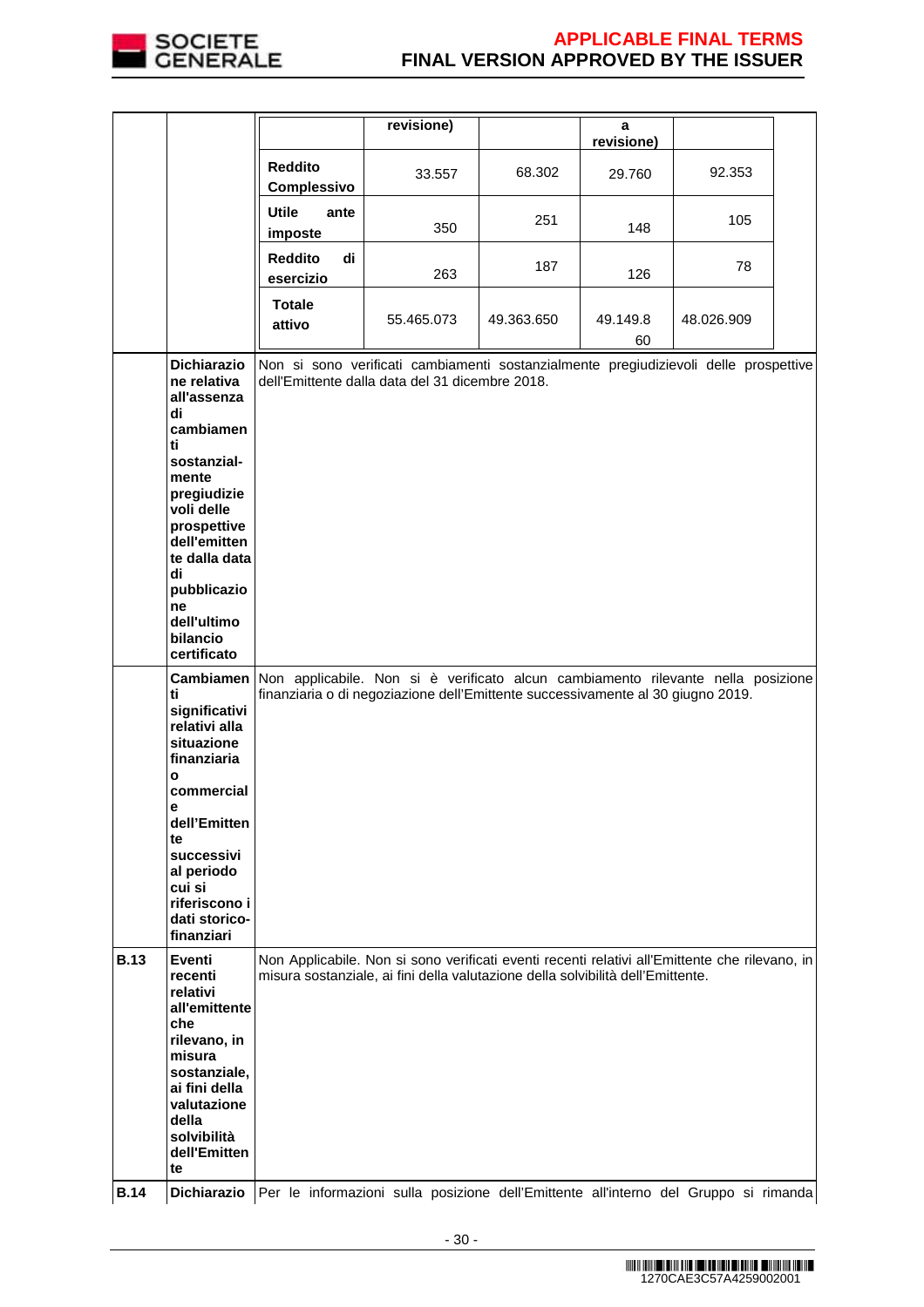| | | | | | | |
|---|---|---|---|---|---|---|
| | | | revisione) | | a revisione) | |
| | | **Reddito Complessivo** | 33.557 | 68.302 | 29.760 | 92.353 |
| | | **Utile ante imposte** | 350 | 251 | 148 | 105 |
| | | **Reddito di esercizio** | 263 | 187 | 126 | 78 |
| | | **Totale attivo** | 55.465.073 | 49.363.650 | 49.149.860 | 48.026.909 |
| | **Dichiarazione relativa all'assenza di cambiamenti sostanzial-mente pregiudizievoli delle prospettive dell'emittente dalla data di pubblicazione dell'ultimo bilancio certificato** | Non si sono verificati cambiamenti sostanzialmente pregiudizievoli delle prospettive dell'Emittente dalla data del 31 dicembre 2018. | | | | |
| | **Cambiamenti significativi relativi alla situazione finanziaria o commerciale dell'Emittente successivi al periodo cui si riferiscono i dati storico-finanziari** | Non applicabile. Non si è verificato alcun cambiamento rilevante nella posizione finanziaria o di negoziazione dell'Emittente successivamente al 30 giugno 2019. | | | | |
| **B.13** | **Eventi recenti relativi all'emittente che rilevano, in misura sostanziale, ai fini della valutazione della solvibilità dell'Emittente** | Non Applicabile. Non si sono verificati eventi recenti relativi all'Emittente che rilevano, in misura sostanziale, ai fini della valutazione della solvibilità dell'Emittente. | | | | |
| **B.14** | **Dichiarazio** | Per le informazioni sulla posizione dell'Emittente all'interno del Gruppo si rimanda | | | | |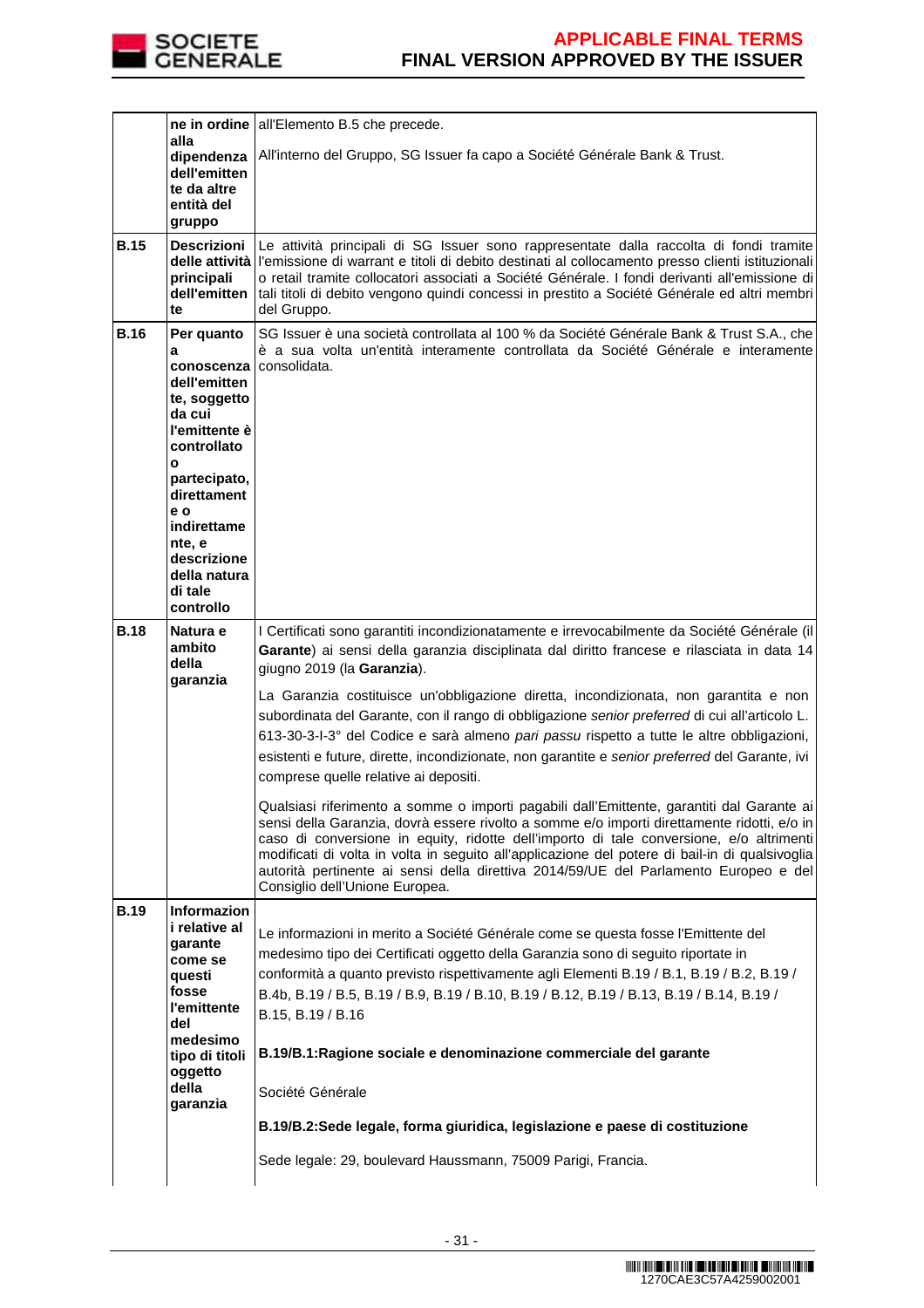| | | |
|---|---|---|
| | **ne in ordine alla dipendenza dell'emittente da altre entità del gruppo** | all'Elemento B.5 che precede.<br><br>All'interno del Gruppo, SG Issuer fa capo a Société Générale Bank & Trust. |
| **B.15** | **Descrizioni delle attività principali dell'emittente** | Le attività principali di SG Issuer sono rappresentate dalla raccolta di fondi tramite l'emissione di warrant e titoli di debito destinati al collocamento presso clienti istituzionali o retail tramite collocatori associati a Société Générale. I fondi derivanti all'emissione di tali titoli di debito vengono quindi concessi in prestito a Société Générale ed altri membri del Gruppo. |
| **B.16** | **Per quanto a conoscenza dell'emittente, soggetto da cui l'emittente è controllato o partecipato, direttamente o indirettamente, e descrizione della natura di tale controllo** | SG Issuer è una società controllata al 100 % da Société Générale Bank & Trust S.A., che è a sua volta un'entità interamente controllata da Société Générale e interamente consolidata. |
| **B.18** | **Natura e ambito della garanzia** | I Certificati sono garantiti incondizionatamente e irrevocabilmente da Société Générale (il **Garante**) ai sensi della garanzia disciplinata dal diritto francese e rilasciata in data 14 giugno 2019 (la **Garanzia**).<br><br>La Garanzia costituisce un'obbligazione diretta, incondizionata, non garantita e non subordinata del Garante, con il rango di obbligazione *senior preferred* di cui all'articolo L. 613-30-3-I-3° del Codice e sarà almeno *pari passu* rispetto a tutte le altre obbligazioni, esistenti e future, dirette, incondizionate, non garantite e *senior preferred* del Garante, ivi comprese quelle relative ai depositi.<br><br>Qualsiasi riferimento a somme o importi pagabili dall'Emittente, garantiti dal Garante ai sensi della Garanzia, dovrà essere rivolto a somme e/o importi direttamente ridotti, e/o in caso di conversione in equity, ridotte dell'importo di tale conversione, e/o altrimenti modificati di volta in volta in seguito all'applicazione del potere di bail-in di qualsivoglia autorità pertinente ai sensi della direttiva 2014/59/UE del Parlamento Europeo e del Consiglio dell'Unione Europea. |
| **B.19** | **Informazioni relative al garante come se questi fosse l'emittente del medesimo tipo di titoli oggetto della garanzia** | Le informazioni in merito a Société Générale come se questa fosse l'Emittente del medesimo tipo dei Certificati oggetto della Garanzia sono di seguito riportate in conformità a quanto previsto rispettivamente agli Elementi B.19 / B.1, B.19 / B.2, B.19 / B.4b, B.19 / B.5, B.19 / B.9, B.19 / B.10, B.19 / B.12, B.19 / B.13, B.19 / B.14, B.19 / B.15, B.19 / B.16<br><br>**B.19/B.1:Ragione sociale e denominazione commerciale del garante**<br><br>Société Générale<br><br>**B.19/B.2:Sede legale, forma giuridica, legislazione e paese di costituzione**<br><br>Sede legale: 29, boulevard Haussmann, 75009 Parigi, Francia. |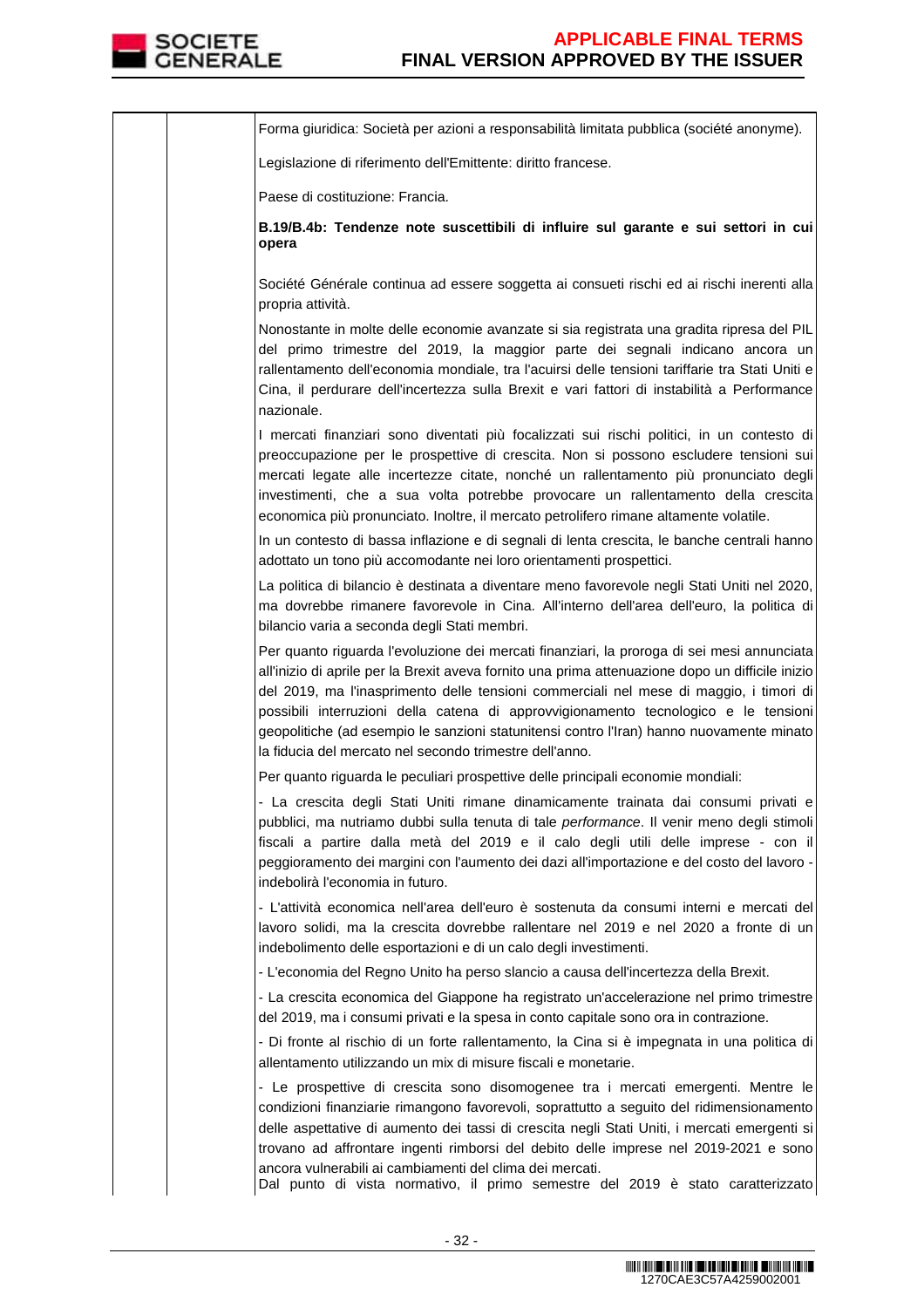Forma giuridica: Società per azioni a responsabilità limitata pubblica (société anonyme).

Legislazione di riferimento dell'Emittente: diritto francese.

Paese di costituzione: Francia.

**B.19/B.4b: Tendenze note suscettibili di influire sul garante e sui settori in cui opera**

Société Générale continua ad essere soggetta ai consueti rischi ed ai rischi inerenti alla propria attività.

Nonostante in molte delle economie avanzate si sia registrata una gradita ripresa del PIL del primo trimestre del 2019, la maggior parte dei segnali indicano ancora un rallentamento dell'economia mondiale, tra l'acuirsi delle tensioni tariffarie tra Stati Uniti e Cina, il perdurare dell'incertezza sulla Brexit e vari fattori di instabilità a Performance nazionale.

I mercati finanziari sono diventati più focalizzati sui rischi politici, in un contesto di preoccupazione per le prospettive di crescita. Non si possono escludere tensioni sui mercati legate alle incertezze citate, nonché un rallentamento più pronunciato degli investimenti, che a sua volta potrebbe provocare un rallentamento della crescita economica più pronunciato. Inoltre, il mercato petrolifero rimane altamente volatile.

In un contesto di bassa inflazione e di segnali di lenta crescita, le banche centrali hanno adottato un tono più accomodante nei loro orientamenti prospettici.

La politica di bilancio è destinata a diventare meno favorevole negli Stati Uniti nel 2020, ma dovrebbe rimanere favorevole in Cina. All'interno dell'area dell'euro, la politica di bilancio varia a seconda degli Stati membri.

Per quanto riguarda l'evoluzione dei mercati finanziari, la proroga di sei mesi annunciata all'inizio di aprile per la Brexit aveva fornito una prima attenuazione dopo un difficile inizio del 2019, ma l'inasprimento delle tensioni commerciali nel mese di maggio, i timori di possibili interruzioni della catena di approvvigionamento tecnologico e le tensioni geopolitiche (ad esempio le sanzioni statunitensi contro l'Iran) hanno nuovamente minato la fiducia del mercato nel secondo trimestre dell'anno.

Per quanto riguarda le peculiari prospettive delle principali economie mondiali:

- La crescita degli Stati Uniti rimane dinamicamente trainata dai consumi privati e pubblici, ma nutriamo dubbi sulla tenuta di tale *performance*. Il venir meno degli stimoli fiscali a partire dalla metà del 2019 e il calo degli utili delle imprese - con il peggioramento dei margini con l'aumento dei dazi all'importazione e del costo del lavoro - indebolirà l'economia in futuro.

- L'attività economica nell'area dell'euro è sostenuta da consumi interni e mercati del lavoro solidi, ma la crescita dovrebbe rallentare nel 2019 e nel 2020 a fronte di un indebolimento delle esportazioni e di un calo degli investimenti.

- L'economia del Regno Unito ha perso slancio a causa dell'incertezza della Brexit.

- La crescita economica del Giappone ha registrato un'accelerazione nel primo trimestre del 2019, ma i consumi privati e la spesa in conto capitale sono ora in contrazione.

- Di fronte al rischio di un forte rallentamento, la Cina si è impegnata in una politica di allentamento utilizzando un mix di misure fiscali e monetarie.

- Le prospettive di crescita sono disomogenee tra i mercati emergenti. Mentre le condizioni finanziarie rimangono favorevoli, soprattutto a seguito del ridimensionamento delle aspettative di aumento dei tassi di crescita negli Stati Uniti, i mercati emergenti si trovano ad affrontare ingenti rimborsi del debito delle imprese nel 2019-2021 e sono ancora vulnerabili ai cambiamenti del clima dei mercati.

Dal punto di vista normativo, il primo semestre del 2019 è stato caratterizzato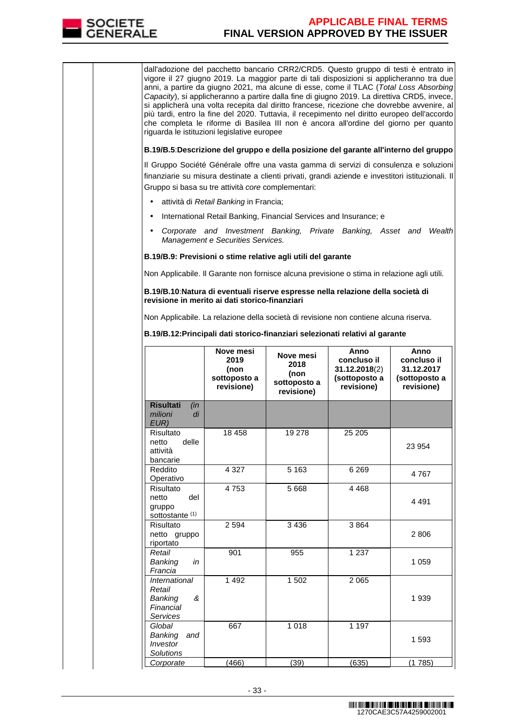dall'adozione del pacchetto bancario CRR2/CRD5. Questo gruppo di testi è entrato in vigore il 27 giugno 2019. La maggior parte di tali disposizioni si applicheranno tra due anni, a partire da giugno 2021, ma alcune di esse, come il TLAC (*Total Loss Absorbing Capacity*), si applicheranno a partire dalla fine di giugno 2019. La direttiva CRD5, invece, si applicherà una volta recepita dal diritto francese, ricezione che dovrebbe avvenire, al più tardi, entro la fine del 2020. Tuttavia, il recepimento nel diritto europeo dell'accordo che completa le riforme di Basilea III non è ancora all'ordine del giorno per quanto riguarda le istituzioni legislative europee

**B.19/B.5**:**Descrizione del gruppo e della posizione del garante all'interno del gruppo**

Il Gruppo Société Générale offre una vasta gamma di servizi di consulenza e soluzioni finanziarie su misura destinate a clienti privati, grandi aziende e investitori istituzionali. Il Gruppo si basa su tre attività *core* complementari:

- attività di *Retail Banking* in Francia;
- International Retail Banking, Financial Services and Insurance; e
- *Corporate and Investment Banking, Private Banking, Asset and Wealth Management e Securities Services.*

**B.19/B.9: Previsioni o stime relative agli utili del garante**

Non Applicabile. Il Garante non fornisce alcuna previsione o stima in relazione agli utili.

**B.19/B.10**:**Natura di eventuali riserve espresse nella relazione della società di revisione in merito ai dati storico-finanziari**

Non Applicabile. La relazione della società di revisione non contiene alcuna riserva.

**B.19/B.12:Principali dati storico-finanziari selezionati relativi al garante**

| | Nove mesi 2019 (non sottoposto a revisione) | Nove mesi 2018 (non sottoposto a revisione) | Anno concluso il 31.12.2018(2) (sottoposto a revisione) | Anno concluso il 31.12.2017 (sottoposto a revisione) |
|---|---|---|---|---|
| **Risultati** *(in milioni di EUR)* | | | | |
| Risultato netto delle attività bancarie | 18 458 | 19 278 | 25 205 | 23 954 |
| Reddito Operativo | 4 327 | 5 163 | 6 269 | 4 767 |
| Risultato netto del gruppo sottostante (1) | 4 753 | 5 668 | 4 468 | 4 491 |
| Risultato netto gruppo riportato | 2 594 | 3 436 | 3 864 | 2 806 |
| *Retail Banking in Francia* | 901 | 955 | 1 237 | 1 059 |
| *International Retail Banking & Financial Services* | 1 492 | 1 502 | 2 065 | 1 939 |
| *Global Banking and Investor Solutions* | 667 | 1 018 | 1 197 | 1 593 |
| *Corporate* | (466) | (39) | (635) | (1 785) |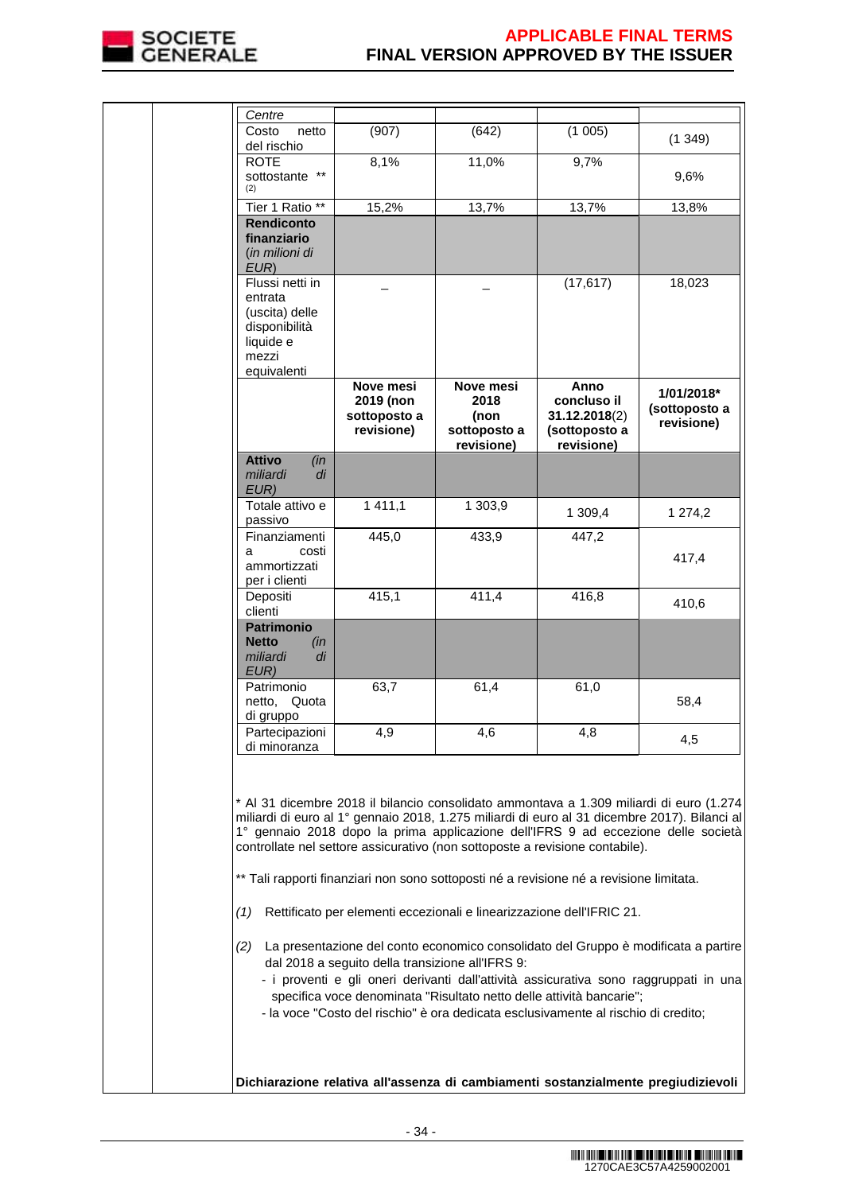| Centre | | | | |
|---|---|---|---|---|
| Costo netto del rischio | (907) | (642) | (1 005) | (1 349) |
| ROTE sottostante ** (2) | 8,1% | 11,0% | 9,7% | 9,6% |
| Tier 1 Ratio ** | 15,2% | 13,7% | 13,7% | 13,8% |
| **Rendiconto finanziario** (*in milioni di EUR*) | | | | |
| Flussi netti in entrata (uscita) delle disponibilità liquide e mezzi equivalenti | _ | _ | (17,617) | 18,023 |
| | **Nove mesi 2019 (non sottoposto a revisione)** | **Nove mesi 2018 (non sottoposto a revisione)** | **Anno concluso il 31.12.2018**(2) **(sottoposto a revisione)** | **1/01/2018* (sottoposto a revisione)** |
| **Attivo** (*in miliardi di EUR*) | | | | |
| Totale attivo e passivo | 1 411,1 | 1 303,9 | 1 309,4 | 1 274,2 |
| Finanziamenti a costi ammortizzati per i clienti | 445,0 | 433,9 | 447,2 | 417,4 |
| Depositi clienti | 415,1 | 411,4 | 416,8 | 410,6 |
| **Patrimonio Netto** (*in miliardi di EUR*) | | | | |
| Patrimonio netto, Quota di gruppo | 63,7 | 61,4 | 61,0 | 58,4 |
| Partecipazioni di minoranza | 4,9 | 4,6 | 4,8 | 4,5 |

* Al 31 dicembre 2018 il bilancio consolidato ammontava a 1.309 miliardi di euro (1.274 miliardi di euro al 1° gennaio 2018, 1.275 miliardi di euro al 31 dicembre 2017). Bilanci al 1° gennaio 2018 dopo la prima applicazione dell'IFRS 9 ad eccezione delle società controllate nel settore assicurativo (non sottoposte a revisione contabile).

** Tali rapporti finanziari non sono sottoposti né a revisione né a revisione limitata.

*(1)* Rettificato per elementi eccezionali e linearizzazione dell'IFRIC 21.

*(2)* La presentazione del conto economico consolidato del Gruppo è modificata a partire dal 2018 a seguito della transizione all'IFRS 9:
- i proventi e gli oneri derivanti dall'attività assicurativa sono raggruppati in una specifica voce denominata "Risultato netto delle attività bancarie";
- la voce "Costo del rischio" è ora dedicata esclusivamente al rischio di credito;

**Dichiarazione relativa all'assenza di cambiamenti sostanzialmente pregiudizievoli**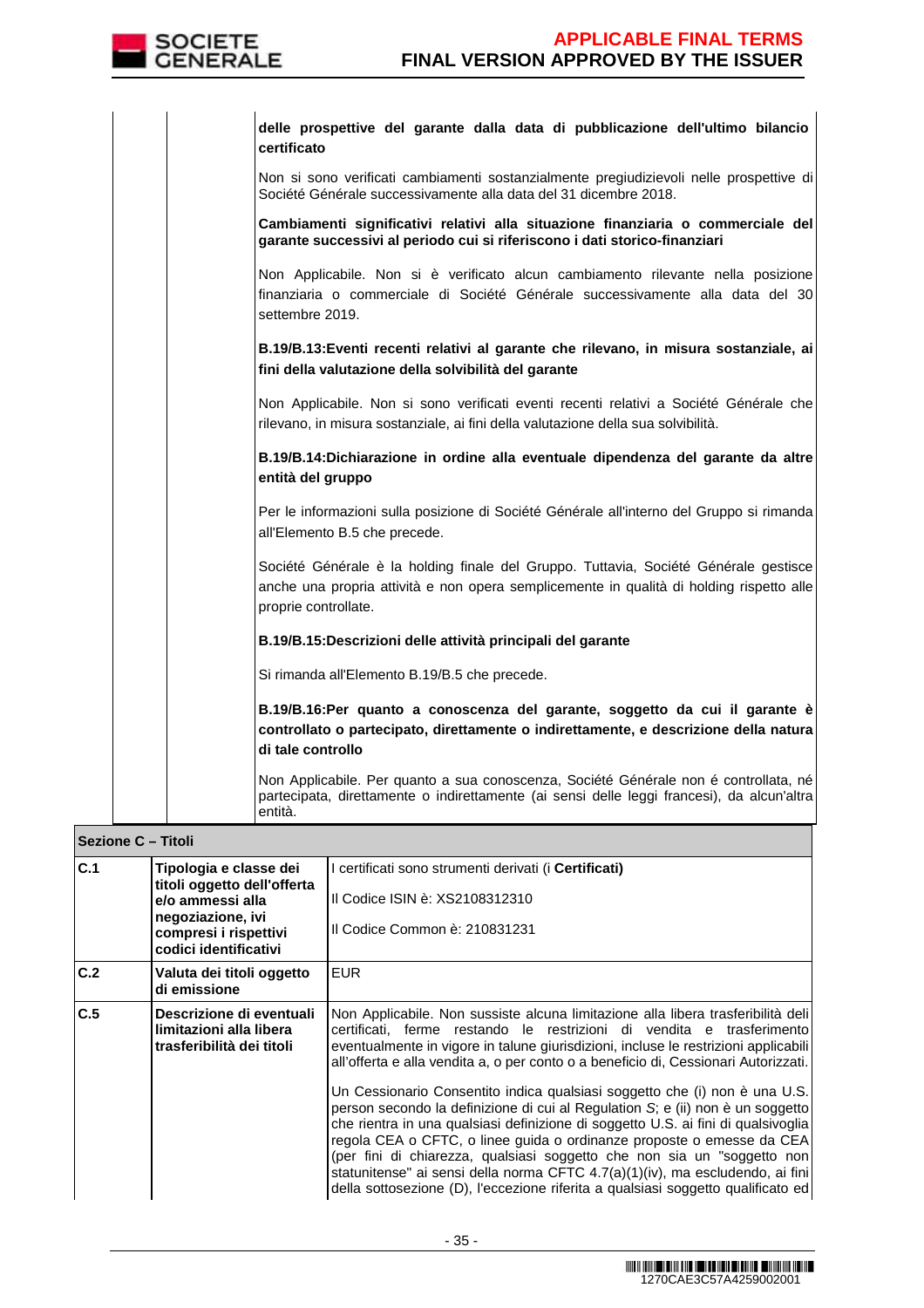| | | |
|---|---|---|
| | | **delle prospettive del garante dalla data di pubblicazione dell'ultimo bilancio certificato**<br><br>Non si sono verificati cambiamenti sostanzialmente pregiudizievoli nelle prospettive di Société Générale successivamente alla data del 31 dicembre 2018.<br><br>**Cambiamenti significativi relativi alla situazione finanziaria o commerciale del garante successivi al periodo cui si riferiscono i dati storico-finanziari**<br><br>Non Applicabile. Non si è verificato alcun cambiamento rilevante nella posizione finanziaria o commerciale di Société Générale successivamente alla data del 30 settembre 2019.<br><br>**B.19/B.13:Eventi recenti relativi al garante che rilevano, in misura sostanziale, ai fini della valutazione della solvibilità del garante**<br><br>Non Applicabile. Non si sono verificati eventi recenti relativi a Société Générale che rilevano, in misura sostanziale, ai fini della valutazione della sua solvibilità.<br><br>**B.19/B.14:Dichiarazione in ordine alla eventuale dipendenza del garante da altre entità del gruppo**<br><br>Per le informazioni sulla posizione di Société Générale all'interno del Gruppo si rimanda all'Elemento B.5 che precede.<br><br>Société Générale è la holding finale del Gruppo. Tuttavia, Société Générale gestisce anche una propria attività e non opera semplicemente in qualità di holding rispetto alle proprie controllate.<br><br>**B.19/B.15:Descrizioni delle attività principali del garante**<br><br>Si rimanda all'Elemento B.19/B.5 che precede.<br><br>**B.19/B.16:Per quanto a conoscenza del garante, soggetto da cui il garante è controllato o partecipato, direttamente o indirettamente, e descrizione della natura di tale controllo**<br><br>Non Applicabile. Per quanto a sua conoscenza, Société Générale non é controllata, né partecipata, direttamente o indirettamente (ai sensi delle leggi francesi), da alcun'altra entità. |

| **Sezione C – Titoli** | | |
|---|---|---|
| **C.1** | **Tipologia e classe dei titoli oggetto dell'offerta e/o ammessi alla negoziazione, ivi compresi i rispettivi codici identificativi** | I certificati sono strumenti derivati (i **Certificati**)<br><br>Il Codice ISIN è: XS2108312310<br><br>Il Codice Common è: 210831231 |
| **C.2** | **Valuta dei titoli oggetto di emissione** | EUR |
| **C.5** | **Descrizione di eventuali limitazioni alla libera trasferibilità dei titoli** | Non Applicabile. Non sussiste alcuna limitazione alla libera trasferibilità deli certificati, ferme restando le restrizioni di vendita e trasferimento eventualmente in vigore in talune giurisdizioni, incluse le restrizioni applicabili all'offerta e alla vendita a, o per conto o a beneficio di, Cessionari Autorizzati.<br><br>Un Cessionario Consentito indica qualsiasi soggetto che (i) non è una U.S. person secondo la definizione di cui al Regulation S; e (ii) non è un soggetto che rientra in una qualsiasi definizione di soggetto U.S. ai fini di qualsivoglia regola CEA o CFTC, o linee guida o ordinanze proposte o emesse da CEA (per fini di chiarezza, qualsiasi soggetto che non sia un "soggetto non statunitense" ai sensi della norma CFTC 4.7(a)(1)(iv), ma escludendo, ai fini della sottosezione (D), l'eccezione riferita a qualsiasi soggetto qualificato ed |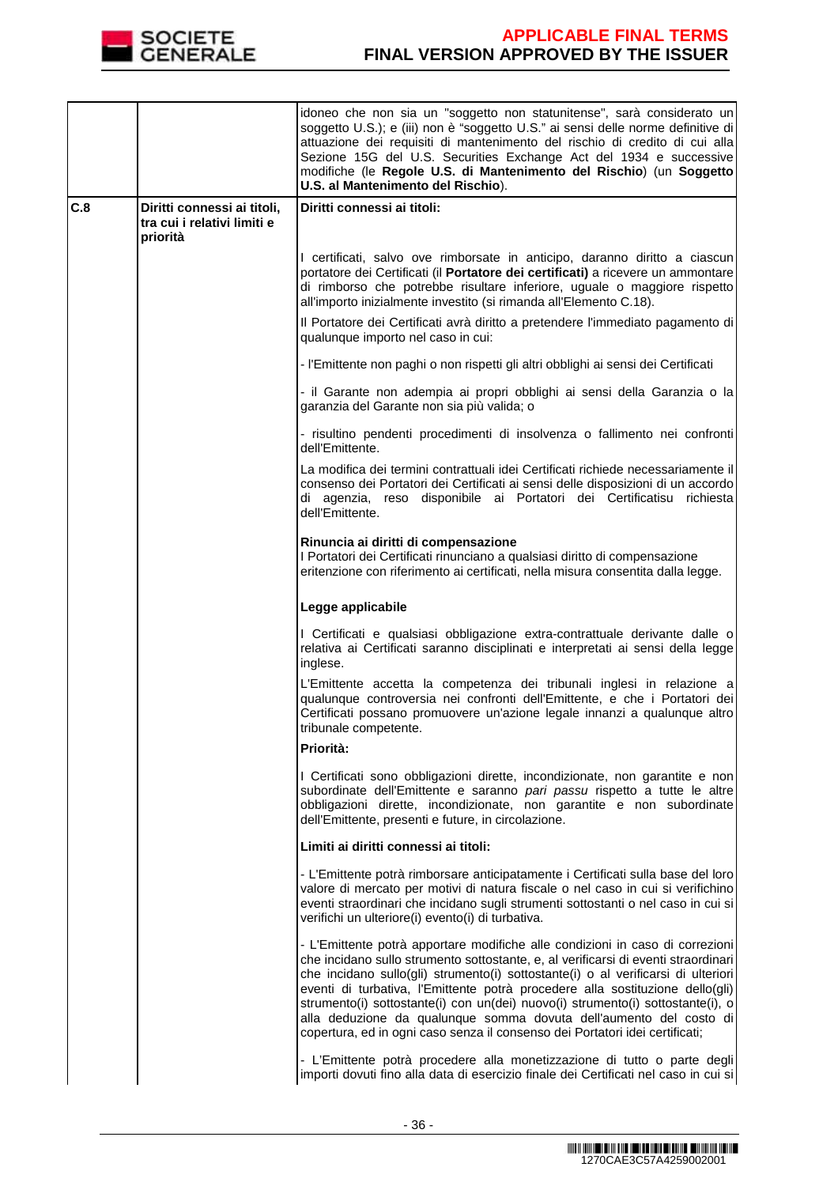| | | |
|---|---|---|
| | | idoneo che non sia un "soggetto non statunitense", sarà considerato un soggetto U.S.); e (iii) non è "soggetto U.S." ai sensi delle norme definitive di attuazione dei requisiti di mantenimento del rischio di credito di cui alla Sezione 15G del U.S. Securities Exchange Act del 1934 e successive modifiche (le **Regole U.S. di Mantenimento del Rischio**) (un **Soggetto U.S. al Mantenimento del Rischio**). |
| **C.8** | **Diritti connessi ai titoli, tra cui i relativi limiti e priorità** | **Diritti connessi ai titoli:**<br><br>I certificati, salvo ove rimborsate in anticipo, daranno diritto a ciascun portatore dei Certificati (il **Portatore dei certificati)** a ricevere un ammontare di rimborso che potrebbe risultare inferiore, uguale o maggiore rispetto all'importo inizialmente investito (si rimanda all'Elemento C.18).<br><br>Il Portatore dei Certificati avrà diritto a pretendere l'immediato pagamento di qualunque importo nel caso in cui:<br><br>- l'Emittente non paghi o non rispetti gli altri obblighi ai sensi dei Certificati<br><br>- il Garante non adempia ai propri obblighi ai sensi della Garanzia o la garanzia del Garante non sia più valida; o<br><br>- risultino pendenti procedimenti di insolvenza o fallimento nei confronti dell'Emittente.<br><br>La modifica dei termini contrattuali idei Certificati richiede necessariamente il consenso dei Portatori dei Certificati ai sensi delle disposizioni di un accordo di agenzia, reso disponibile ai Portatori dei Certificatisu richiesta dell'Emittente.<br><br>**Rinuncia ai diritti di compensazione**<br>I Portatori dei Certificati rinunciano a qualsiasi diritto di compensazione eritenzione con riferimento ai certificati, nella misura consentita dalla legge.<br><br>**Legge applicabile**<br><br>I Certificati e qualsiasi obbligazione extra-contrattuale derivante dalle o relativa ai Certificati saranno disciplinati e interpretati ai sensi della legge inglese.<br><br>L'Emittente accetta la competenza dei tribunali inglesi in relazione a qualunque controversia nei confronti dell'Emittente, e che i Portatori dei Certificati possano promuovere un'azione legale innanzi a qualunque altro tribunale competente.<br><br>**Priorità:**<br><br>I Certificati sono obbligazioni dirette, incondizionate, non garantite e non subordinate dell'Emittente e saranno *pari passu* rispetto a tutte le altre obbligazioni dirette, incondizionate, non garantite e non subordinate dell'Emittente, presenti e future, in circolazione.<br><br>**Limiti ai diritti connessi ai titoli:**<br><br>- L'Emittente potrà rimborsare anticipatamente i Certificati sulla base del loro valore di mercato per motivi di natura fiscale o nel caso in cui si verifichino eventi straordinari che incidano sugli strumenti sottostanti o nel caso in cui si verifichi un ulteriore(i) evento(i) di turbativa.<br><br>- L'Emittente potrà apportare modifiche alle condizioni in caso di correzioni che incidano sullo strumento sottostante, e, al verificarsi di eventi straordinari che incidano sullo(gli) strumento(i) sottostante(i) o al verificarsi di ulteriori eventi di turbativa, l'Emittente potrà procedere alla sostituzione dello(gli) strumento(i) sottostante(i) con un(dei) nuovo(i) strumento(i) sottostante(i), o alla deduzione da qualunque somma dovuta dell'aumento del costo di copertura, ed in ogni caso senza il consenso dei Portatori idei certificati;<br><br>- L'Emittente potrà procedere alla monetizzazione di tutto o parte degli importi dovuti fino alla data di esercizio finale dei Certificati nel caso in cui si |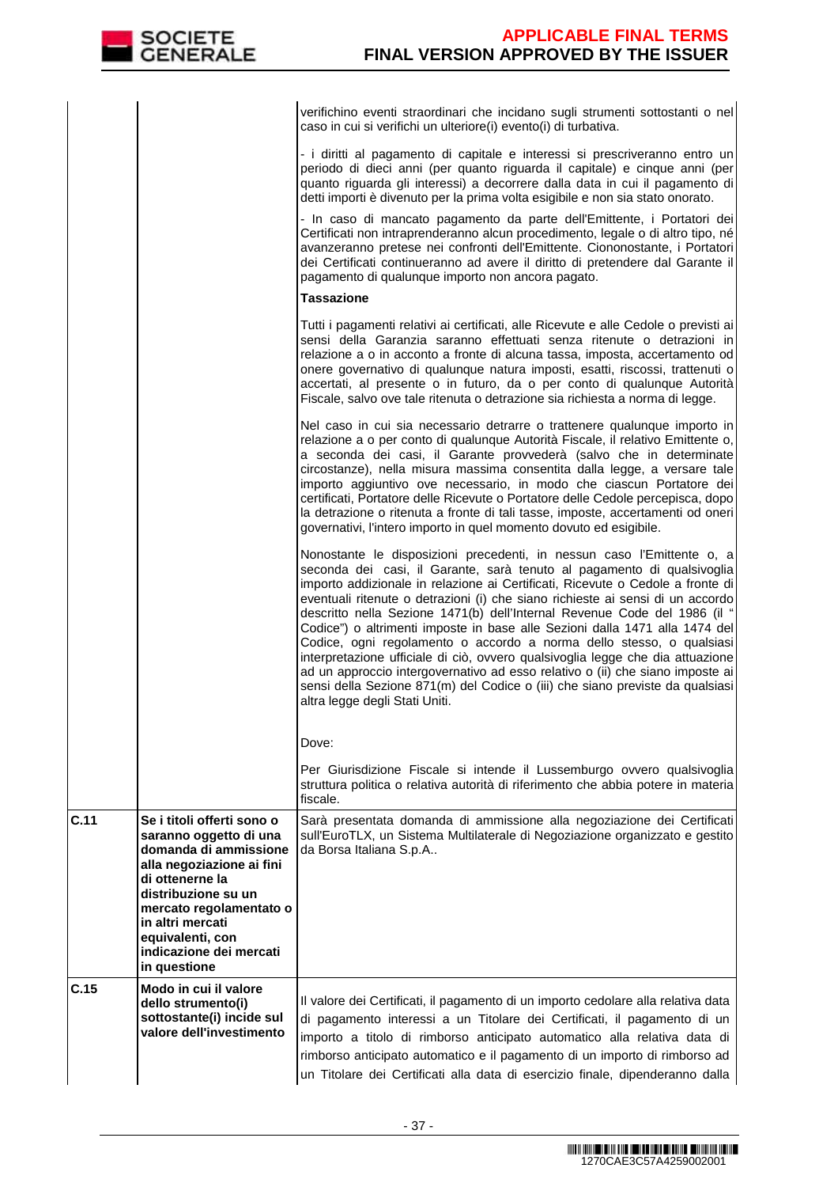| | | |
|---|---|---|
| | | verifichino eventi straordinari che incidano sugli strumenti sottostanti o nel caso in cui si verifichi un ulteriore(i) evento(i) di turbativa.<br><br>- i diritti al pagamento di capitale e interessi si prescriveranno entro un periodo di dieci anni (per quanto riguarda il capitale) e cinque anni (per quanto riguarda gli interessi) a decorrere dalla data in cui il pagamento di detti importi è divenuto per la prima volta esigibile e non sia stato onorato.<br><br>- In caso di mancato pagamento da parte dell'Emittente, i Portatori dei Certificati non intraprenderanno alcun procedimento, legale o di altro tipo, né avanzeranno pretese nei confronti dell'Emittente. Ciononostante, i Portatori dei Certificati continueranno ad avere il diritto di pretendere dal Garante il pagamento di qualunque importo non ancora pagato.<br><br>**Tassazione**<br><br>Tutti i pagamenti relativi ai certificati, alle Ricevute e alle Cedole o previsti ai sensi della Garanzia saranno effettuati senza ritenute o detrazioni in relazione a o in acconto a fronte di alcuna tassa, imposta, accertamento od onere governativo di qualunque natura imposti, esatti, riscossi, trattenuti o accertati, al presente o in futuro, da o per conto di qualunque Autorità Fiscale, salvo ove tale ritenuta o detrazione sia richiesta a norma di legge.<br><br>Nel caso in cui sia necessario detrarre o trattenere qualunque importo in relazione a o per conto di qualunque Autorità Fiscale, il relativo Emittente o, a seconda dei casi, il Garante provvederà (salvo che in determinate circostanze), nella misura massima consentita dalla legge, a versare tale importo aggiuntivo ove necessario, in modo che ciascun Portatore dei certificati, Portatore delle Ricevute o Portatore delle Cedole percepisca, dopo la detrazione o ritenuta a fronte di tali tasse, imposte, accertamenti od oneri governativi, l'intero importo in quel momento dovuto ed esigibile.<br><br>Nonostante le disposizioni precedenti, in nessun caso l'Emittente o, a seconda dei casi, il Garante, sarà tenuto al pagamento di qualsivoglia importo addizionale in relazione ai Certificati, Ricevute o Cedole a fronte di eventuali ritenute o detrazioni (i) che siano richieste ai sensi di un accordo descritto nella Sezione 1471(b) dell'Internal Revenue Code del 1986 (il " Codice") o altrimenti imposte in base alle Sezioni dalla 1471 alla 1474 del Codice, ogni regolamento o accordo a norma dello stesso, o qualsiasi interpretazione ufficiale di ciò, ovvero qualsivoglia legge che dia attuazione ad un approccio intergovernativo ad esso relativo o (ii) che siano imposte ai sensi della Sezione 871(m) del Codice o (iii) che siano previste da qualsiasi altra legge degli Stati Uniti.<br><br>Dove:<br><br>Per Giurisdizione Fiscale si intende il Lussemburgo ovvero qualsivoglia struttura politica o relativa autorità di riferimento che abbia potere in materia fiscale. |
| **C.11** | **Se i titoli offerti sono o saranno oggetto di una domanda di ammissione alla negoziazione ai fini di ottenerne la distribuzione su un mercato regolamentato o in altri mercati equivalenti, con indicazione dei mercati in questione** | Sarà presentata domanda di ammissione alla negoziazione dei Certificati sull'EuroTLX, un Sistema Multilaterale di Negoziazione organizzato e gestito da Borsa Italiana S.p.A.. |
| **C.15** | **Modo in cui il valore dello strumento(i) sottostante(i) incide sul valore dell'investimento** | Il valore dei Certificati, il pagamento di un importo cedolare alla relativa data di pagamento interessi a un Titolare dei Certificati, il pagamento di un importo a titolo di rimborso anticipato automatico alla relativa data di rimborso anticipato automatico e il pagamento di un importo di rimborso ad un Titolare dei Certificati alla data di esercizio finale, dipenderanno dalla |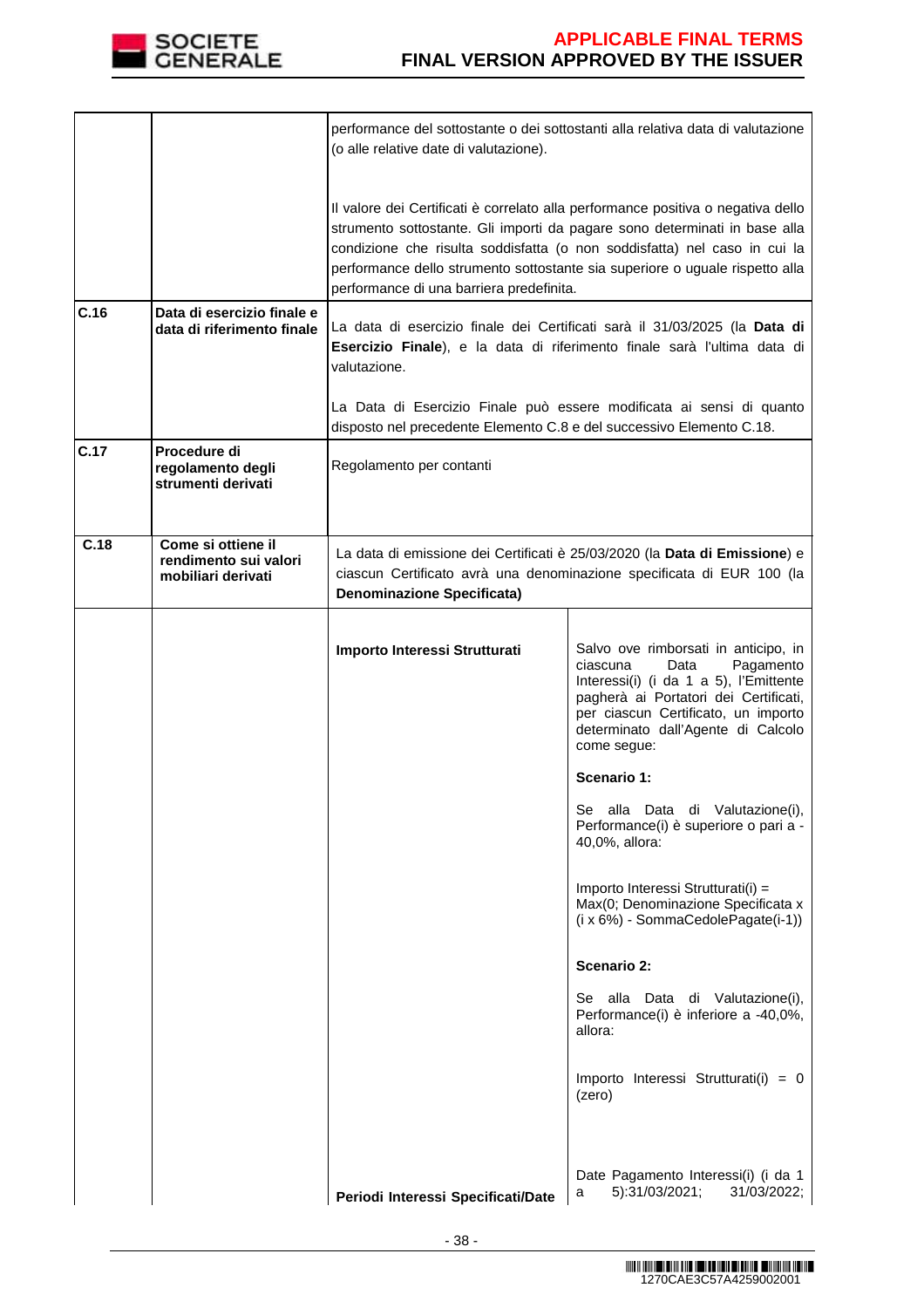| | | | |
|---|---|---|---|
| | | performance del sottostante o dei sottostanti alla relativa data di valutazione (o alle relative date di valutazione).<br><br>Il valore dei Certificati è correlato alla performance positiva o negativa dello strumento sottostante. Gli importi da pagare sono determinati in base alla condizione che risulta soddisfatta (o non soddisfatta) nel caso in cui la performance dello strumento sottostante sia superiore o uguale rispetto alla performance di una barriera predefinita. | |
| **C.16** | **Data di esercizio finale e data di riferimento finale** | La data di esercizio finale dei Certificati sarà il 31/03/2025 (la **Data di Esercizio Finale**), e la data di riferimento finale sarà l'ultima data di valutazione.<br><br>La Data di Esercizio Finale può essere modificata ai sensi di quanto disposto nel precedente Elemento C.8 e del successivo Elemento C.18. | |
| **C.17** | **Procedure di regolamento degli strumenti derivati** | Regolamento per contanti | |
| **C.18** | **Come si ottiene il rendimento sui valori mobiliari derivati** | La data di emissione dei Certificati è 25/03/2020 (la **Data di Emissione**) e ciascun Certificato avrà una denominazione specificata di EUR 100 (la **Denominazione Specificata)** | |
| | | **Importo Interessi Strutturati** | Salvo ove rimborsati in anticipo, in ciascuna Data Pagamento Interessi(i) (i da 1 a 5), l'Emittente pagherà ai Portatori dei Certificati, per ciascun Certificato, un importo determinato dall'Agente di Calcolo come segue:<br><br>**Scenario 1:**<br><br>Se alla Data di Valutazione(i), Performance(i) è superiore o pari a -40,0%, allora:<br><br>Importo Interessi Strutturati(i) = Max(0; Denominazione Specificata x (i x 6%) - SommaCedolePagate(i-1))<br><br>**Scenario 2:**<br><br>Se alla Data di Valutazione(i), Performance(i) è inferiore a -40,0%, allora:<br><br>Importo Interessi Strutturati(i) = 0 (zero) |
| | | **Periodi Interessi Specificati/Date** | Date Pagamento Interessi(i) (i da 1 a 5):31/03/2021; 31/03/2022; |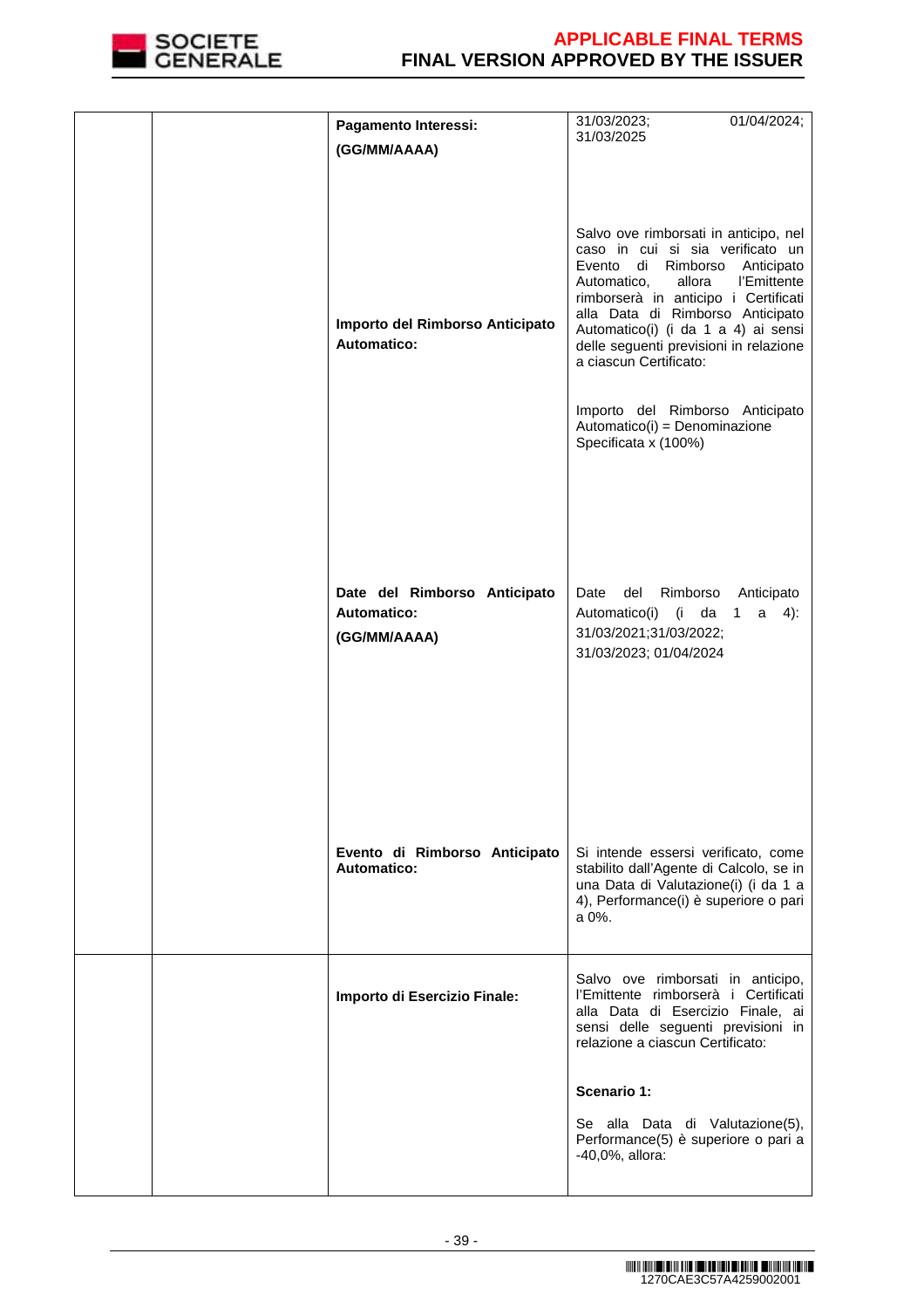| | | | |
|---|---|---|---|
| | | **Pagamento Interessi:**<br><br>**(GG/MM/AAAA)** | 31/03/2023; 01/04/2024; 31/03/2025 |
| | | **Importo del Rimborso Anticipato Automatico:** | Salvo ove rimborsati in anticipo, nel caso in cui si sia verificato un Evento di Rimborso Anticipato Automatico, allora l'Emittente rimborserà in anticipo i Certificati alla Data di Rimborso Anticipato Automatico(i) (i da 1 a 4) ai sensi delle seguenti previsioni in relazione a ciascun Certificato:<br><br>Importo del Rimborso Anticipato Automatico(i) = Denominazione Specificata x (100%) |
| | | **Date del Rimborso Anticipato Automatico:**<br><br>**(GG/MM/AAAA)** | Date del Rimborso Anticipato Automatico(i) (i da 1 a 4):<br><br>31/03/2021;31/03/2022;<br><br>31/03/2023; 01/04/2024 |
| | | **Evento di Rimborso Anticipato Automatico:** | Si intende essersi verificato, come stabilito dall'Agente di Calcolo, se in una Data di Valutazione(i) (i da 1 a 4), Performance(i) è superiore o pari a 0%. |
| | | **Importo di Esercizio Finale:** | Salvo ove rimborsati in anticipo, l'Emittente rimborserà i Certificati alla Data di Esercizio Finale, ai sensi delle seguenti previsioni in relazione a ciascun Certificato:<br><br>**Scenario 1:**<br><br>Se alla Data di Valutazione(5), Performance(5) è superiore o pari a -40,0%, allora: |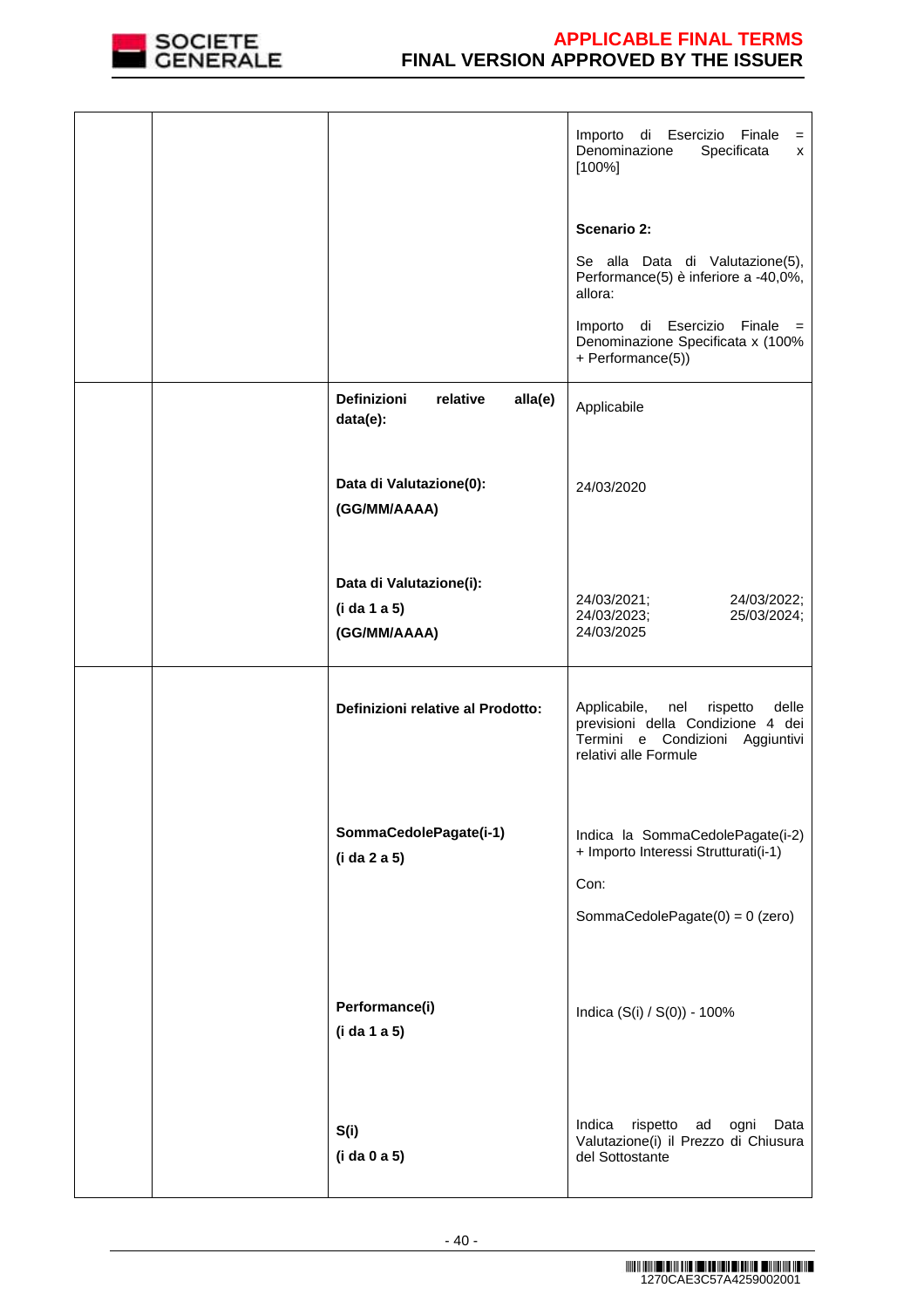| | | | |
|---|---|---|---|
| | | | Importo di Esercizio Finale = Denominazione Specificata x [100%]<br><br>**Scenario 2:**<br><br>Se alla Data di Valutazione(5), Performance(5) è inferiore a -40,0%, allora:<br><br>Importo di Esercizio Finale = Denominazione Specificata x (100% + Performance(5)) |
| | | **Definizioni relative alla(e) data(e):**<br><br>**Data di Valutazione(0): (GG/MM/AAAA)**<br><br>**Data di Valutazione(i): (i da 1 a 5) (GG/MM/AAAA)** | Applicabile<br><br>24/03/2020<br><br>24/03/2021; 24/03/2022; 24/03/2023; 25/03/2024; 24/03/2025 |
| | | **Definizioni relative al Prodotto:**<br><br>**SommaCedolePagate(i-1) (i da 2 a 5)**<br><br>**Performance(i) (i da 1 a 5)**<br><br>**S(i) (i da 0 a 5)** | Applicabile, nel rispetto delle previsioni della Condizione 4 dei Termini e Condizioni Aggiuntivi relativi alle Formule<br><br>Indica la SommaCedolePagate(i-2) + Importo Interessi Strutturati(i-1)<br><br>Con:<br><br>SommaCedolePagate(0) = 0 (zero)<br><br>Indica (S(i) / S(0)) - 100%<br><br>Indica rispetto ad ogni Data Valutazione(i) il Prezzo di Chiusura del Sottostante |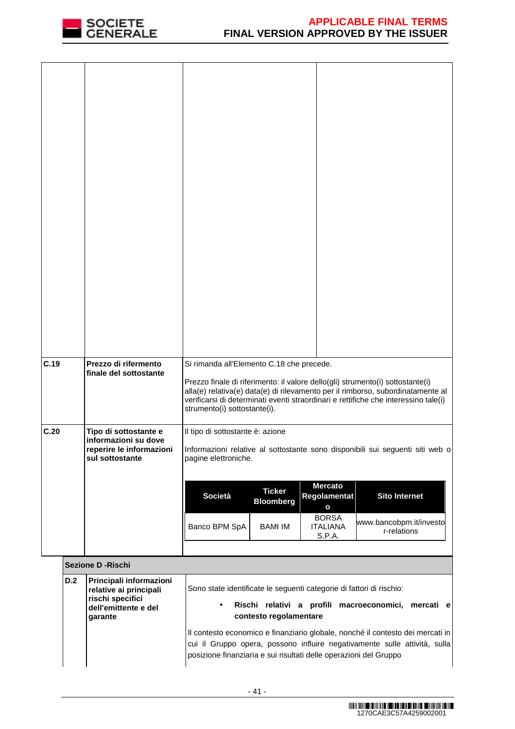| | | | |
|---|---|---|---|
| | | | |
| C.19 | Prezzo di rifermento finale del sottostante | Si rimanda all'Elemento C.18 che precede.<br><br>Prezzo finale di riferimento: il valore dello(gli) strumento(i) sottostante(i) alla(e) relativa(e) data(e) di rilevamento per il rimborso, subordinatamente al verificarsi di determinati eventi straordinari e rettifiche che interessino tale(i) strumento(i) sottostante(i). | |
| C.20 | Tipo di sottostante e informazioni su dove reperire le informazioni sul sottostante | Il tipo di sottostante è: azione<br><br>Informazioni relative al sottostante sono disponibili sui seguenti siti web o pagine elettroniche. | |

| Società | Ticker Bloomberg | Mercato Regolamentato | Sito Internet |
|---|---|---|---|
| Banco BPM SpA | BAMI IM | BORSA ITALIANA S.P.A. | www.bancobpm.it/investor-relations |

**Sezione D -Rischi**

| | | |
|---|---|---|
| D.2 | Principali informazioni relative ai principali rischi specifici dell'emittente e del garante | Sono state identificate le seguenti categorie di fattori di rischio:<br><br>• **Rischi relativi a profili macroeconomici, mercati e contesto regolamentare**<br><br>Il contesto economico e finanziario globale, nonché il contesto dei mercati in cui il Gruppo opera, possono influire negativamente sulle attività, sulla posizione finanziaria e sui risultati delle operazioni del Gruppo |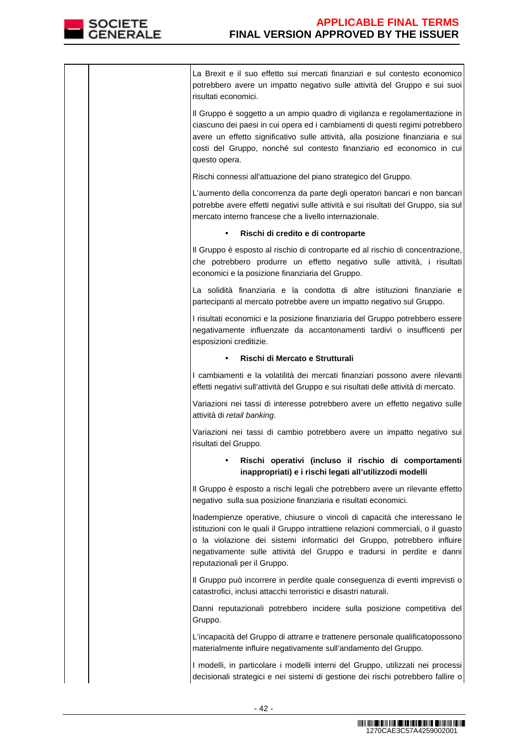| | | |
|---|---|---|
| | | La Brexit e il suo effetto sui mercati finanziari e sul contesto economico potrebbero avere un impatto negativo sulle attività del Gruppo e sui suoi risultati economici.<br><br>Il Gruppo è soggetto a un ampio quadro di vigilanza e regolamentazione in ciascuno dei paesi in cui opera ed i cambiamenti di questi regimi potrebbero avere un effetto significativo sulle attività, alla posizione finanziaria e sui costi del Gruppo, nonché sul contesto finanziario ed economico in cui questo opera.<br><br>Rischi connessi all'attuazione del piano strategico del Gruppo.<br><br>L'aumento della concorrenza da parte degli operatori bancari e non bancari potrebbe avere effetti negativi sulle attività e sui risultati del Gruppo, sia sul mercato interno francese che a livello internazionale.<br><br>• **Rischi di credito e di controparte**<br><br>Il Gruppo è esposto al rischio di controparte ed al rischio di concentrazione, che potrebbero produrre un effetto negativo sulle attività, i risultati economici e la posizione finanziaria del Gruppo.<br><br>La solidità finanziaria e la condotta di altre istituzioni finanziarie e partecipanti al mercato potrebbe avere un impatto negativo sul Gruppo.<br><br>I risultati economici e la posizione finanziaria del Gruppo potrebbero essere negativamente influenzate da accantonamenti tardivi o insufficenti per esposizioni creditizie.<br><br>• **Rischi di Mercato e Strutturali**<br><br>I cambiamenti e la volatilità dei mercati finanziari possono avere rilevanti effetti negativi sull'attività del Gruppo e sui risultati delle attività di mercato.<br><br>Variazioni nei tassi di interesse potrebbero avere un effetto negativo sulle attività di *retail banking*.<br><br>Variazioni nei tassi di cambio potrebbero avere un impatto negativo sui risultati del Gruppo.<br><br>• **Rischi operativi (incluso il rischio di comportamenti inappropriati) e i rischi legati all'utilizzodi modelli**<br><br>Il Gruppo è esposto a rischi legali che potrebbero avere un rilevante effetto negativo sulla sua posizione finanziaria e risultati economici.<br><br>Inadempienze operative, chiusure o vincoli di capacità che interessano le istituzioni con le quali il Gruppo intrattiene relazioni commerciali, o il guasto o la violazione dei sistemi informatici del Gruppo, potrebbero influire negativamente sulle attività del Gruppo e tradursi in perdite e danni reputazionali per il Gruppo.<br><br>Il Gruppo può incorrere in perdite quale conseguenza di eventi imprevisti o catastrofici, inclusi attacchi terroristici e disastri naturali.<br><br>Danni reputazionali potrebbero incidere sulla posizione competitiva del Gruppo.<br><br>L'incapacità del Gruppo di attrarre e trattenere personale qualificatopossono materialmente influire negativamente sull'andamento del Gruppo.<br><br>I modelli, in particolare i modelli interni del Gruppo, utilizzati nei processi decisionali strategici e nei sistemi di gestione dei rischi potrebbero fallire o |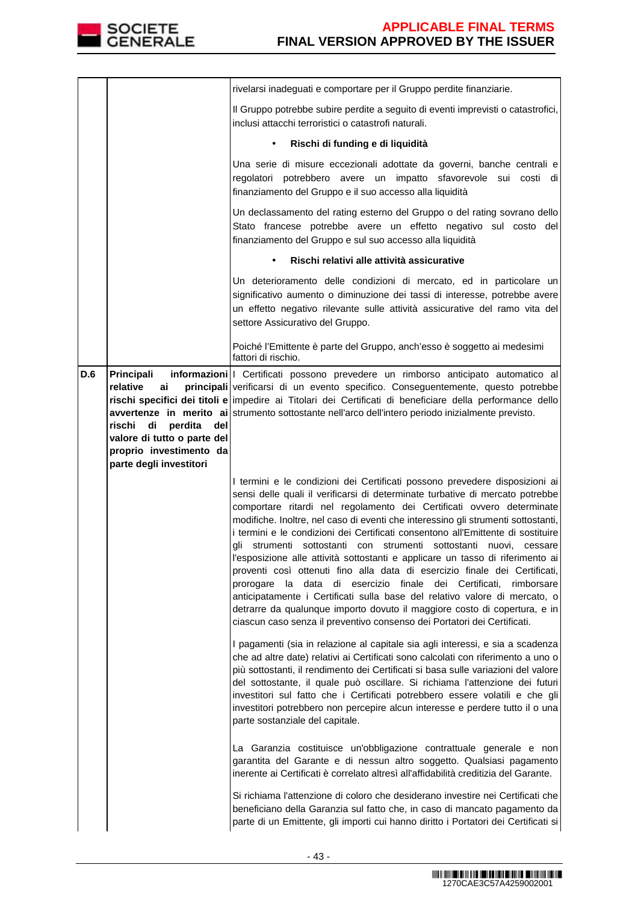| | | |
|---|---|---|
| | | rivelarsi inadeguati e comportare per il Gruppo perdite finanziarie.<br><br>Il Gruppo potrebbe subire perdite a seguito di eventi imprevisti o catastrofici, inclusi attacchi terroristici o catastrofi naturali.<br><br>• **Rischi di funding e di liquidità**<br><br>Una serie di misure eccezionali adottate da governi, banche centrali e regolatori potrebbero avere un impatto sfavorevole sui costi di finanziamento del Gruppo e il suo accesso alla liquidità<br><br>Un declassamento del rating esterno del Gruppo o del rating sovrano dello Stato francese potrebbe avere un effetto negativo sul costo del finanziamento del Gruppo e sul suo accesso alla liquidità<br><br>• **Rischi relativi alle attività assicurative**<br><br>Un deterioramento delle condizioni di mercato, ed in particolare un significativo aumento o diminuzione dei tassi di interesse, potrebbe avere un effetto negativo rilevante sulle attività assicurative del ramo vita del settore Assicurativo del Gruppo.<br><br>Poiché l'Emittente è parte del Gruppo, anch'esso è soggetto ai medesimi fattori di rischio. |
| **D.6** | **Principali informazioni relative ai principali rischi specifici dei titoli e avvertenze in merito ai rischi di perdita del valore di tutto o parte del proprio investimento da parte degli investitori** | I Certificati possono prevedere un rimborso anticipato automatico al verificarsi di un evento specifico. Conseguentemente, questo potrebbe impedire ai Titolari dei Certificati di beneficiare della performance dello strumento sottostante nell'arco dell'intero periodo inizialmente previsto.<br><br>I termini e le condizioni dei Certificati possono prevedere disposizioni ai sensi delle quali il verificarsi di determinate turbative di mercato potrebbe comportare ritardi nel regolamento dei Certificati ovvero determinate modifiche. Inoltre, nel caso di eventi che interessino gli strumenti sottostanti, i termini e le condizioni dei Certificati consentono all'Emittente di sostituire gli strumenti sottostanti con strumenti sottostanti nuovi, cessare l'esposizione alle attività sottostanti e applicare un tasso di riferimento ai proventi così ottenuti fino alla data di esercizio finale dei Certificati, prorogare la data di esercizio finale dei Certificati, rimborsare anticipatamente i Certificati sulla base del relativo valore di mercato, o detrarre da qualunque importo dovuto il maggiore costo di copertura, e in ciascun caso senza il preventivo consenso dei Portatori dei Certificati.<br><br>I pagamenti (sia in relazione al capitale sia agli interessi, e sia a scadenza che ad altre date) relativi ai Certificati sono calcolati con riferimento a uno o più sottostanti, il rendimento dei Certificati si basa sulle variazioni del valore del sottostante, il quale può oscillare. Si richiama l'attenzione dei futuri investitori sul fatto che i Certificati potrebbero essere volatili e che gli investitori potrebbero non percepire alcun interesse e perdere tutto il o una parte sostanziale del capitale.<br><br>La Garanzia costituisce un'obbligazione contrattuale generale e non garantita del Garante e di nessun altro soggetto. Qualsiasi pagamento inerente ai Certificati è correlato altresì all'affidabilità creditizia del Garante.<br><br>Si richiama l'attenzione di coloro che desiderano investire nei Certificati che beneficiano della Garanzia sul fatto che, in caso di mancato pagamento da parte di un Emittente, gli importi cui hanno diritto i Portatori dei Certificati si |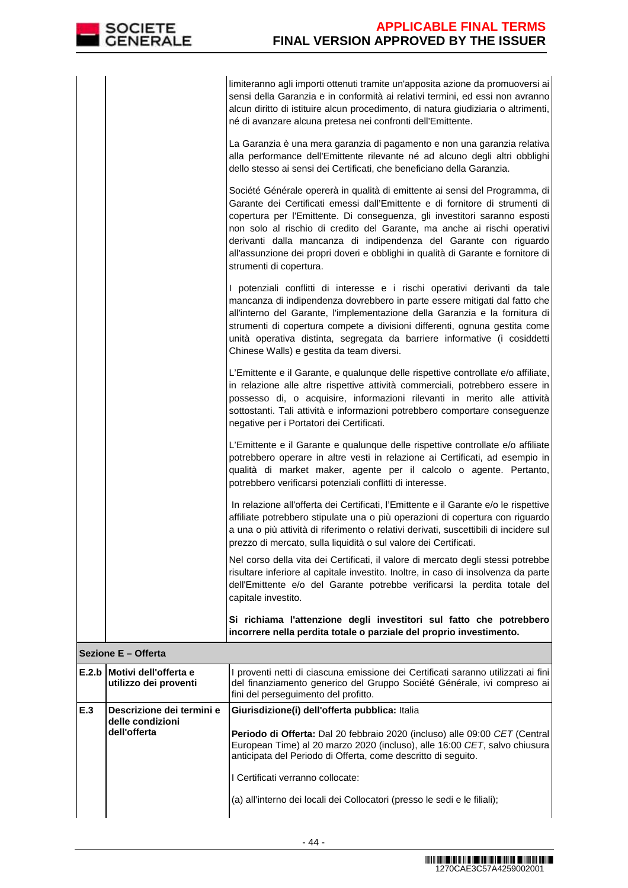| | | |
|---|---|---|
| | | limiteranno agli importi ottenuti tramite un'apposita azione da promuoversi ai sensi della Garanzia e in conformità ai relativi termini, ed essi non avranno alcun diritto di istituire alcun procedimento, di natura giudiziaria o altrimenti, né di avanzare alcuna pretesa nei confronti dell'Emittente.<br><br>La Garanzia è una mera garanzia di pagamento e non una garanzia relativa alla performance dell'Emittente rilevante né ad alcuno degli altri obblighi dello stesso ai sensi dei Certificati, che beneficiano della Garanzia.<br><br>Société Générale opererà in qualità di emittente ai sensi del Programma, di Garante dei Certificati emessi dall'Emittente e di fornitore di strumenti di copertura per l'Emittente. Di conseguenza, gli investitori saranno esposti non solo al rischio di credito del Garante, ma anche ai rischi operativi derivanti dalla mancanza di indipendenza del Garante con riguardo all'assunzione dei propri doveri e obblighi in qualità di Garante e fornitore di strumenti di copertura.<br><br>I potenziali conflitti di interesse e i rischi operativi derivanti da tale mancanza di indipendenza dovrebbero in parte essere mitigati dal fatto che all'interno del Garante, l'implementazione della Garanzia e la fornitura di strumenti di copertura compete a divisioni differenti, ognuna gestita come unità operativa distinta, segregata da barriere informative (i cosiddetti Chinese Walls) e gestita da team diversi.<br><br>L'Emittente e il Garante, e qualunque delle rispettive controllate e/o affiliate, in relazione alle altre rispettive attività commerciali, potrebbero essere in possesso di, o acquisire, informazioni rilevanti in merito alle attività sottostanti. Tali attività e informazioni potrebbero comportare conseguenze negative per i Portatori dei Certificati.<br><br>L'Emittente e il Garante e qualunque delle rispettive controllate e/o affiliate potrebbero operare in altre vesti in relazione ai Certificati, ad esempio in qualità di market maker, agente per il calcolo o agente. Pertanto, potrebbero verificarsi potenziali conflitti di interesse.<br><br>In relazione all'offerta dei Certificati, l'Emittente e il Garante e/o le rispettive affiliate potrebbero stipulate una o più operazioni di copertura con riguardo a una o più attività di riferimento o relativi derivati, suscettibili di incidere sul prezzo di mercato, sulla liquidità o sul valore dei Certificati.<br><br>Nel corso della vita dei Certificati, il valore di mercato degli stessi potrebbe risultare inferiore al capitale investito. Inoltre, in caso di insolvenza da parte dell'Emittente e/o del Garante potrebbe verificarsi la perdita totale del capitale investito.<br><br>**Si richiama l'attenzione degli investitori sul fatto che potrebbero incorrere nella perdita totale o parziale del proprio investimento.** |
| **Sezione E – Offerta** | | |
| **E.2.b** | **Motivi dell'offerta e utilizzo dei proventi** | I proventi netti di ciascuna emissione dei Certificati saranno utilizzati ai fini del finanziamento generico del Gruppo Société Générale, ivi compreso ai fini del perseguimento del profitto. |
| **E.3** | **Descrizione dei termini e delle condizioni dell'offerta** | **Giurisdizione(i) dell'offerta pubblica:** Italia<br><br>**Periodo di Offerta:** Dal 20 febbraio 2020 (incluso) alle 09:00 *CET* (Central European Time) al 20 marzo 2020 (incluso), alle 16:00 *CET*, salvo chiusura anticipata del Periodo di Offerta, come descritto di seguito.<br><br>I Certificati verranno collocate:<br><br>(a) all'interno dei locali dei Collocatori (presso le sedi e le filiali); |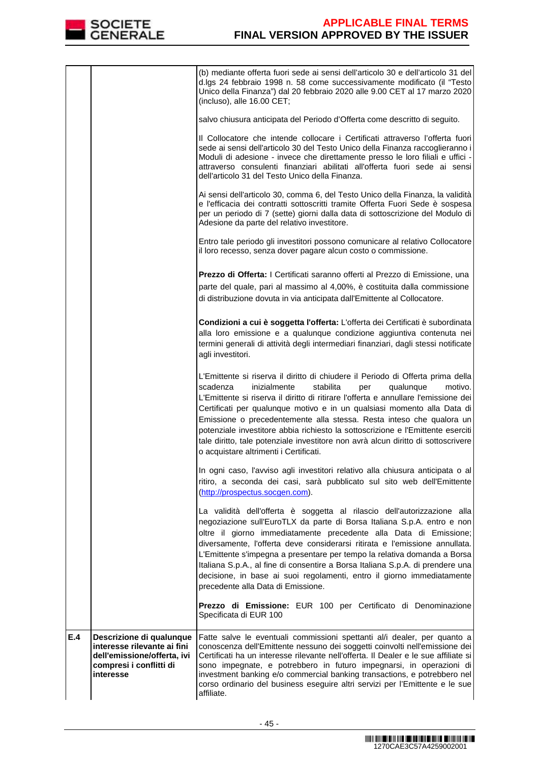| | | |
|---|---|---|
| | | (b) mediante offerta fuori sede ai sensi dell'articolo 30 e dell'articolo 31 del d.lgs 24 febbraio 1998 n. 58 come successivamente modificato (il "Testo Unico della Finanza") dal 20 febbraio 2020 alle 9.00 CET al 17 marzo 2020 (incluso), alle 16.00 CET;<br><br>salvo chiusura anticipata del Periodo d'Offerta come descritto di seguito.<br><br>Il Collocatore che intende collocare i Certificati attraverso l'offerta fuori sede ai sensi dell'articolo 30 del Testo Unico della Finanza raccoglieranno i Moduli di adesione - invece che direttamente presso le loro filiali e uffici - attraverso consulenti finanziari abilitati all'offerta fuori sede ai sensi dell'articolo 31 del Testo Unico della Finanza.<br><br>Ai sensi dell'articolo 30, comma 6, del Testo Unico della Finanza, la validità e l'efficacia dei contratti sottoscritti tramite Offerta Fuori Sede è sospesa per un periodo di 7 (sette) giorni dalla data di sottoscrizione del Modulo di Adesione da parte del relativo investitore.<br><br>Entro tale periodo gli investitori possono comunicare al relativo Collocatore il loro recesso, senza dover pagare alcun costo o commissione.<br><br>**Prezzo di Offerta:** I Certificati saranno offerti al Prezzo di Emissione, una parte del quale, pari al massimo al 4,00%, è costituita dalla commissione di distribuzione dovuta in via anticipata dall'Emittente al Collocatore.<br><br>**Condizioni a cui è soggetta l'offerta:** L'offerta dei Certificati è subordinata alla loro emissione e a qualunque condizione aggiuntiva contenuta nei termini generali di attività degli intermediari finanziari, dagli stessi notificate agli investitori.<br><br>L'Emittente si riserva il diritto di chiudere il Periodo di Offerta prima della scadenza inizialmente stabilita per qualunque motivo. L'Emittente si riserva il diritto di ritirare l'offerta e annullare l'emissione dei Certificati per qualunque motivo e in un qualsiasi momento alla Data di Emissione o precedentemente alla stessa. Resta inteso che qualora un potenziale investitore abbia richiesto la sottoscrizione e l'Emittente eserciti tale diritto, tale potenziale investitore non avrà alcun diritto di sottoscrivere o acquistare altrimenti i Certificati.<br><br>In ogni caso, l'avviso agli investitori relativo alla chiusura anticipata o al ritiro, a seconda dei casi, sarà pubblicato sul sito web dell'Emittente (http://prospectus.socgen.com).<br><br>La validità dell'offerta è soggetta al rilascio dell'autorizzazione alla negoziazione sull'EuroTLX da parte di Borsa Italiana S.p.A. entro e non oltre il giorno immediatamente precedente alla Data di Emissione; diversamente, l'offerta deve considerarsi ritirata e l'emissione annullata. L'Emittente s'impegna a presentare per tempo la relativa domanda a Borsa Italiana S.p.A., al fine di consentire a Borsa Italiana S.p.A. di prendere una decisione, in base ai suoi regolamenti, entro il giorno immediatamente precedente alla Data di Emissione.<br><br>**Prezzo di Emissione:** EUR 100 per Certificato di Denominazione Specificata di EUR 100 |
| **E.4** | **Descrizione di qualunque interesse rilevante ai fini dell'emissione/offerta, ivi compresi i conflitti di interesse** | Fatte salve le eventuali commissioni spettanti al/i dealer, per quanto a conoscenza dell'Emittente nessuno dei soggetti coinvolti nell'emissione dei Certificati ha un interesse rilevante nell'offerta. Il Dealer e le sue affiliate si sono impegnate, e potrebbero in futuro impegnarsi, in operazioni di investment banking e/o commercial banking transactions, e potrebbero nel corso ordinario del business eseguire altri servizi per l'Emittente e le sue affiliate. |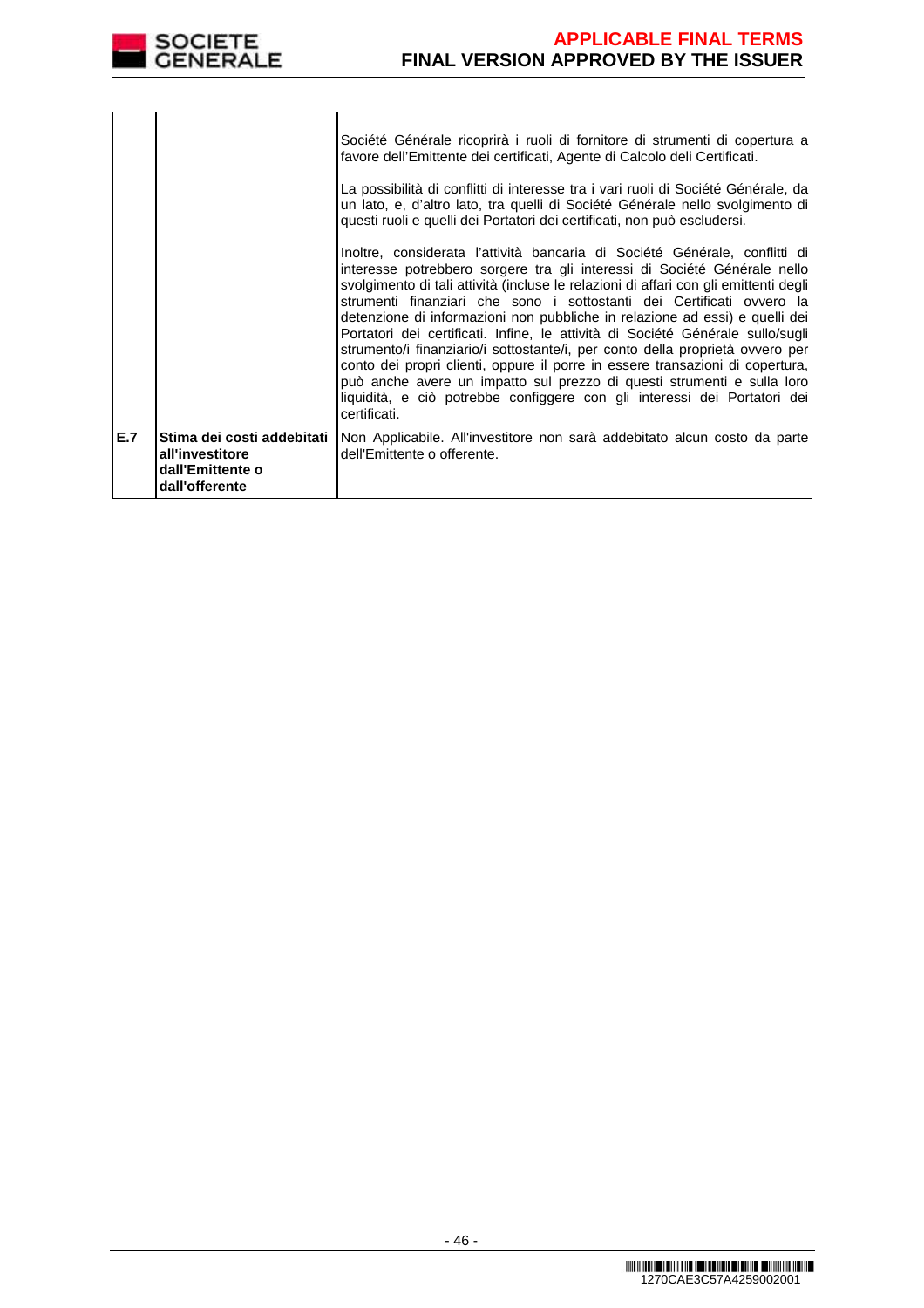| | | |
|---|---|---|
| | | Société Générale ricoprirà i ruoli di fornitore di strumenti di copertura a favore dell'Emittente dei certificati, Agente di Calcolo deli Certificati.<br><br>La possibilità di conflitti di interesse tra i vari ruoli di Société Générale, da un lato, e, d'altro lato, tra quelli di Société Générale nello svolgimento di questi ruoli e quelli dei Portatori dei certificati, non può escludersi.<br><br>Inoltre, considerata l'attività bancaria di Société Générale, conflitti di interesse potrebbero sorgere tra gli interessi di Société Générale nello svolgimento di tali attività (incluse le relazioni di affari con gli emittenti degli strumenti finanziari che sono i sottostanti dei Certificati ovvero la detenzione di informazioni non pubbliche in relazione ad essi) e quelli dei Portatori dei certificati. Infine, le attività di Société Générale sullo/sugli strumento/i finanziario/i sottostante/i, per conto della proprietà ovvero per conto dei propri clienti, oppure il porre in essere transazioni di copertura, può anche avere un impatto sul prezzo di questi strumenti e sulla loro liquidità, e ciò potrebbe configgere con gli interessi dei Portatori dei certificati. |
| **E.7** | **Stima dei costi addebitati all'investitore dall'Emittente o dall'offerente** | Non Applicabile. All'investitore non sarà addebitato alcun costo da parte dell'Emittente o offerente. |